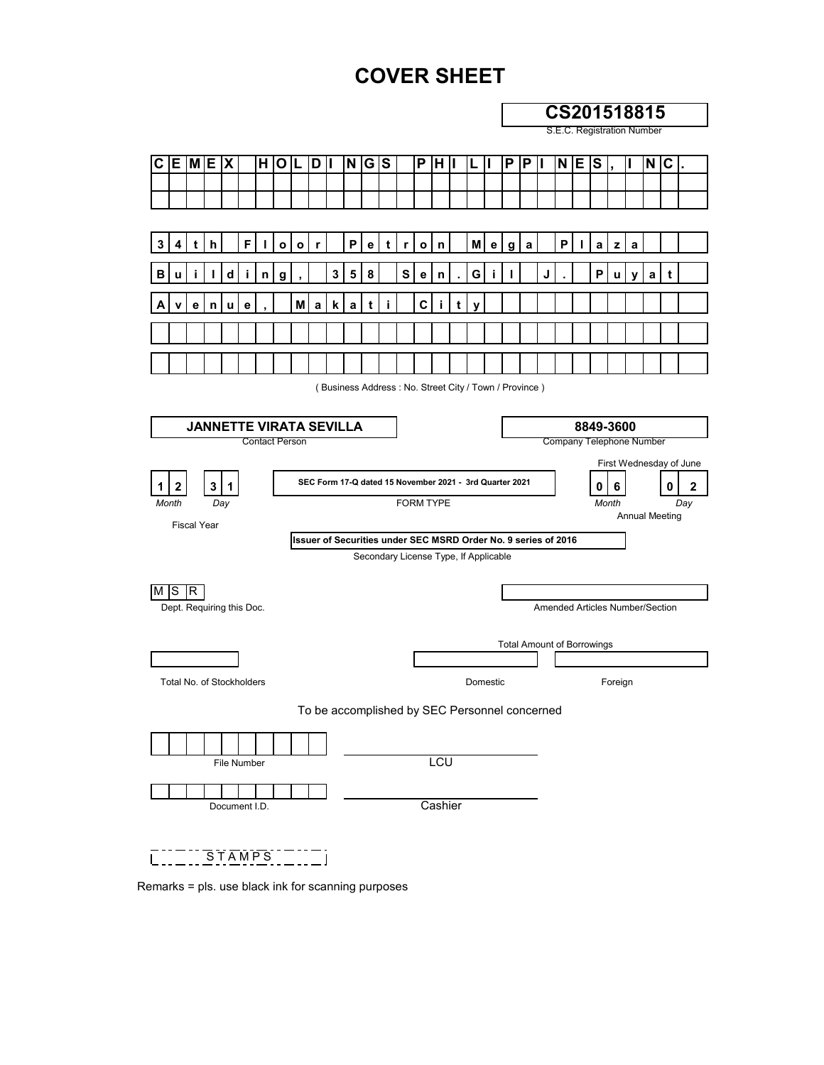# COVER SHEET

**CS201518815**
S.E.C. Registration Number

**CEMEX HOLDINGS PHILIPPINES, INC.**

**34th Floor Petron Mega Plaza Building, 358 Sen. Gil J. Puyat Avenue, Makati City**

( Business Address : No. Street City / Town / Province )

| **JANNETTE VIRATA SEVILLA** | **8849-3600** |
|---|---|
| Contact Person | Company Telephone Number |

| **12 31** | **SEC Form 17-Q dated 15 November 2021 - 3rd Quarter 2021** | First Wednesday of June **06 02** |
|---|---|---|
| Month Day | FORM TYPE | Month Day |
| Fiscal Year | | Annual Meeting |

**Issuer of Securities under SEC MSRD Order No. 9 series of 2016**
Secondary License Type, If Applicable

| MSR | |
|---|---|
| Dept. Requiring this Doc. | Amended Articles Number/Section |

| | Total Amount of Borrowings | |
|---|---|---|
| | | |
| Total No. of Stockholders | Domestic | Foreign |

To be accomplished by SEC Personnel concerned

File Number

LCU

Document I.D.

Cashier

STAMPS

Remarks = pls. use black ink for scanning purposes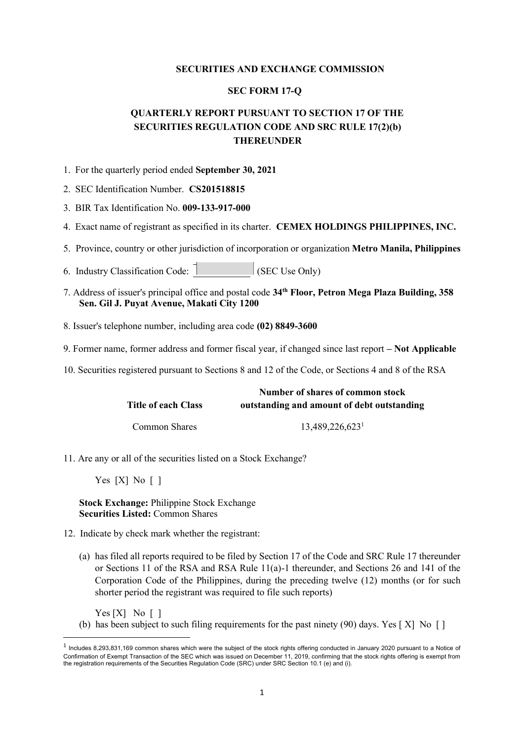**SECURITIES AND EXCHANGE COMMISSION**

**SEC FORM 17-Q**

**QUARTERLY REPORT PURSUANT TO SECTION 17 OF THE SECURITIES REGULATION CODE AND SRC RULE 17(2)(b) THEREUNDER**

1. For the quarterly period ended **September 30, 2021**
2. SEC Identification Number. **CS201518815**
3. BIR Tax Identification No. **009-133-917-000**
4. Exact name of registrant as specified in its charter. **CEMEX HOLDINGS PHILIPPINES, INC.**
5. Province, country or other jurisdiction of incorporation or organization **Metro Manila, Philippines**
6. Industry Classification Code: (SEC Use Only)
7. Address of issuer's principal office and postal code **34th Floor, Petron Mega Plaza Building, 358 Sen. Gil J. Puyat Avenue, Makati City 1200**
8. Issuer's telephone number, including area code **(02) 8849-3600**
9. Former name, former address and former fiscal year, if changed since last report **– Not Applicable**
10. Securities registered pursuant to Sections 8 and 12 of the Code, or Sections 4 and 8 of the RSA

| Title of each Class | Number of shares of common stock outstanding and amount of debt outstanding |
|---|---|
| Common Shares | 13,489,226,623[1] |

11. Are any or all of the securities listed on a Stock Exchange?

    Yes [X] No [ ]

    **Stock Exchange:** Philippine Stock Exchange
    **Securities Listed:** Common Shares

12. Indicate by check mark whether the registrant:

    (a) has filed all reports required to be filed by Section 17 of the Code and SRC Rule 17 thereunder or Sections 11 of the RSA and RSA Rule 11(a)-1 thereunder, and Sections 26 and 141 of the Corporation Code of the Philippines, during the preceding twelve (12) months (or for such shorter period the registrant was required to file such reports)

    Yes [X] No [ ]

    (b) has been subject to such filing requirements for the past ninety (90) days. Yes [ X] No [ ]

---

[1] Includes 8,293,831,169 common shares which were the subject of the stock rights offering conducted in January 2020 pursuant to a Notice of Confirmation of Exempt Transaction of the SEC which was issued on December 11, 2019, confirming that the stock rights offering is exempt from the registration requirements of the Securities Regulation Code (SRC) under SRC Section 10.1 (e) and (i).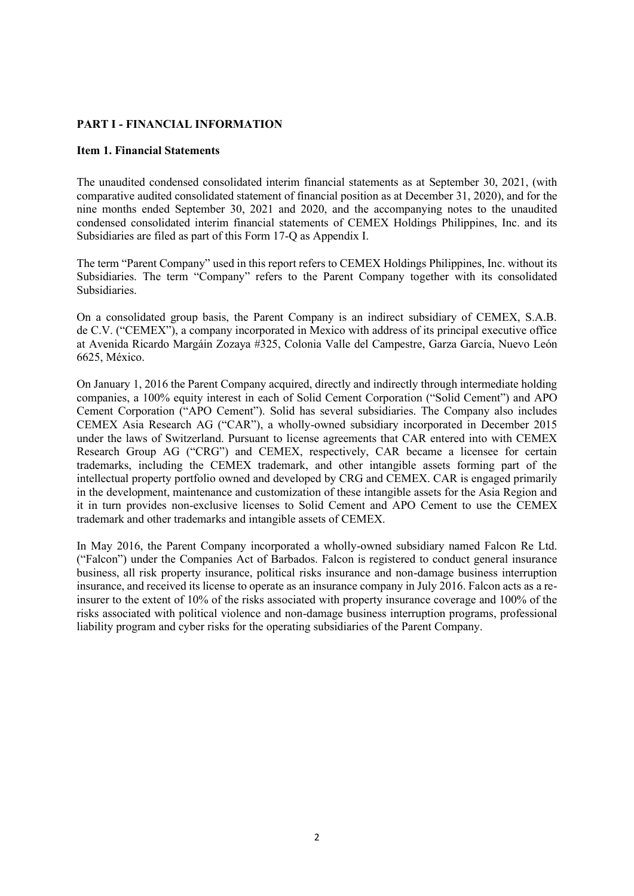## PART I - FINANCIAL INFORMATION

### Item 1. Financial Statements

The unaudited condensed consolidated interim financial statements as at September 30, 2021, (with comparative audited consolidated statement of financial position as at December 31, 2020), and for the nine months ended September 30, 2021 and 2020, and the accompanying notes to the unaudited condensed consolidated interim financial statements of CEMEX Holdings Philippines, Inc. and its Subsidiaries are filed as part of this Form 17-Q as Appendix I.

The term "Parent Company" used in this report refers to CEMEX Holdings Philippines, Inc. without its Subsidiaries. The term "Company" refers to the Parent Company together with its consolidated Subsidiaries.

On a consolidated group basis, the Parent Company is an indirect subsidiary of CEMEX, S.A.B. de C.V. ("CEMEX"), a company incorporated in Mexico with address of its principal executive office at Avenida Ricardo Margáin Zozaya #325, Colonia Valle del Campestre, Garza García, Nuevo León 6625, México.

On January 1, 2016 the Parent Company acquired, directly and indirectly through intermediate holding companies, a 100% equity interest in each of Solid Cement Corporation ("Solid Cement") and APO Cement Corporation ("APO Cement"). Solid has several subsidiaries. The Company also includes CEMEX Asia Research AG ("CAR"), a wholly-owned subsidiary incorporated in December 2015 under the laws of Switzerland. Pursuant to license agreements that CAR entered into with CEMEX Research Group AG ("CRG") and CEMEX, respectively, CAR became a licensee for certain trademarks, including the CEMEX trademark, and other intangible assets forming part of the intellectual property portfolio owned and developed by CRG and CEMEX. CAR is engaged primarily in the development, maintenance and customization of these intangible assets for the Asia Region and it in turn provides non-exclusive licenses to Solid Cement and APO Cement to use the CEMEX trademark and other trademarks and intangible assets of CEMEX.

In May 2016, the Parent Company incorporated a wholly-owned subsidiary named Falcon Re Ltd. ("Falcon") under the Companies Act of Barbados. Falcon is registered to conduct general insurance business, all risk property insurance, political risks insurance and non-damage business interruption insurance, and received its license to operate as an insurance company in July 2016. Falcon acts as a re-insurer to the extent of 10% of the risks associated with property insurance coverage and 100% of the risks associated with political violence and non-damage business interruption programs, professional liability program and cyber risks for the operating subsidiaries of the Parent Company.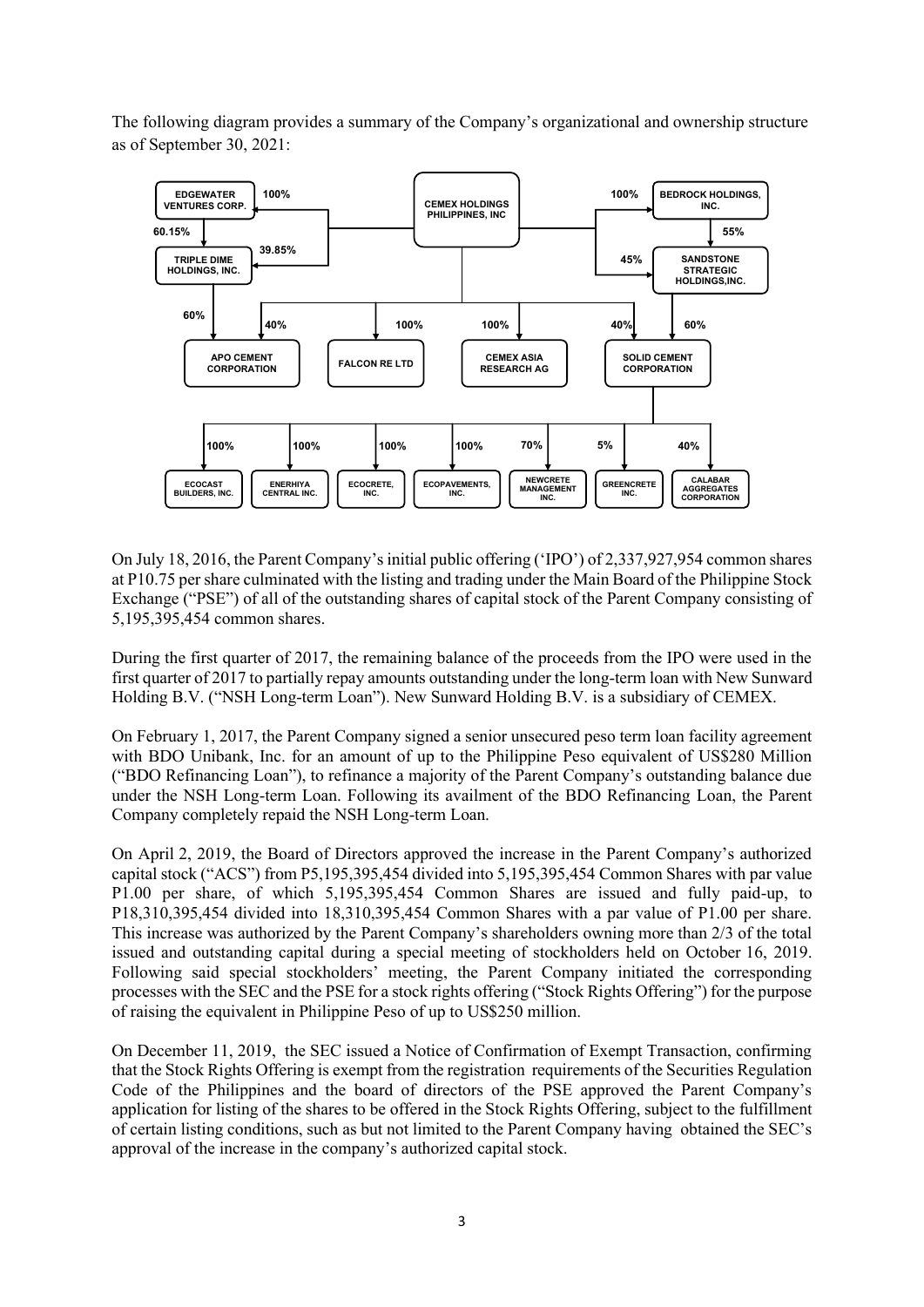The following diagram provides a summary of the Company's organizational and ownership structure as of September 30, 2021:

- **CEMEX HOLDINGS PHILIPPINES, INC**
  - EDGEWATER VENTURES CORP. – 100%
    - TRIPLE DIME HOLDINGS, INC. – 60.15%
  - TRIPLE DIME HOLDINGS, INC. – 39.85%
    - APO CEMENT CORPORATION – 60%
  - APO CEMENT CORPORATION – 40%
  - FALCON RE LTD – 100%
  - CEMEX ASIA RESEARCH AG – 100%
  - BEDROCK HOLDINGS, INC. – 100%
    - SANDSTONE STRATEGIC HOLDINGS, INC. – 55%
  - SANDSTONE STRATEGIC HOLDINGS, INC. – 45%
    - SOLID CEMENT CORPORATION – 60%
  - SOLID CEMENT CORPORATION – 40%
    - ECOCAST BUILDERS, INC. – 100%
    - ENERHIYA CENTRAL INC. – 100%
    - ECOCRETE, INC. – 100%
    - ECOPAVEMENTS, INC. – 100%
    - NEWCRETE MANAGEMENT INC. – 70%
    - GREENCRETE INC. – 5%
    - CALABAR AGGREGATES CORPORATION – 40%

On July 18, 2016, the Parent Company's initial public offering ('IPO') of 2,337,927,954 common shares at P10.75 per share culminated with the listing and trading under the Main Board of the Philippine Stock Exchange ("PSE") of all of the outstanding shares of capital stock of the Parent Company consisting of 5,195,395,454 common shares.

During the first quarter of 2017, the remaining balance of the proceeds from the IPO were used in the first quarter of 2017 to partially repay amounts outstanding under the long-term loan with New Sunward Holding B.V. ("NSH Long-term Loan"). New Sunward Holding B.V. is a subsidiary of CEMEX.

On February 1, 2017, the Parent Company signed a senior unsecured peso term loan facility agreement with BDO Unibank, Inc. for an amount of up to the Philippine Peso equivalent of US$280 Million ("BDO Refinancing Loan"), to refinance a majority of the Parent Company's outstanding balance due under the NSH Long-term Loan. Following its availment of the BDO Refinancing Loan, the Parent Company completely repaid the NSH Long-term Loan.

On April 2, 2019, the Board of Directors approved the increase in the Parent Company's authorized capital stock ("ACS") from P5,195,395,454 divided into 5,195,395,454 Common Shares with par value P1.00 per share, of which 5,195,395,454 Common Shares are issued and fully paid-up, to P18,310,395,454 divided into 18,310,395,454 Common Shares with a par value of P1.00 per share. This increase was authorized by the Parent Company's shareholders owning more than 2/3 of the total issued and outstanding capital during a special meeting of stockholders held on October 16, 2019. Following said special stockholders' meeting, the Parent Company initiated the corresponding processes with the SEC and the PSE for a stock rights offering ("Stock Rights Offering") for the purpose of raising the equivalent in Philippine Peso of up to US$250 million.

On December 11, 2019, the SEC issued a Notice of Confirmation of Exempt Transaction, confirming that the Stock Rights Offering is exempt from the registration requirements of the Securities Regulation Code of the Philippines and the board of directors of the PSE approved the Parent Company's application for listing of the shares to be offered in the Stock Rights Offering, subject to the fulfillment of certain listing conditions, such as but not limited to the Parent Company having obtained the SEC's approval of the increase in the company's authorized capital stock.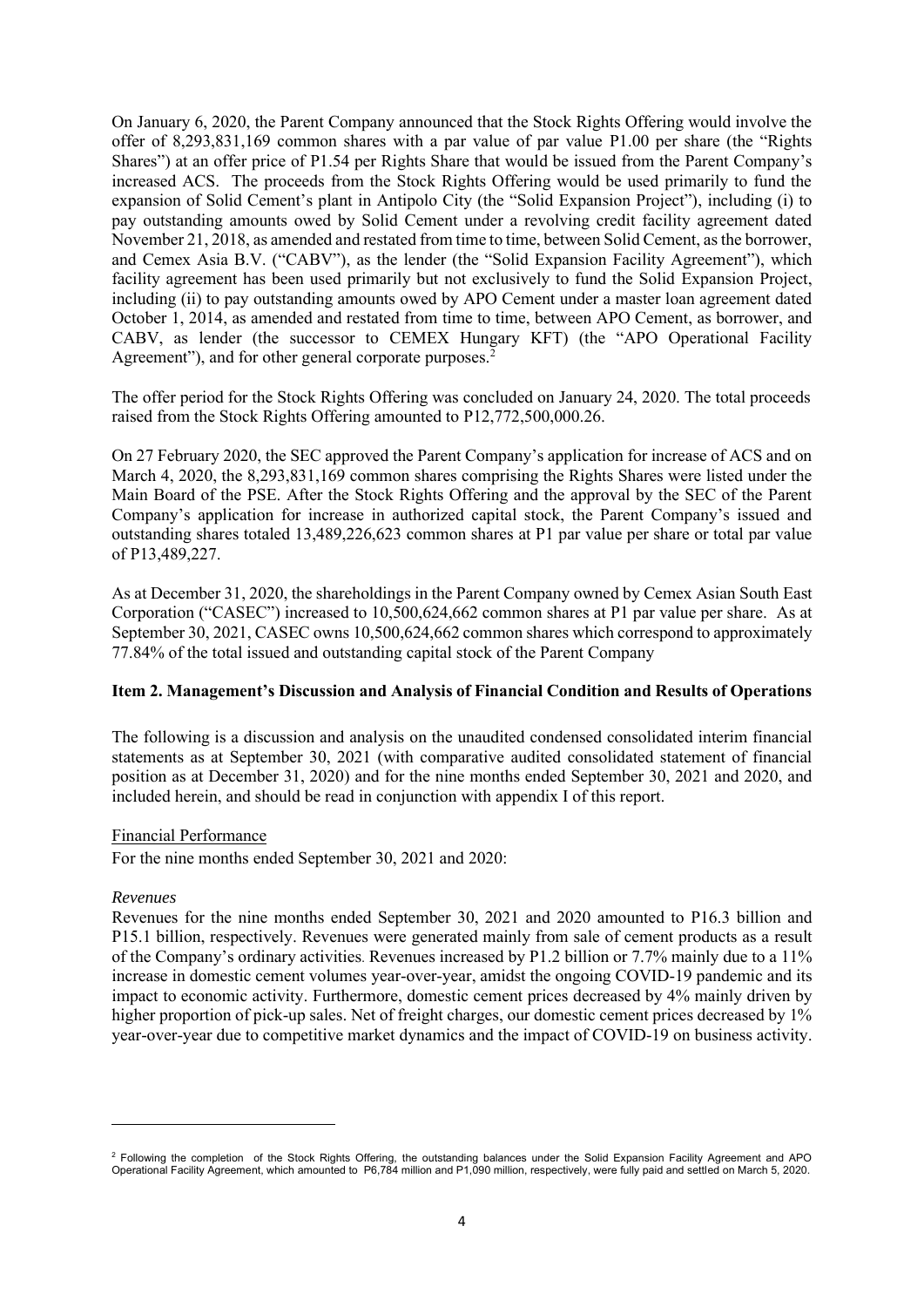On January 6, 2020, the Parent Company announced that the Stock Rights Offering would involve the offer of 8,293,831,169 common shares with a par value of par value P1.00 per share (the "Rights Shares") at an offer price of P1.54 per Rights Share that would be issued from the Parent Company's increased ACS. The proceeds from the Stock Rights Offering would be used primarily to fund the expansion of Solid Cement's plant in Antipolo City (the "Solid Expansion Project"), including (i) to pay outstanding amounts owed by Solid Cement under a revolving credit facility agreement dated November 21, 2018, as amended and restated from time to time, between Solid Cement, as the borrower, and Cemex Asia B.V. ("CABV"), as the lender (the "Solid Expansion Facility Agreement"), which facility agreement has been used primarily but not exclusively to fund the Solid Expansion Project, including (ii) to pay outstanding amounts owed by APO Cement under a master loan agreement dated October 1, 2014, as amended and restated from time to time, between APO Cement, as borrower, and CABV, as lender (the successor to CEMEX Hungary KFT) (the "APO Operational Facility Agreement"), and for other general corporate purposes.[2]

The offer period for the Stock Rights Offering was concluded on January 24, 2020. The total proceeds raised from the Stock Rights Offering amounted to P12,772,500,000.26.

On 27 February 2020, the SEC approved the Parent Company's application for increase of ACS and on March 4, 2020, the 8,293,831,169 common shares comprising the Rights Shares were listed under the Main Board of the PSE. After the Stock Rights Offering and the approval by the SEC of the Parent Company's application for increase in authorized capital stock, the Parent Company's issued and outstanding shares totaled 13,489,226,623 common shares at P1 par value per share or total par value of P13,489,227.

As at December 31, 2020, the shareholdings in the Parent Company owned by Cemex Asian South East Corporation ("CASEC") increased to 10,500,624,662 common shares at P1 par value per share. As at September 30, 2021, CASEC owns 10,500,624,662 common shares which correspond to approximately 77.84% of the total issued and outstanding capital stock of the Parent Company

**Item 2. Management's Discussion and Analysis of Financial Condition and Results of Operations**

The following is a discussion and analysis on the unaudited condensed consolidated interim financial statements as at September 30, 2021 (with comparative audited consolidated statement of financial position as at December 31, 2020) and for the nine months ended September 30, 2021 and 2020, and included herein, and should be read in conjunction with appendix I of this report.

Financial Performance

For the nine months ended September 30, 2021 and 2020:

*Revenues*

Revenues for the nine months ended September 30, 2021 and 2020 amounted to P16.3 billion and P15.1 billion, respectively. Revenues were generated mainly from sale of cement products as a result of the Company's ordinary activities. Revenues increased by P1.2 billion or 7.7% mainly due to a 11% increase in domestic cement volumes year-over-year, amidst the ongoing COVID-19 pandemic and its impact to economic activity. Furthermore, domestic cement prices decreased by 4% mainly driven by higher proportion of pick-up sales. Net of freight charges, our domestic cement prices decreased by 1% year-over-year due to competitive market dynamics and the impact of COVID-19 on business activity.

[2] Following the completion of the Stock Rights Offering, the outstanding balances under the Solid Expansion Facility Agreement and APO Operational Facility Agreement, which amounted to P6,784 million and P1,090 million, respectively, were fully paid and settled on March 5, 2020.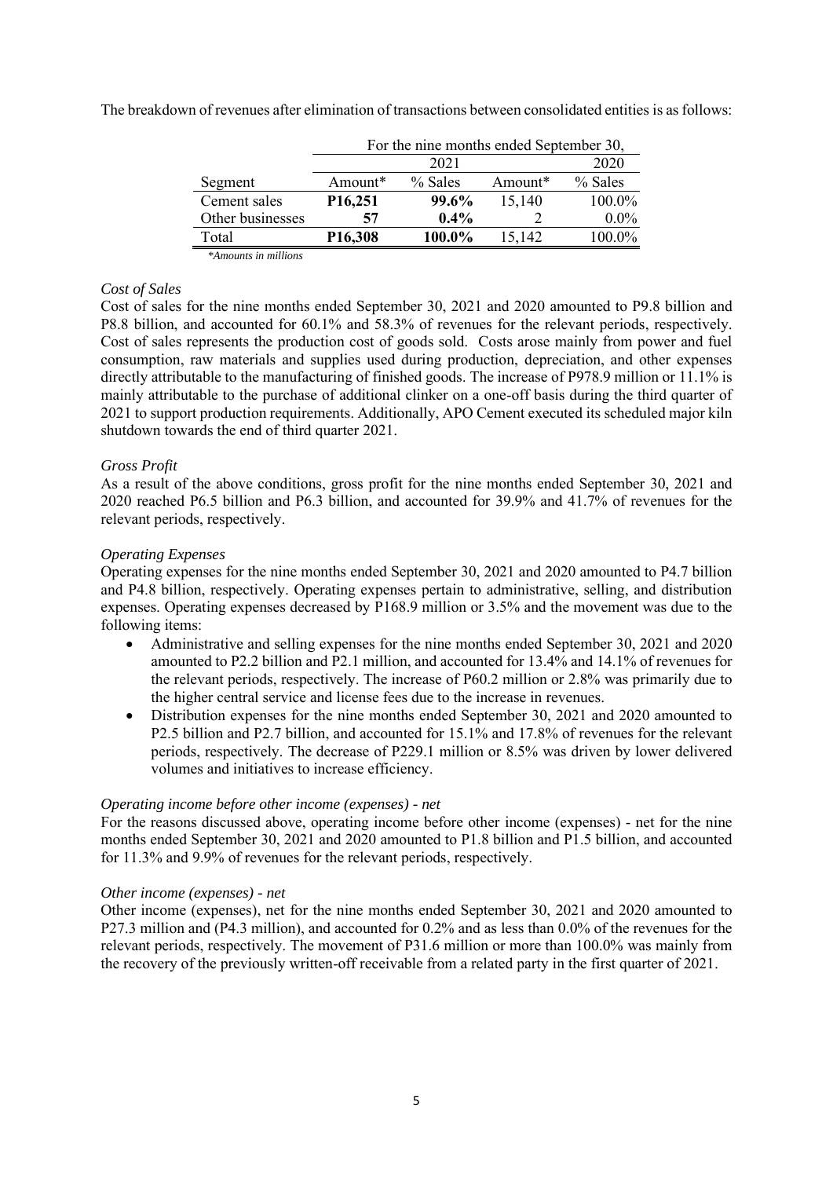The breakdown of revenues after elimination of transactions between consolidated entities is as follows:

| | For the nine months ended September 30, | | | |
|---|---|---|---|---|
| | 2021 | | 2020 | |
| Segment | Amount* | % Sales | Amount* | % Sales |
| Cement sales | **P16,251** | **99.6%** | 15,140 | 100.0% |
| Other businesses | **57** | **0.4%** | 2 | 0.0% |
| Total | **P16,308** | **100.0%** | 15,142 | 100.0% |

*\*Amounts in millions*

*Cost of Sales*

Cost of sales for the nine months ended September 30, 2021 and 2020 amounted to P9.8 billion and P8.8 billion, and accounted for 60.1% and 58.3% of revenues for the relevant periods, respectively. Cost of sales represents the production cost of goods sold. Costs arose mainly from power and fuel consumption, raw materials and supplies used during production, depreciation, and other expenses directly attributable to the manufacturing of finished goods. The increase of P978.9 million or 11.1% is mainly attributable to the purchase of additional clinker on a one-off basis during the third quarter of 2021 to support production requirements. Additionally, APO Cement executed its scheduled major kiln shutdown towards the end of third quarter 2021.

*Gross Profit*

As a result of the above conditions, gross profit for the nine months ended September 30, 2021 and 2020 reached P6.5 billion and P6.3 billion, and accounted for 39.9% and 41.7% of revenues for the relevant periods, respectively.

*Operating Expenses*

Operating expenses for the nine months ended September 30, 2021 and 2020 amounted to P4.7 billion and P4.8 billion, respectively. Operating expenses pertain to administrative, selling, and distribution expenses. Operating expenses decreased by P168.9 million or 3.5% and the movement was due to the following items:

- Administrative and selling expenses for the nine months ended September 30, 2021 and 2020 amounted to P2.2 billion and P2.1 million, and accounted for 13.4% and 14.1% of revenues for the relevant periods, respectively. The increase of P60.2 million or 2.8% was primarily due to the higher central service and license fees due to the increase in revenues.
- Distribution expenses for the nine months ended September 30, 2021 and 2020 amounted to P2.5 billion and P2.7 billion, and accounted for 15.1% and 17.8% of revenues for the relevant periods, respectively. The decrease of P229.1 million or 8.5% was driven by lower delivered volumes and initiatives to increase efficiency.

*Operating income before other income (expenses) - net*

For the reasons discussed above, operating income before other income (expenses) - net for the nine months ended September 30, 2021 and 2020 amounted to P1.8 billion and P1.5 billion, and accounted for 11.3% and 9.9% of revenues for the relevant periods, respectively.

*Other income (expenses) - net*

Other income (expenses), net for the nine months ended September 30, 2021 and 2020 amounted to P27.3 million and (P4.3 million), and accounted for 0.2% and as less than 0.0% of the revenues for the relevant periods, respectively. The movement of P31.6 million or more than 100.0% was mainly from the recovery of the previously written-off receivable from a related party in the first quarter of 2021.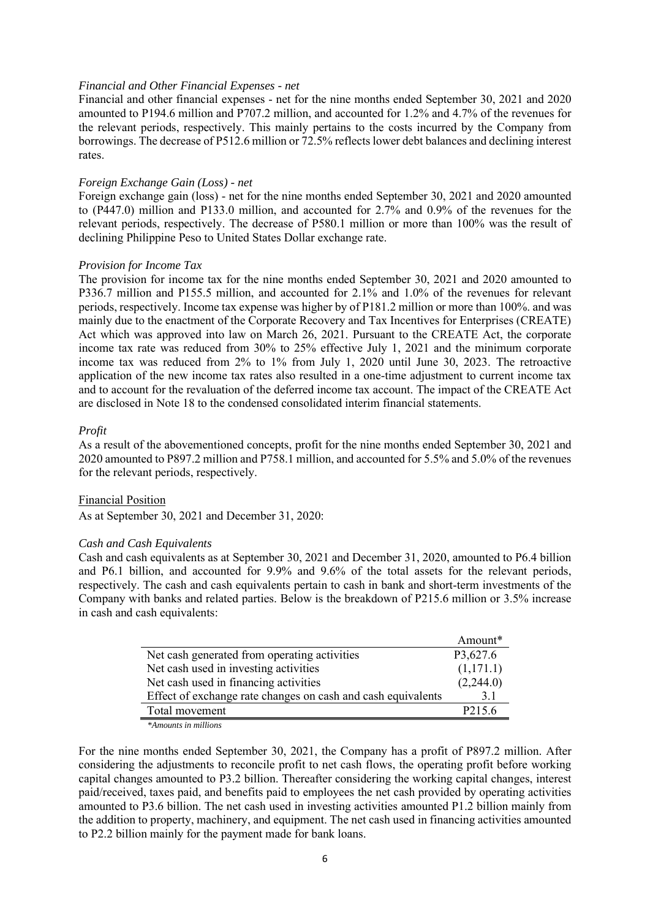*Financial and Other Financial Expenses - net*

Financial and other financial expenses - net for the nine months ended September 30, 2021 and 2020 amounted to P194.6 million and P707.2 million, and accounted for 1.2% and 4.7% of the revenues for the relevant periods, respectively. This mainly pertains to the costs incurred by the Company from borrowings. The decrease of P512.6 million or 72.5% reflects lower debt balances and declining interest rates.

*Foreign Exchange Gain (Loss) - net*

Foreign exchange gain (loss) - net for the nine months ended September 30, 2021 and 2020 amounted to (P447.0) million and P133.0 million, and accounted for 2.7% and 0.9% of the revenues for the relevant periods, respectively. The decrease of P580.1 million or more than 100% was the result of declining Philippine Peso to United States Dollar exchange rate.

*Provision for Income Tax*

The provision for income tax for the nine months ended September 30, 2021 and 2020 amounted to P336.7 million and P155.5 million, and accounted for 2.1% and 1.0% of the revenues for relevant periods, respectively. Income tax expense was higher by of P181.2 million or more than 100%. and was mainly due to the enactment of the Corporate Recovery and Tax Incentives for Enterprises (CREATE) Act which was approved into law on March 26, 2021. Pursuant to the CREATE Act, the corporate income tax rate was reduced from 30% to 25% effective July 1, 2021 and the minimum corporate income tax was reduced from 2% to 1% from July 1, 2020 until June 30, 2023. The retroactive application of the new income tax rates also resulted in a one-time adjustment to current income tax and to account for the revaluation of the deferred income tax account. The impact of the CREATE Act are disclosed in Note 18 to the condensed consolidated interim financial statements.

*Profit*

As a result of the abovementioned concepts, profit for the nine months ended September 30, 2021 and 2020 amounted to P897.2 million and P758.1 million, and accounted for 5.5% and 5.0% of the revenues for the relevant periods, respectively.

Financial Position

As at September 30, 2021 and December 31, 2020:

*Cash and Cash Equivalents*

Cash and cash equivalents as at September 30, 2021 and December 31, 2020, amounted to P6.4 billion and P6.1 billion, and accounted for 9.9% and 9.6% of the total assets for the relevant periods, respectively. The cash and cash equivalents pertain to cash in bank and short-term investments of the Company with banks and related parties. Below is the breakdown of P215.6 million or 3.5% increase in cash and cash equivalents:

| | Amount* |
|---|---|
| Net cash generated from operating activities | P3,627.6 |
| Net cash used in investing activities | (1,171.1) |
| Net cash used in financing activities | (2,244.0) |
| Effect of exchange rate changes on cash and cash equivalents | 3.1 |
| Total movement | P215.6 |

*\*Amounts in millions*

For the nine months ended September 30, 2021, the Company has a profit of P897.2 million. After considering the adjustments to reconcile profit to net cash flows, the operating profit before working capital changes amounted to P3.2 billion. Thereafter considering the working capital changes, interest paid/received, taxes paid, and benefits paid to employees the net cash provided by operating activities amounted to P3.6 billion. The net cash used in investing activities amounted P1.2 billion mainly from the addition to property, machinery, and equipment. The net cash used in financing activities amounted to P2.2 billion mainly for the payment made for bank loans.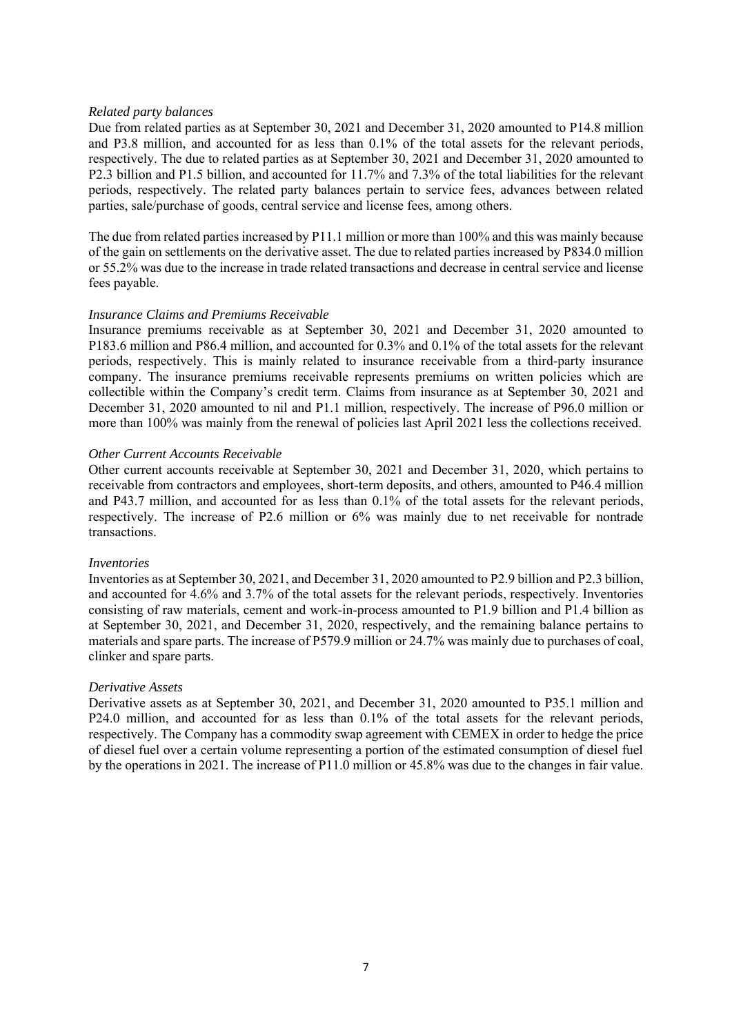*Related party balances*

Due from related parties as at September 30, 2021 and December 31, 2020 amounted to P14.8 million and P3.8 million, and accounted for as less than 0.1% of the total assets for the relevant periods, respectively. The due to related parties as at September 30, 2021 and December 31, 2020 amounted to P2.3 billion and P1.5 billion, and accounted for 11.7% and 7.3% of the total liabilities for the relevant periods, respectively. The related party balances pertain to service fees, advances between related parties, sale/purchase of goods, central service and license fees, among others.

The due from related parties increased by P11.1 million or more than 100% and this was mainly because of the gain on settlements on the derivative asset. The due to related parties increased by P834.0 million or 55.2% was due to the increase in trade related transactions and decrease in central service and license fees payable.

*Insurance Claims and Premiums Receivable*

Insurance premiums receivable as at September 30, 2021 and December 31, 2020 amounted to P183.6 million and P86.4 million, and accounted for 0.3% and 0.1% of the total assets for the relevant periods, respectively. This is mainly related to insurance receivable from a third-party insurance company. The insurance premiums receivable represents premiums on written policies which are collectible within the Company's credit term. Claims from insurance as at September 30, 2021 and December 31, 2020 amounted to nil and P1.1 million, respectively. The increase of P96.0 million or more than 100% was mainly from the renewal of policies last April 2021 less the collections received.

*Other Current Accounts Receivable*

Other current accounts receivable at September 30, 2021 and December 31, 2020, which pertains to receivable from contractors and employees, short-term deposits, and others, amounted to P46.4 million and P43.7 million, and accounted for as less than 0.1% of the total assets for the relevant periods, respectively. The increase of P2.6 million or 6% was mainly due to net receivable for nontrade transactions.

*Inventories*

Inventories as at September 30, 2021, and December 31, 2020 amounted to P2.9 billion and P2.3 billion, and accounted for 4.6% and 3.7% of the total assets for the relevant periods, respectively. Inventories consisting of raw materials, cement and work-in-process amounted to P1.9 billion and P1.4 billion as at September 30, 2021, and December 31, 2020, respectively, and the remaining balance pertains to materials and spare parts. The increase of P579.9 million or 24.7% was mainly due to purchases of coal, clinker and spare parts.

*Derivative Assets*

Derivative assets as at September 30, 2021, and December 31, 2020 amounted to P35.1 million and P24.0 million, and accounted for as less than 0.1% of the total assets for the relevant periods, respectively. The Company has a commodity swap agreement with CEMEX in order to hedge the price of diesel fuel over a certain volume representing a portion of the estimated consumption of diesel fuel by the operations in 2021. The increase of P11.0 million or 45.8% was due to the changes in fair value.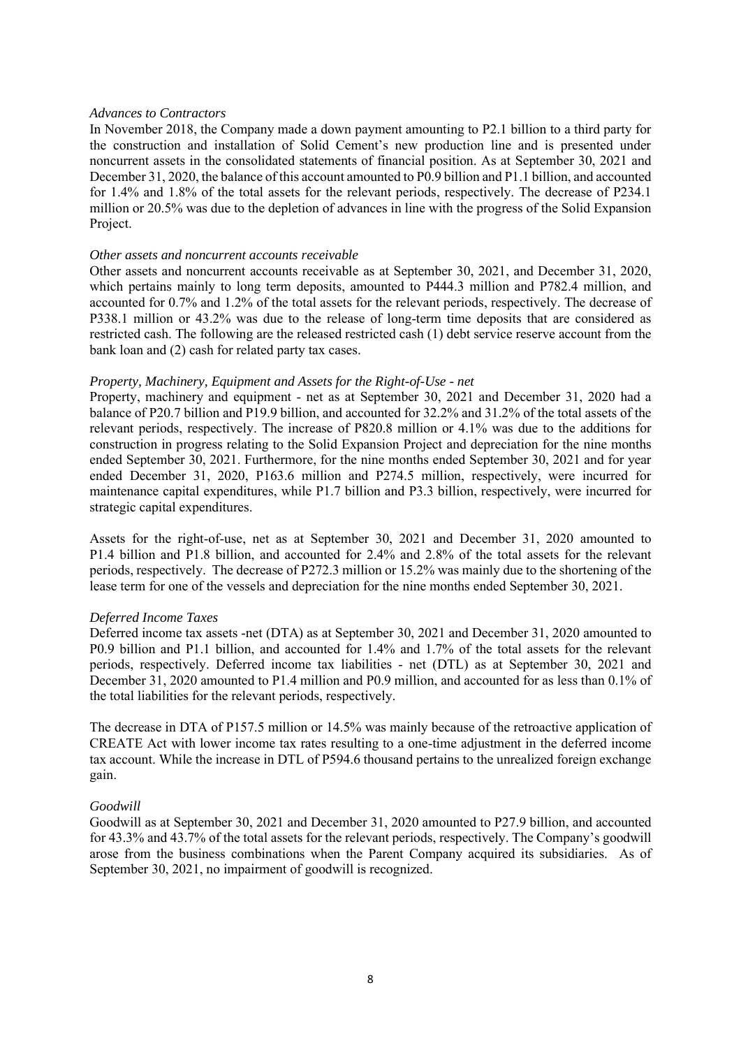*Advances to Contractors*

In November 2018, the Company made a down payment amounting to P2.1 billion to a third party for the construction and installation of Solid Cement's new production line and is presented under noncurrent assets in the consolidated statements of financial position. As at September 30, 2021 and December 31, 2020, the balance of this account amounted to P0.9 billion and P1.1 billion, and accounted for 1.4% and 1.8% of the total assets for the relevant periods, respectively. The decrease of P234.1 million or 20.5% was due to the depletion of advances in line with the progress of the Solid Expansion Project.

*Other assets and noncurrent accounts receivable*

Other assets and noncurrent accounts receivable as at September 30, 2021, and December 31, 2020, which pertains mainly to long term deposits, amounted to P444.3 million and P782.4 million, and accounted for 0.7% and 1.2% of the total assets for the relevant periods, respectively. The decrease of P338.1 million or 43.2% was due to the release of long-term time deposits that are considered as restricted cash. The following are the released restricted cash (1) debt service reserve account from the bank loan and (2) cash for related party tax cases.

*Property, Machinery, Equipment and Assets for the Right-of-Use - net*

Property, machinery and equipment - net as at September 30, 2021 and December 31, 2020 had a balance of P20.7 billion and P19.9 billion, and accounted for 32.2% and 31.2% of the total assets of the relevant periods, respectively. The increase of P820.8 million or 4.1% was due to the additions for construction in progress relating to the Solid Expansion Project and depreciation for the nine months ended September 30, 2021. Furthermore, for the nine months ended September 30, 2021 and for year ended December 31, 2020, P163.6 million and P274.5 million, respectively, were incurred for maintenance capital expenditures, while P1.7 billion and P3.3 billion, respectively, were incurred for strategic capital expenditures.

Assets for the right-of-use, net as at September 30, 2021 and December 31, 2020 amounted to P1.4 billion and P1.8 billion, and accounted for 2.4% and 2.8% of the total assets for the relevant periods, respectively. The decrease of P272.3 million or 15.2% was mainly due to the shortening of the lease term for one of the vessels and depreciation for the nine months ended September 30, 2021.

*Deferred Income Taxes*

Deferred income tax assets -net (DTA) as at September 30, 2021 and December 31, 2020 amounted to P0.9 billion and P1.1 billion, and accounted for 1.4% and 1.7% of the total assets for the relevant periods, respectively. Deferred income tax liabilities - net (DTL) as at September 30, 2021 and December 31, 2020 amounted to P1.4 million and P0.9 million, and accounted for as less than 0.1% of the total liabilities for the relevant periods, respectively.

The decrease in DTA of P157.5 million or 14.5% was mainly because of the retroactive application of CREATE Act with lower income tax rates resulting to a one-time adjustment in the deferred income tax account. While the increase in DTL of P594.6 thousand pertains to the unrealized foreign exchange gain.

*Goodwill*

Goodwill as at September 30, 2021 and December 31, 2020 amounted to P27.9 billion, and accounted for 43.3% and 43.7% of the total assets for the relevant periods, respectively. The Company's goodwill arose from the business combinations when the Parent Company acquired its subsidiaries. As of September 30, 2021, no impairment of goodwill is recognized.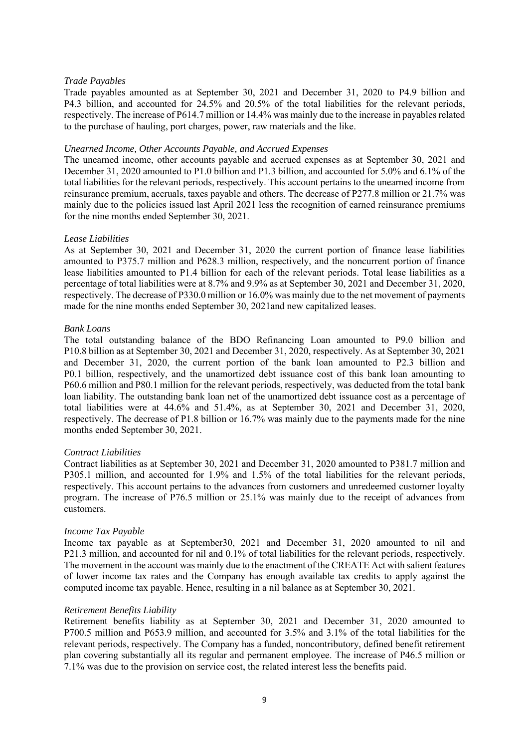*Trade Payables*

Trade payables amounted as at September 30, 2021 and December 31, 2020 to P4.9 billion and P4.3 billion, and accounted for 24.5% and 20.5% of the total liabilities for the relevant periods, respectively. The increase of P614.7 million or 14.4% was mainly due to the increase in payables related to the purchase of hauling, port charges, power, raw materials and the like.

*Unearned Income, Other Accounts Payable, and Accrued Expenses*

The unearned income, other accounts payable and accrued expenses as at September 30, 2021 and December 31, 2020 amounted to P1.0 billion and P1.3 billion, and accounted for 5.0% and 6.1% of the total liabilities for the relevant periods, respectively. This account pertains to the unearned income from reinsurance premium, accruals, taxes payable and others. The decrease of P277.8 million or 21.7% was mainly due to the policies issued last April 2021 less the recognition of earned reinsurance premiums for the nine months ended September 30, 2021.

*Lease Liabilities*

As at September 30, 2021 and December 31, 2020 the current portion of finance lease liabilities amounted to P375.7 million and P628.3 million, respectively, and the noncurrent portion of finance lease liabilities amounted to P1.4 billion for each of the relevant periods. Total lease liabilities as a percentage of total liabilities were at 8.7% and 9.9% as at September 30, 2021 and December 31, 2020, respectively. The decrease of P330.0 million or 16.0% was mainly due to the net movement of payments made for the nine months ended September 30, 2021and new capitalized leases.

*Bank Loans*

The total outstanding balance of the BDO Refinancing Loan amounted to P9.0 billion and P10.8 billion as at September 30, 2021 and December 31, 2020, respectively. As at September 30, 2021 and December 31, 2020, the current portion of the bank loan amounted to P2.3 billion and P0.1 billion, respectively, and the unamortized debt issuance cost of this bank loan amounting to P60.6 million and P80.1 million for the relevant periods, respectively, was deducted from the total bank loan liability. The outstanding bank loan net of the unamortized debt issuance cost as a percentage of total liabilities were at 44.6% and 51.4%, as at September 30, 2021 and December 31, 2020, respectively. The decrease of P1.8 billion or 16.7% was mainly due to the payments made for the nine months ended September 30, 2021.

*Contract Liabilities*

Contract liabilities as at September 30, 2021 and December 31, 2020 amounted to P381.7 million and P305.1 million, and accounted for 1.9% and 1.5% of the total liabilities for the relevant periods, respectively. This account pertains to the advances from customers and unredeemed customer loyalty program. The increase of P76.5 million or 25.1% was mainly due to the receipt of advances from customers.

*Income Tax Payable*

Income tax payable as at September30, 2021 and December 31, 2020 amounted to nil and P21.3 million, and accounted for nil and 0.1% of total liabilities for the relevant periods, respectively. The movement in the account was mainly due to the enactment of the CREATE Act with salient features of lower income tax rates and the Company has enough available tax credits to apply against the computed income tax payable. Hence, resulting in a nil balance as at September 30, 2021.

*Retirement Benefits Liability*

Retirement benefits liability as at September 30, 2021 and December 31, 2020 amounted to P700.5 million and P653.9 million, and accounted for 3.5% and 3.1% of the total liabilities for the relevant periods, respectively. The Company has a funded, noncontributory, defined benefit retirement plan covering substantially all its regular and permanent employee. The increase of P46.5 million or 7.1% was due to the provision on service cost, the related interest less the benefits paid.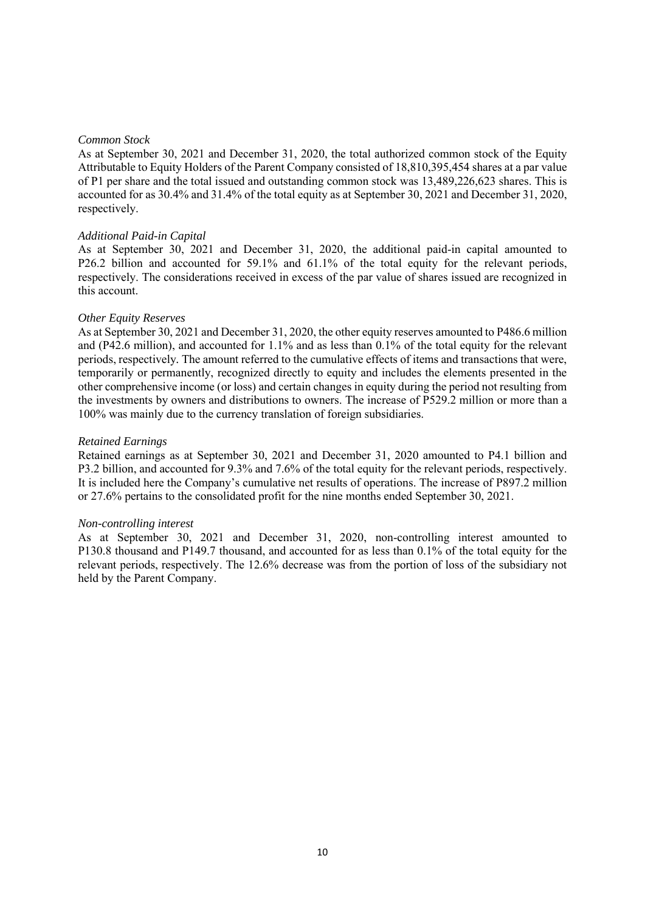*Common Stock*

As at September 30, 2021 and December 31, 2020, the total authorized common stock of the Equity Attributable to Equity Holders of the Parent Company consisted of 18,810,395,454 shares at a par value of P1 per share and the total issued and outstanding common stock was 13,489,226,623 shares. This is accounted for as 30.4% and 31.4% of the total equity as at September 30, 2021 and December 31, 2020, respectively.

*Additional Paid-in Capital*

As at September 30, 2021 and December 31, 2020, the additional paid-in capital amounted to P26.2 billion and accounted for 59.1% and 61.1% of the total equity for the relevant periods, respectively. The considerations received in excess of the par value of shares issued are recognized in this account.

*Other Equity Reserves*

As at September 30, 2021 and December 31, 2020, the other equity reserves amounted to P486.6 million and (P42.6 million), and accounted for 1.1% and as less than 0.1% of the total equity for the relevant periods, respectively. The amount referred to the cumulative effects of items and transactions that were, temporarily or permanently, recognized directly to equity and includes the elements presented in the other comprehensive income (or loss) and certain changes in equity during the period not resulting from the investments by owners and distributions to owners. The increase of P529.2 million or more than a 100% was mainly due to the currency translation of foreign subsidiaries.

*Retained Earnings*

Retained earnings as at September 30, 2021 and December 31, 2020 amounted to P4.1 billion and P3.2 billion, and accounted for 9.3% and 7.6% of the total equity for the relevant periods, respectively. It is included here the Company's cumulative net results of operations. The increase of P897.2 million or 27.6% pertains to the consolidated profit for the nine months ended September 30, 2021.

*Non-controlling interest*

As at September 30, 2021 and December 31, 2020, non-controlling interest amounted to P130.8 thousand and P149.7 thousand, and accounted for as less than 0.1% of the total equity for the relevant periods, respectively. The 12.6% decrease was from the portion of loss of the subsidiary not held by the Parent Company.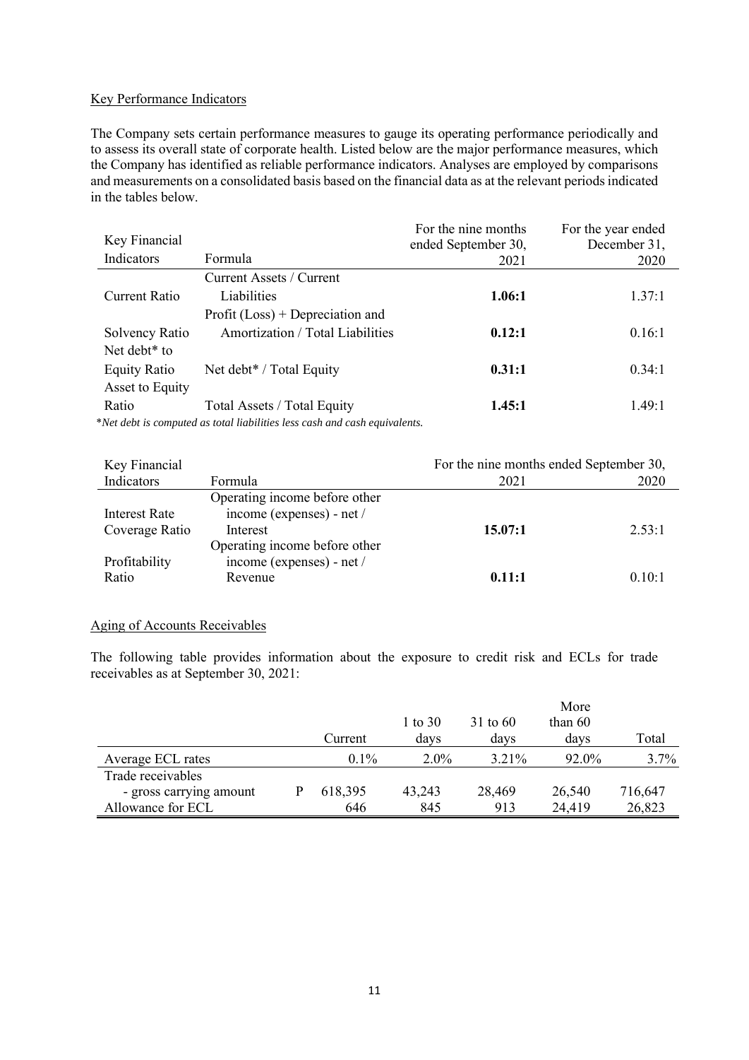## Key Performance Indicators

The Company sets certain performance measures to gauge its operating performance periodically and to assess its overall state of corporate health. Listed below are the major performance measures, which the Company has identified as reliable performance indicators. Analyses are employed by comparisons and measurements on a consolidated basis based on the financial data as at the relevant periods indicated in the tables below.

| Key Financial Indicators | Formula | For the nine months ended September 30, 2021 | For the year ended December 31, 2020 |
|---|---|---|---|
| Current Ratio | Current Assets / Current Liabilities | **1.06:1** | 1.37:1 |
| Solvency Ratio | Profit (Loss) + Depreciation and Amortization / Total Liabilities | **0.12:1** | 0.16:1 |
| Net debt* to Equity Ratio | Net debt* / Total Equity | **0.31:1** | 0.34:1 |
| Asset to Equity Ratio | Total Assets / Total Equity | **1.45:1** | 1.49:1 |

*\*Net debt is computed as total liabilities less cash and cash equivalents.*

| Key Financial Indicators | Formula | For the nine months ended September 30, 2021 | 2020 |
|---|---|---|---|
| Interest Rate Coverage Ratio | Operating income before other income (expenses) - net / Interest | **15.07:1** | 2.53:1 |
| Profitability Ratio | Operating income before other income (expenses) - net / Revenue | **0.11:1** | 0.10:1 |

## Aging of Accounts Receivables

The following table provides information about the exposure to credit risk and ECLs for trade receivables as at September 30, 2021:

| | | Current | 1 to 30 days | 31 to 60 days | More than 60 days | Total |
|---|---|---|---|---|---|---|
| Average ECL rates | | 0.1% | 2.0% | 3.21% | 92.0% | 3.7% |
| Trade receivables - gross carrying amount | P | 618,395 | 43,243 | 28,469 | 26,540 | 716,647 |
| Allowance for ECL | | 646 | 845 | 913 | 24,419 | 26,823 |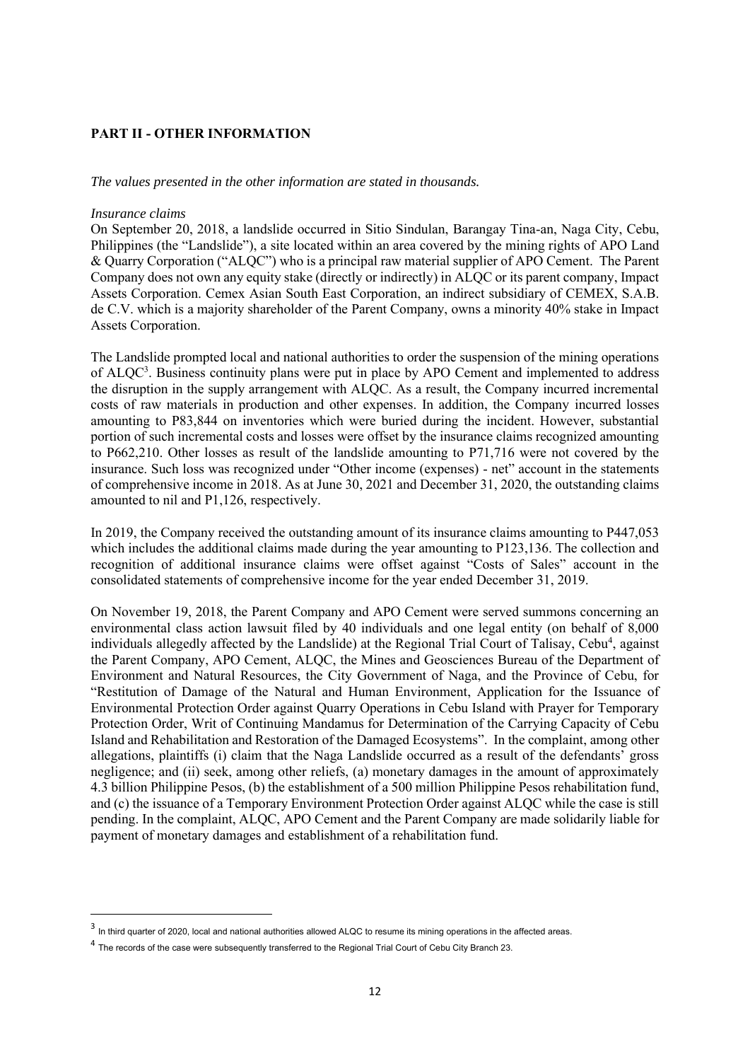## PART II - OTHER INFORMATION

*The values presented in the other information are stated in thousands.*

*Insurance claims*

On September 20, 2018, a landslide occurred in Sitio Sindulan, Barangay Tina-an, Naga City, Cebu, Philippines (the "Landslide"), a site located within an area covered by the mining rights of APO Land & Quarry Corporation ("ALQC") who is a principal raw material supplier of APO Cement. The Parent Company does not own any equity stake (directly or indirectly) in ALQC or its parent company, Impact Assets Corporation. Cemex Asian South East Corporation, an indirect subsidiary of CEMEX, S.A.B. de C.V. which is a majority shareholder of the Parent Company, owns a minority 40% stake in Impact Assets Corporation.

The Landslide prompted local and national authorities to order the suspension of the mining operations of ALQC[3]. Business continuity plans were put in place by APO Cement and implemented to address the disruption in the supply arrangement with ALQC. As a result, the Company incurred incremental costs of raw materials in production and other expenses. In addition, the Company incurred losses amounting to P83,844 on inventories which were buried during the incident. However, substantial portion of such incremental costs and losses were offset by the insurance claims recognized amounting to P662,210. Other losses as result of the landslide amounting to P71,716 were not covered by the insurance. Such loss was recognized under "Other income (expenses) - net" account in the statements of comprehensive income in 2018. As at June 30, 2021 and December 31, 2020, the outstanding claims amounted to nil and P1,126, respectively.

In 2019, the Company received the outstanding amount of its insurance claims amounting to P447,053 which includes the additional claims made during the year amounting to P123,136. The collection and recognition of additional insurance claims were offset against "Costs of Sales" account in the consolidated statements of comprehensive income for the year ended December 31, 2019.

On November 19, 2018, the Parent Company and APO Cement were served summons concerning an environmental class action lawsuit filed by 40 individuals and one legal entity (on behalf of 8,000 individuals allegedly affected by the Landslide) at the Regional Trial Court of Talisay, Cebu[4], against the Parent Company, APO Cement, ALQC, the Mines and Geosciences Bureau of the Department of Environment and Natural Resources, the City Government of Naga, and the Province of Cebu, for "Restitution of Damage of the Natural and Human Environment, Application for the Issuance of Environmental Protection Order against Quarry Operations in Cebu Island with Prayer for Temporary Protection Order, Writ of Continuing Mandamus for Determination of the Carrying Capacity of Cebu Island and Rehabilitation and Restoration of the Damaged Ecosystems". In the complaint, among other allegations, plaintiffs (i) claim that the Naga Landslide occurred as a result of the defendants' gross negligence; and (ii) seek, among other reliefs, (a) monetary damages in the amount of approximately 4.3 billion Philippine Pesos, (b) the establishment of a 500 million Philippine Pesos rehabilitation fund, and (c) the issuance of a Temporary Environment Protection Order against ALQC while the case is still pending. In the complaint, ALQC, APO Cement and the Parent Company are made solidarily liable for payment of monetary damages and establishment of a rehabilitation fund.

---

[3] In third quarter of 2020, local and national authorities allowed ALQC to resume its mining operations in the affected areas.

[4] The records of the case were subsequently transferred to the Regional Trial Court of Cebu City Branch 23.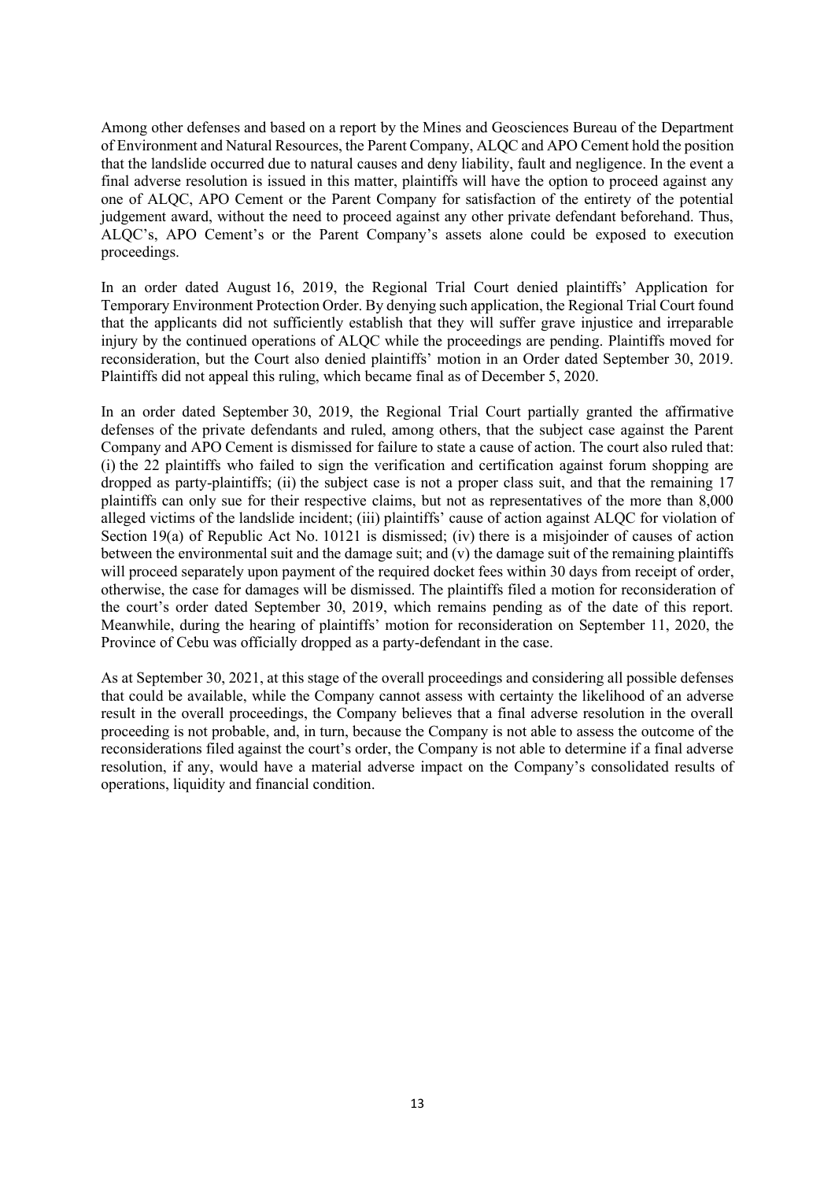Among other defenses and based on a report by the Mines and Geosciences Bureau of the Department of Environment and Natural Resources, the Parent Company, ALQC and APO Cement hold the position that the landslide occurred due to natural causes and deny liability, fault and negligence. In the event a final adverse resolution is issued in this matter, plaintiffs will have the option to proceed against any one of ALQC, APO Cement or the Parent Company for satisfaction of the entirety of the potential judgement award, without the need to proceed against any other private defendant beforehand. Thus, ALQC's, APO Cement's or the Parent Company's assets alone could be exposed to execution proceedings.

In an order dated August 16, 2019, the Regional Trial Court denied plaintiffs' Application for Temporary Environment Protection Order. By denying such application, the Regional Trial Court found that the applicants did not sufficiently establish that they will suffer grave injustice and irreparable injury by the continued operations of ALQC while the proceedings are pending. Plaintiffs moved for reconsideration, but the Court also denied plaintiffs' motion in an Order dated September 30, 2019. Plaintiffs did not appeal this ruling, which became final as of December 5, 2020.

In an order dated September 30, 2019, the Regional Trial Court partially granted the affirmative defenses of the private defendants and ruled, among others, that the subject case against the Parent Company and APO Cement is dismissed for failure to state a cause of action. The court also ruled that: (i) the 22 plaintiffs who failed to sign the verification and certification against forum shopping are dropped as party-plaintiffs; (ii) the subject case is not a proper class suit, and that the remaining 17 plaintiffs can only sue for their respective claims, but not as representatives of the more than 8,000 alleged victims of the landslide incident; (iii) plaintiffs' cause of action against ALQC for violation of Section 19(a) of Republic Act No. 10121 is dismissed; (iv) there is a misjoinder of causes of action between the environmental suit and the damage suit; and (v) the damage suit of the remaining plaintiffs will proceed separately upon payment of the required docket fees within 30 days from receipt of order, otherwise, the case for damages will be dismissed. The plaintiffs filed a motion for reconsideration of the court's order dated September 30, 2019, which remains pending as of the date of this report. Meanwhile, during the hearing of plaintiffs' motion for reconsideration on September 11, 2020, the Province of Cebu was officially dropped as a party-defendant in the case.

As at September 30, 2021, at this stage of the overall proceedings and considering all possible defenses that could be available, while the Company cannot assess with certainty the likelihood of an adverse result in the overall proceedings, the Company believes that a final adverse resolution in the overall proceeding is not probable, and, in turn, because the Company is not able to assess the outcome of the reconsiderations filed against the court's order, the Company is not able to determine if a final adverse resolution, if any, would have a material adverse impact on the Company's consolidated results of operations, liquidity and financial condition.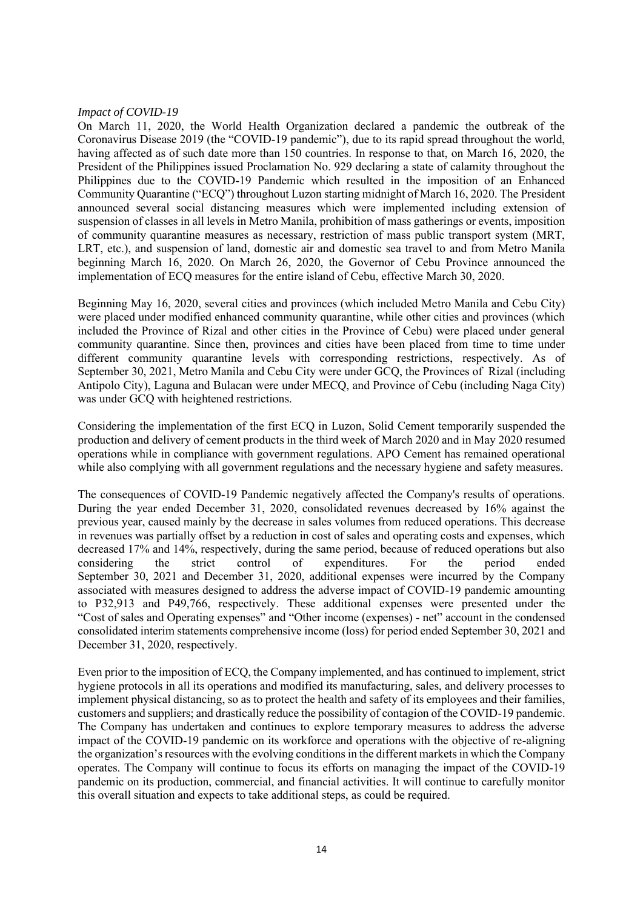*Impact of COVID-19*

On March 11, 2020, the World Health Organization declared a pandemic the outbreak of the Coronavirus Disease 2019 (the "COVID-19 pandemic"), due to its rapid spread throughout the world, having affected as of such date more than 150 countries. In response to that, on March 16, 2020, the President of the Philippines issued Proclamation No. 929 declaring a state of calamity throughout the Philippines due to the COVID-19 Pandemic which resulted in the imposition of an Enhanced Community Quarantine ("ECQ") throughout Luzon starting midnight of March 16, 2020. The President announced several social distancing measures which were implemented including extension of suspension of classes in all levels in Metro Manila, prohibition of mass gatherings or events, imposition of community quarantine measures as necessary, restriction of mass public transport system (MRT, LRT, etc.), and suspension of land, domestic air and domestic sea travel to and from Metro Manila beginning March 16, 2020. On March 26, 2020, the Governor of Cebu Province announced the implementation of ECQ measures for the entire island of Cebu, effective March 30, 2020.

Beginning May 16, 2020, several cities and provinces (which included Metro Manila and Cebu City) were placed under modified enhanced community quarantine, while other cities and provinces (which included the Province of Rizal and other cities in the Province of Cebu) were placed under general community quarantine. Since then, provinces and cities have been placed from time to time under different community quarantine levels with corresponding restrictions, respectively. As of September 30, 2021, Metro Manila and Cebu City were under GCQ, the Provinces of Rizal (including Antipolo City), Laguna and Bulacan were under MECQ, and Province of Cebu (including Naga City) was under GCQ with heightened restrictions.

Considering the implementation of the first ECQ in Luzon, Solid Cement temporarily suspended the production and delivery of cement products in the third week of March 2020 and in May 2020 resumed operations while in compliance with government regulations. APO Cement has remained operational while also complying with all government regulations and the necessary hygiene and safety measures.

The consequences of COVID-19 Pandemic negatively affected the Company's results of operations. During the year ended December 31, 2020, consolidated revenues decreased by 16% against the previous year, caused mainly by the decrease in sales volumes from reduced operations. This decrease in revenues was partially offset by a reduction in cost of sales and operating costs and expenses, which decreased 17% and 14%, respectively, during the same period, because of reduced operations but also considering the strict control of expenditures. For the period ended September 30, 2021 and December 31, 2020, additional expenses were incurred by the Company associated with measures designed to address the adverse impact of COVID-19 pandemic amounting to P32,913 and P49,766, respectively. These additional expenses were presented under the "Cost of sales and Operating expenses" and "Other income (expenses) - net" account in the condensed consolidated interim statements comprehensive income (loss) for period ended September 30, 2021 and December 31, 2020, respectively.

Even prior to the imposition of ECQ, the Company implemented, and has continued to implement, strict hygiene protocols in all its operations and modified its manufacturing, sales, and delivery processes to implement physical distancing, so as to protect the health and safety of its employees and their families, customers and suppliers; and drastically reduce the possibility of contagion of the COVID-19 pandemic. The Company has undertaken and continues to explore temporary measures to address the adverse impact of the COVID-19 pandemic on its workforce and operations with the objective of re-aligning the organization's resources with the evolving conditions in the different markets in which the Company operates. The Company will continue to focus its efforts on managing the impact of the COVID-19 pandemic on its production, commercial, and financial activities. It will continue to carefully monitor this overall situation and expects to take additional steps, as could be required.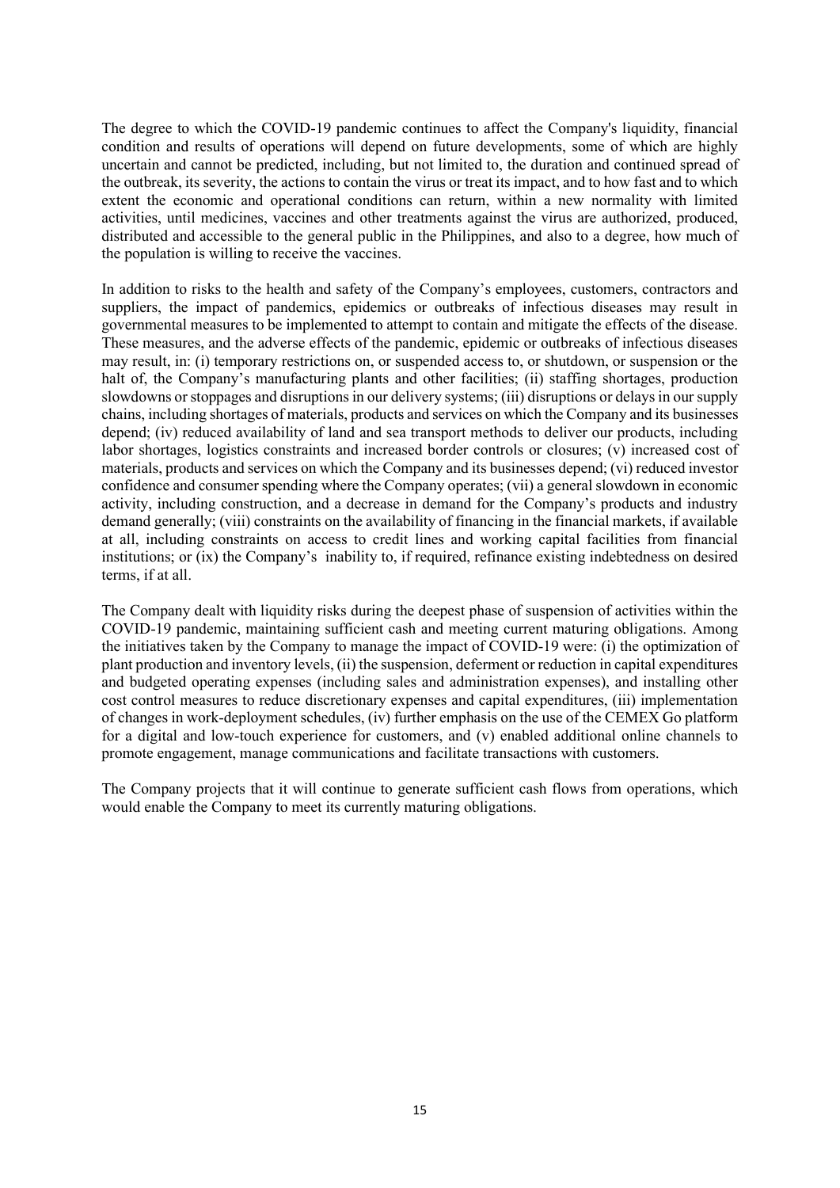The degree to which the COVID-19 pandemic continues to affect the Company's liquidity, financial condition and results of operations will depend on future developments, some of which are highly uncertain and cannot be predicted, including, but not limited to, the duration and continued spread of the outbreak, its severity, the actions to contain the virus or treat its impact, and to how fast and to which extent the economic and operational conditions can return, within a new normality with limited activities, until medicines, vaccines and other treatments against the virus are authorized, produced, distributed and accessible to the general public in the Philippines, and also to a degree, how much of the population is willing to receive the vaccines.

In addition to risks to the health and safety of the Company's employees, customers, contractors and suppliers, the impact of pandemics, epidemics or outbreaks of infectious diseases may result in governmental measures to be implemented to attempt to contain and mitigate the effects of the disease. These measures, and the adverse effects of the pandemic, epidemic or outbreaks of infectious diseases may result, in: (i) temporary restrictions on, or suspended access to, or shutdown, or suspension or the halt of, the Company's manufacturing plants and other facilities; (ii) staffing shortages, production slowdowns or stoppages and disruptions in our delivery systems; (iii) disruptions or delays in our supply chains, including shortages of materials, products and services on which the Company and its businesses depend; (iv) reduced availability of land and sea transport methods to deliver our products, including labor shortages, logistics constraints and increased border controls or closures; (v) increased cost of materials, products and services on which the Company and its businesses depend; (vi) reduced investor confidence and consumer spending where the Company operates; (vii) a general slowdown in economic activity, including construction, and a decrease in demand for the Company's products and industry demand generally; (viii) constraints on the availability of financing in the financial markets, if available at all, including constraints on access to credit lines and working capital facilities from financial institutions; or (ix) the Company's inability to, if required, refinance existing indebtedness on desired terms, if at all.

The Company dealt with liquidity risks during the deepest phase of suspension of activities within the COVID-19 pandemic, maintaining sufficient cash and meeting current maturing obligations. Among the initiatives taken by the Company to manage the impact of COVID-19 were: (i) the optimization of plant production and inventory levels, (ii) the suspension, deferment or reduction in capital expenditures and budgeted operating expenses (including sales and administration expenses), and installing other cost control measures to reduce discretionary expenses and capital expenditures, (iii) implementation of changes in work-deployment schedules, (iv) further emphasis on the use of the CEMEX Go platform for a digital and low-touch experience for customers, and (v) enabled additional online channels to promote engagement, manage communications and facilitate transactions with customers.

The Company projects that it will continue to generate sufficient cash flows from operations, which would enable the Company to meet its currently maturing obligations.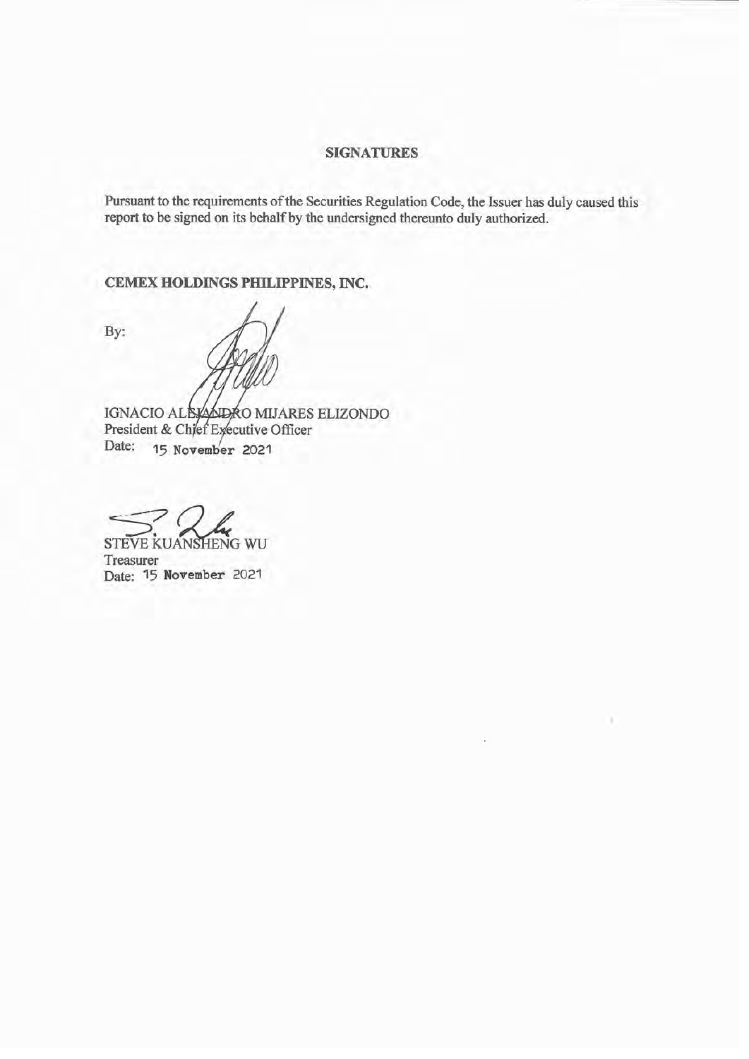## SIGNATURES

Pursuant to the requirements of the Securities Regulation Code, the Issuer has duly caused this report to be signed on its behalf by the undersigned thereunto duly authorized.

**CEMEX HOLDINGS PHILIPPINES, INC.**

By:

IGNACIO ALEJANDRO MIJARES ELIZONDO
President & Chief Executive Officer
Date: 15 November 2021

STEVE KUANSHENG WU
Treasurer
Date: 15 November 2021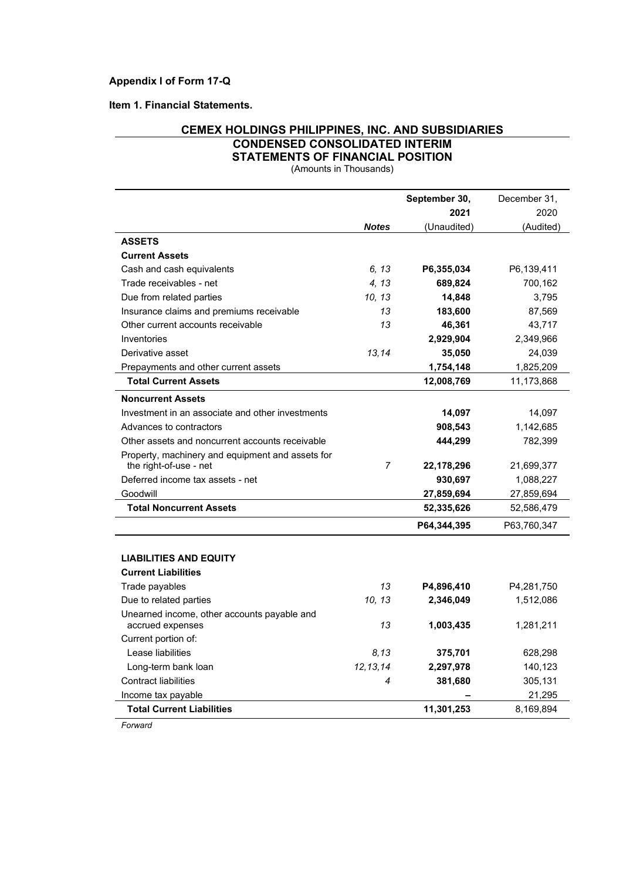**Appendix I of Form 17-Q**

**Item 1. Financial Statements.**

## CEMEX HOLDINGS PHILIPPINES, INC. AND SUBSIDIARIES
## CONDENSED CONSOLIDATED INTERIM STATEMENTS OF FINANCIAL POSITION

(Amounts in Thousands)

| | *Notes* | **September 30, 2021** (Unaudited) | December 31, 2020 (Audited) |
|---|---|---|---|
| **ASSETS** | | | |
| **Current Assets** | | | |
| Cash and cash equivalents | *6, 13* | **P6,355,034** | P6,139,411 |
| Trade receivables - net | *4, 13* | **689,824** | 700,162 |
| Due from related parties | *10, 13* | **14,848** | 3,795 |
| Insurance claims and premiums receivable | *13* | **183,600** | 87,569 |
| Other current accounts receivable | *13* | **46,361** | 43,717 |
| Inventories | | **2,929,904** | 2,349,966 |
| Derivative asset | *13,14* | **35,050** | 24,039 |
| Prepayments and other current assets | | **1,754,148** | 1,825,209 |
| **Total Current Assets** | | **12,008,769** | 11,173,868 |
| **Noncurrent Assets** | | | |
| Investment in an associate and other investments | | **14,097** | 14,097 |
| Advances to contractors | | **908,543** | 1,142,685 |
| Other assets and noncurrent accounts receivable | | **444,299** | 782,399 |
| Property, machinery and equipment and assets for the right-of-use - net | *7* | **22,178,296** | 21,699,377 |
| Deferred income tax assets - net | | **930,697** | 1,088,227 |
| Goodwill | | **27,859,694** | 27,859,694 |
| **Total Noncurrent Assets** | | **52,335,626** | 52,586,479 |
| | | **P64,344,395** | P63,760,347 |
| | | | |
| **LIABILITIES AND EQUITY** | | | |
| **Current Liabilities** | | | |
| Trade payables | *13* | **P4,896,410** | P4,281,750 |
| Due to related parties | *10, 13* | **2,346,049** | 1,512,086 |
| Unearned income, other accounts payable and accrued expenses | *13* | **1,003,435** | 1,281,211 |
| Current portion of: | | | |
| Lease liabilities | *8,13* | **375,701** | 628,298 |
| Long-term bank loan | *12,13,14* | **2,297,978** | 140,123 |
| Contract liabilities | *4* | **381,680** | 305,131 |
| Income tax payable | | **–** | 21,295 |
| **Total Current Liabilities** | | **11,301,253** | 8,169,894 |

*Forward*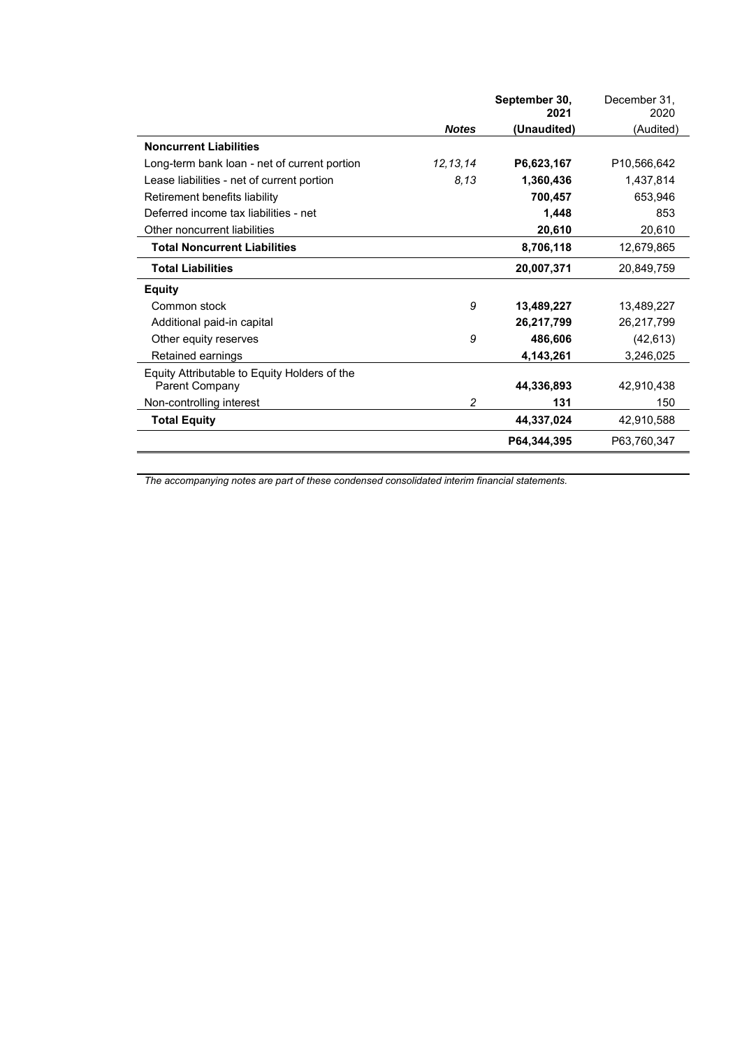| | Notes | September 30, 2021 (Unaudited) | December 31, 2020 (Audited) |
|---|---|---|---|
| **Noncurrent Liabilities** | | | |
| Long-term bank loan - net of current portion | *12,13,14* | **P6,623,167** | P10,566,642 |
| Lease liabilities - net of current portion | *8,13* | **1,360,436** | 1,437,814 |
| Retirement benefits liability | | **700,457** | 653,946 |
| Deferred income tax liabilities - net | | **1,448** | 853 |
| Other noncurrent liabilities | | **20,610** | 20,610 |
| **Total Noncurrent Liabilities** | | **8,706,118** | 12,679,865 |
| **Total Liabilities** | | **20,007,371** | 20,849,759 |
| **Equity** | | | |
| Common stock | *9* | **13,489,227** | 13,489,227 |
| Additional paid-in capital | | **26,217,799** | 26,217,799 |
| Other equity reserves | *9* | **486,606** | (42,613) |
| Retained earnings | | **4,143,261** | 3,246,025 |
| Equity Attributable to Equity Holders of the Parent Company | | **44,336,893** | 42,910,438 |
| Non-controlling interest | *2* | **131** | 150 |
| **Total Equity** | | **44,337,024** | 42,910,588 |
| | | **P64,344,395** | P63,760,347 |

*The accompanying notes are part of these condensed consolidated interim financial statements.*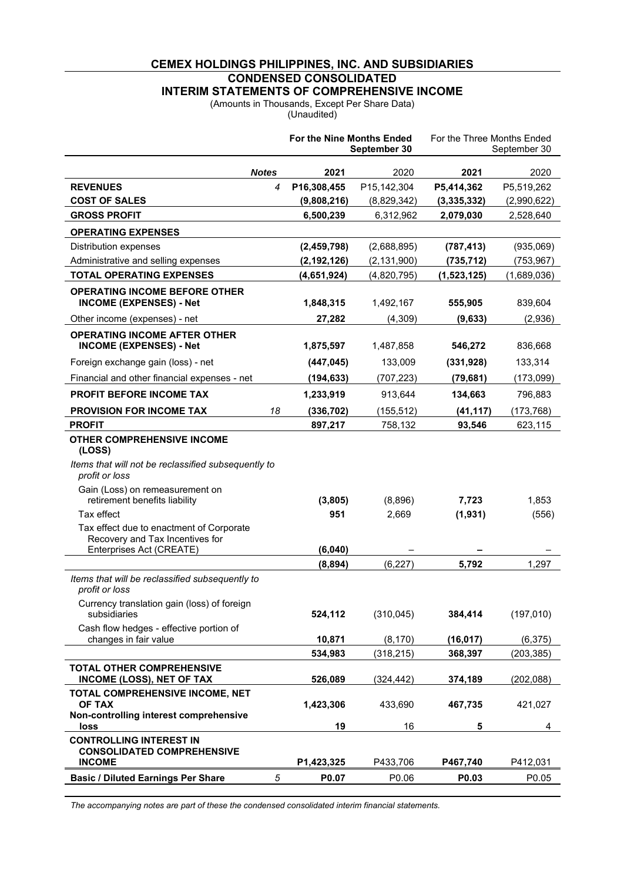# CEMEX HOLDINGS PHILIPPINES, INC. AND SUBSIDIARIES

## CONDENSED CONSOLIDATED INTERIM STATEMENTS OF COMPREHENSIVE INCOME

(Amounts in Thousands, Except Per Share Data)
(Unaudited)

| | Notes | **For the Nine Months Ended September 30** | | For the Three Months Ended September 30 | |
|---|---|---|---|---|---|
| | | **2021** | 2020 | **2021** | 2020 |
| **REVENUES** | 4 | **P16,308,455** | P15,142,304 | **P5,414,362** | P5,519,262 |
| **COST OF SALES** | | **(9,808,216)** | (8,829,342) | **(3,335,332)** | (2,990,622) |
| **GROSS PROFIT** | | **6,500,239** | 6,312,962 | **2,079,030** | 2,528,640 |
| **OPERATING EXPENSES** | | | | | |
| Distribution expenses | | **(2,459,798)** | (2,688,895) | **(787,413)** | (935,069) |
| Administrative and selling expenses | | **(2,192,126)** | (2,131,900) | **(735,712)** | (753,967) |
| **TOTAL OPERATING EXPENSES** | | **(4,651,924)** | (4,820,795) | **(1,523,125)** | (1,689,036) |
| **OPERATING INCOME BEFORE OTHER INCOME (EXPENSES) - Net** | | **1,848,315** | 1,492,167 | **555,905** | 839,604 |
| Other income (expenses) - net | | **27,282** | (4,309) | **(9,633)** | (2,936) |
| **OPERATING INCOME AFTER OTHER INCOME (EXPENSES) - Net** | | **1,875,597** | 1,487,858 | **546,272** | 836,668 |
| Foreign exchange gain (loss) - net | | **(447,045)** | 133,009 | **(331,928)** | 133,314 |
| Financial and other financial expenses - net | | **(194,633)** | (707,223) | **(79,681)** | (173,099) |
| **PROFIT BEFORE INCOME TAX** | | **1,233,919** | 913,644 | **134,663** | 796,883 |
| **PROVISION FOR INCOME TAX** | 18 | **(336,702)** | (155,512) | **(41,117)** | (173,768) |
| **PROFIT** | | **897,217** | 758,132 | **93,546** | 623,115 |
| **OTHER COMPREHENSIVE INCOME (LOSS)** | | | | | |
| *Items that will not be reclassified subsequently to profit or loss* | | | | | |
| Gain (Loss) on remeasurement on retirement benefits liability | | **(3,805)** | (8,896) | **7,723** | 1,853 |
| Tax effect | | **951** | 2,669 | **(1,931)** | (556) |
| Tax effect due to enactment of Corporate Recovery and Tax Incentives for Enterprises Act (CREATE) | | **(6,040)** | – | **–** | – |
| | | **(8,894)** | (6,227) | **5,792** | 1,297 |
| *Items that will be reclassified subsequently to profit or loss* | | | | | |
| Currency translation gain (loss) of foreign subsidiaries | | **524,112** | (310,045) | **384,414** | (197,010) |
| Cash flow hedges - effective portion of changes in fair value | | **10,871** | (8,170) | **(16,017)** | (6,375) |
| | | **534,983** | (318,215) | **368,397** | (203,385) |
| **TOTAL OTHER COMPREHENSIVE INCOME (LOSS), NET OF TAX** | | **526,089** | (324,442) | **374,189** | (202,088) |
| **TOTAL COMPREHENSIVE INCOME, NET OF TAX** | | **1,423,306** | 433,690 | **467,735** | 421,027 |
| **Non-controlling interest comprehensive loss** | | **19** | 16 | **5** | 4 |
| **CONTROLLING INTEREST IN CONSOLIDATED COMPREHENSIVE INCOME** | | **P1,423,325** | P433,706 | **P467,740** | P412,031 |
| **Basic / Diluted Earnings Per Share** | 5 | **P0.07** | P0.06 | **P0.03** | P0.05 |

*The accompanying notes are part of these the condensed consolidated interim financial statements.*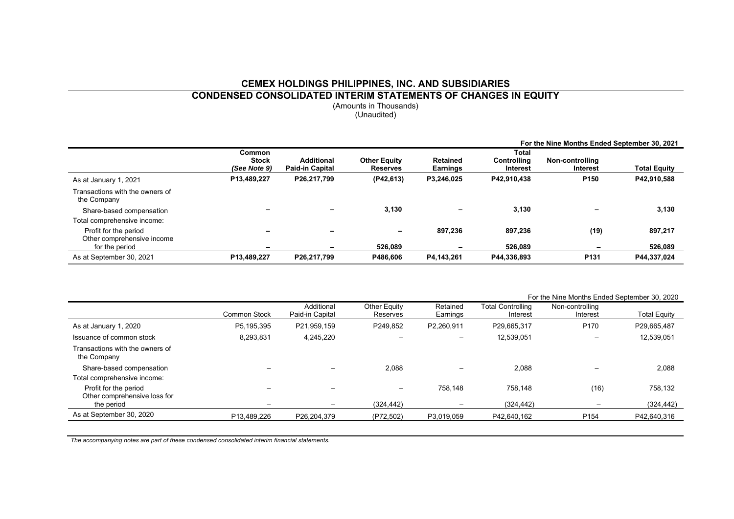# CEMEX HOLDINGS PHILIPPINES, INC. AND SUBSIDIARIES

## CONDENSED CONSOLIDATED INTERIM STATEMENTS OF CHANGES IN EQUITY

(Amounts in Thousands)
(Unaudited)

**For the Nine Months Ended September 30, 2021**

| | **Common Stock *(See Note 9)*** | **Additional Paid-in Capital** | **Other Equity Reserves** | **Retained Earnings** | **Total Controlling Interest** | **Non-controlling Interest** | **Total Equity** |
|---|---|---|---|---|---|---|---|
| As at January 1, 2021 | **P13,489,227** | **P26,217,799** | **(P42,613)** | **P3,246,025** | **P42,910,438** | **P150** | **P42,910,588** |
| Transactions with the owners of the Company | | | | | | | |
| Share-based compensation | **–** | **–** | **3,130** | **–** | **3,130** | **–** | **3,130** |
| Total comprehensive income: | | | | | | | |
| Profit for the period | **–** | **–** | **–** | **897,236** | **897,236** | **(19)** | **897,217** |
| Other comprehensive income for the period | **–** | **–** | **526,089** | **–** | **526,089** | **–** | **526,089** |
| As at September 30, 2021 | **P13,489,227** | **P26,217,799** | **P486,606** | **P4,143,261** | **P44,336,893** | **P131** | **P44,337,024** |

For the Nine Months Ended September 30, 2020

| | Common Stock | Additional Paid-in Capital | Other Equity Reserves | Retained Earnings | Total Controlling Interest | Non-controlling Interest | Total Equity |
|---|---|---|---|---|---|---|---|
| As at January 1, 2020 | P5,195,395 | P21,959,159 | P249,852 | P2,260,911 | P29,665,317 | P170 | P29,665,487 |
| Issuance of common stock | 8,293,831 | 4,245,220 | – | – | 12,539,051 | – | 12,539,051 |
| Transactions with the owners of the Company | | | | | | | |
| Share-based compensation | – | – | 2,088 | – | 2,088 | – | 2,088 |
| Total comprehensive income: | | | | | | | |
| Profit for the period | – | – | – | 758,148 | 758,148 | (16) | 758,132 |
| Other comprehensive loss for the period | – | – | (324,442) | – | (324,442) | – | (324,442) |
| As at September 30, 2020 | P13,489,226 | P26,204,379 | (P72,502) | P3,019,059 | P42,640,162 | P154 | P42,640,316 |

*The accompanying notes are part of these condensed consolidated interim financial statements.*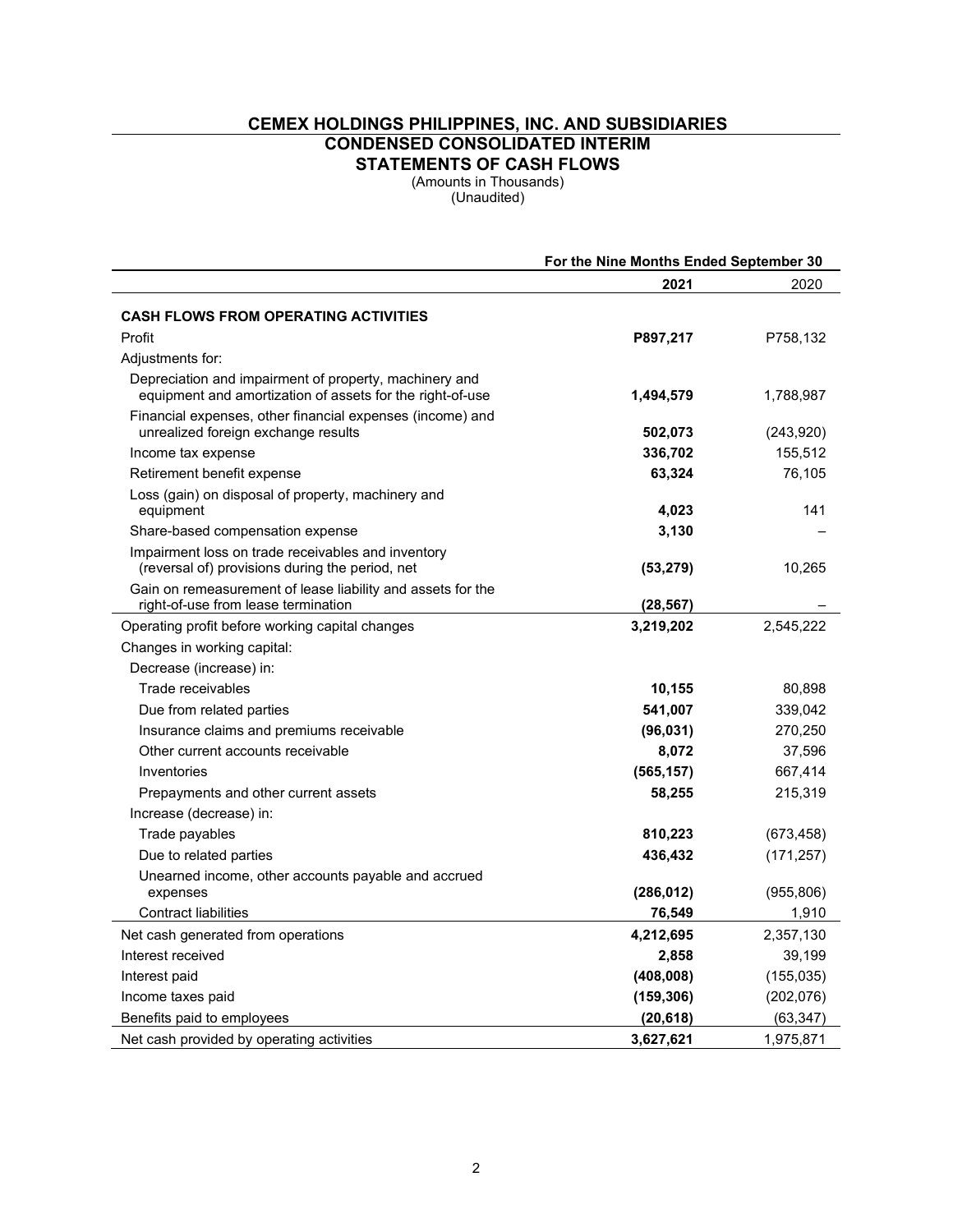# CEMEX HOLDINGS PHILIPPINES, INC. AND SUBSIDIARIES
## CONDENSED CONSOLIDATED INTERIM STATEMENTS OF CASH FLOWS

(Amounts in Thousands)
(Unaudited)

| | For the Nine Months Ended September 30 | |
|---|---|---|
| | **2021** | 2020 |
| **CASH FLOWS FROM OPERATING ACTIVITIES** | | |
| Profit | **P897,217** | P758,132 |
| Adjustments for: | | |
| Depreciation and impairment of property, machinery and equipment and amortization of assets for the right-of-use | **1,494,579** | 1,788,987 |
| Financial expenses, other financial expenses (income) and unrealized foreign exchange results | **502,073** | (243,920) |
| Income tax expense | **336,702** | 155,512 |
| Retirement benefit expense | **63,324** | 76,105 |
| Loss (gain) on disposal of property, machinery and equipment | **4,023** | 141 |
| Share-based compensation expense | **3,130** | – |
| Impairment loss on trade receivables and inventory (reversal of) provisions during the period, net | **(53,279)** | 10,265 |
| Gain on remeasurement of lease liability and assets for the right-of-use from lease termination | **(28,567)** | – |
| Operating profit before working capital changes | **3,219,202** | 2,545,222 |
| Changes in working capital: | | |
| Decrease (increase) in: | | |
| Trade receivables | **10,155** | 80,898 |
| Due from related parties | **541,007** | 339,042 |
| Insurance claims and premiums receivable | **(96,031)** | 270,250 |
| Other current accounts receivable | **8,072** | 37,596 |
| Inventories | **(565,157)** | 667,414 |
| Prepayments and other current assets | **58,255** | 215,319 |
| Increase (decrease) in: | | |
| Trade payables | **810,223** | (673,458) |
| Due to related parties | **436,432** | (171,257) |
| Unearned income, other accounts payable and accrued expenses | **(286,012)** | (955,806) |
| Contract liabilities | **76,549** | 1,910 |
| Net cash generated from operations | **4,212,695** | 2,357,130 |
| Interest received | **2,858** | 39,199 |
| Interest paid | **(408,008)** | (155,035) |
| Income taxes paid | **(159,306)** | (202,076) |
| Benefits paid to employees | **(20,618)** | (63,347) |
| Net cash provided by operating activities | **3,627,621** | 1,975,871 |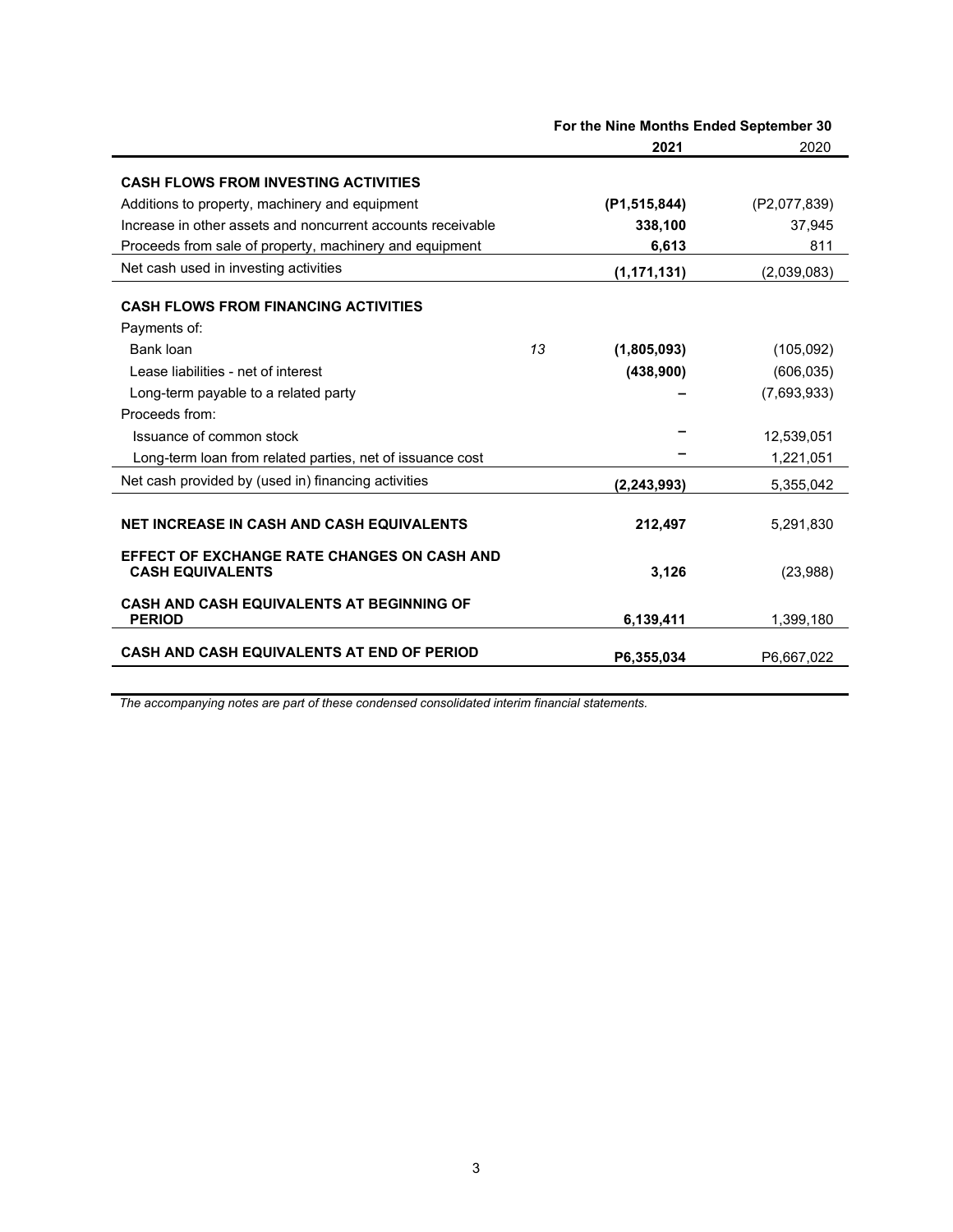| | Note | For the Nine Months Ended September 30 | |
|---|---|---|---|
| | | **2021** | 2020 |
| **CASH FLOWS FROM INVESTING ACTIVITIES** | | | |
| Additions to property, machinery and equipment | | **(P1,515,844)** | (P2,077,839) |
| Increase in other assets and noncurrent accounts receivable | | **338,100** | 37,945 |
| Proceeds from sale of property, machinery and equipment | | **6,613** | 811 |
| Net cash used in investing activities | | **(1,171,131)** | (2,039,083) |
| **CASH FLOWS FROM FINANCING ACTIVITIES** | | | |
| Payments of: | | | |
| Bank loan | *13* | **(1,805,093)** | (105,092) |
| Lease liabilities - net of interest | | **(438,900)** | (606,035) |
| Long-term payable to a related party | | **–** | (7,693,933) |
| Proceeds from: | | | |
| Issuance of common stock | | **–** | 12,539,051 |
| Long-term loan from related parties, net of issuance cost | | **–** | 1,221,051 |
| Net cash provided by (used in) financing activities | | **(2,243,993)** | 5,355,042 |
| **NET INCREASE IN CASH AND CASH EQUIVALENTS** | | **212,497** | 5,291,830 |
| **EFFECT OF EXCHANGE RATE CHANGES ON CASH AND CASH EQUIVALENTS** | | **3,126** | (23,988) |
| **CASH AND CASH EQUIVALENTS AT BEGINNING OF PERIOD** | | **6,139,411** | 1,399,180 |
| **CASH AND CASH EQUIVALENTS AT END OF PERIOD** | | **P6,355,034** | P6,667,022 |

*The accompanying notes are part of these condensed consolidated interim financial statements.*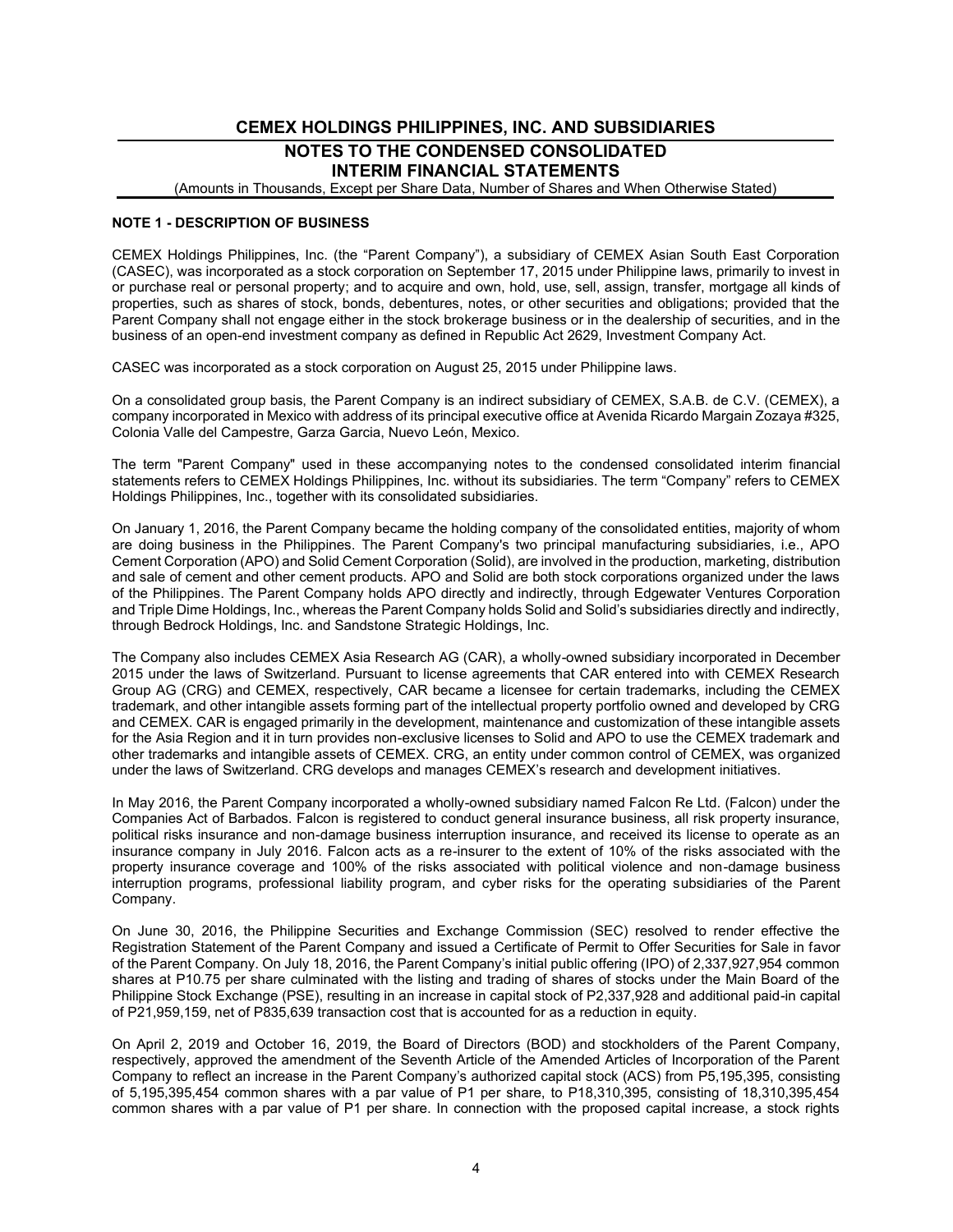# CEMEX HOLDINGS PHILIPPINES, INC. AND SUBSIDIARIES

## NOTES TO THE CONDENSED CONSOLIDATED INTERIM FINANCIAL STATEMENTS

(Amounts in Thousands, Except per Share Data, Number of Shares and When Otherwise Stated)

### NOTE 1 - DESCRIPTION OF BUSINESS

CEMEX Holdings Philippines, Inc. (the "Parent Company"), a subsidiary of CEMEX Asian South East Corporation (CASEC), was incorporated as a stock corporation on September 17, 2015 under Philippine laws, primarily to invest in or purchase real or personal property; and to acquire and own, hold, use, sell, assign, transfer, mortgage all kinds of properties, such as shares of stock, bonds, debentures, notes, or other securities and obligations; provided that the Parent Company shall not engage either in the stock brokerage business or in the dealership of securities, and in the business of an open-end investment company as defined in Republic Act 2629, Investment Company Act.

CASEC was incorporated as a stock corporation on August 25, 2015 under Philippine laws.

On a consolidated group basis, the Parent Company is an indirect subsidiary of CEMEX, S.A.B. de C.V. (CEMEX), a company incorporated in Mexico with address of its principal executive office at Avenida Ricardo Margain Zozaya #325, Colonia Valle del Campestre, Garza Garcia, Nuevo León, Mexico.

The term "Parent Company" used in these accompanying notes to the condensed consolidated interim financial statements refers to CEMEX Holdings Philippines, Inc. without its subsidiaries. The term "Company" refers to CEMEX Holdings Philippines, Inc., together with its consolidated subsidiaries.

On January 1, 2016, the Parent Company became the holding company of the consolidated entities, majority of whom are doing business in the Philippines. The Parent Company's two principal manufacturing subsidiaries, i.e., APO Cement Corporation (APO) and Solid Cement Corporation (Solid), are involved in the production, marketing, distribution and sale of cement and other cement products. APO and Solid are both stock corporations organized under the laws of the Philippines. The Parent Company holds APO directly and indirectly, through Edgewater Ventures Corporation and Triple Dime Holdings, Inc., whereas the Parent Company holds Solid and Solid's subsidiaries directly and indirectly, through Bedrock Holdings, Inc. and Sandstone Strategic Holdings, Inc.

The Company also includes CEMEX Asia Research AG (CAR), a wholly-owned subsidiary incorporated in December 2015 under the laws of Switzerland. Pursuant to license agreements that CAR entered into with CEMEX Research Group AG (CRG) and CEMEX, respectively, CAR became a licensee for certain trademarks, including the CEMEX trademark, and other intangible assets forming part of the intellectual property portfolio owned and developed by CRG and CEMEX. CAR is engaged primarily in the development, maintenance and customization of these intangible assets for the Asia Region and it in turn provides non-exclusive licenses to Solid and APO to use the CEMEX trademark and other trademarks and intangible assets of CEMEX. CRG, an entity under common control of CEMEX, was organized under the laws of Switzerland. CRG develops and manages CEMEX's research and development initiatives.

In May 2016, the Parent Company incorporated a wholly-owned subsidiary named Falcon Re Ltd. (Falcon) under the Companies Act of Barbados. Falcon is registered to conduct general insurance business, all risk property insurance, political risks insurance and non-damage business interruption insurance, and received its license to operate as an insurance company in July 2016. Falcon acts as a re-insurer to the extent of 10% of the risks associated with the property insurance coverage and 100% of the risks associated with political violence and non-damage business interruption programs, professional liability program, and cyber risks for the operating subsidiaries of the Parent Company.

On June 30, 2016, the Philippine Securities and Exchange Commission (SEC) resolved to render effective the Registration Statement of the Parent Company and issued a Certificate of Permit to Offer Securities for Sale in favor of the Parent Company. On July 18, 2016, the Parent Company's initial public offering (IPO) of 2,337,927,954 common shares at P10.75 per share culminated with the listing and trading of shares of stocks under the Main Board of the Philippine Stock Exchange (PSE), resulting in an increase in capital stock of P2,337,928 and additional paid-in capital of P21,959,159, net of P835,639 transaction cost that is accounted for as a reduction in equity.

On April 2, 2019 and October 16, 2019, the Board of Directors (BOD) and stockholders of the Parent Company, respectively, approved the amendment of the Seventh Article of the Amended Articles of Incorporation of the Parent Company to reflect an increase in the Parent Company's authorized capital stock (ACS) from P5,195,395, consisting of 5,195,395,454 common shares with a par value of P1 per share, to P18,310,395, consisting of 18,310,395,454 common shares with a par value of P1 per share. In connection with the proposed capital increase, a stock rights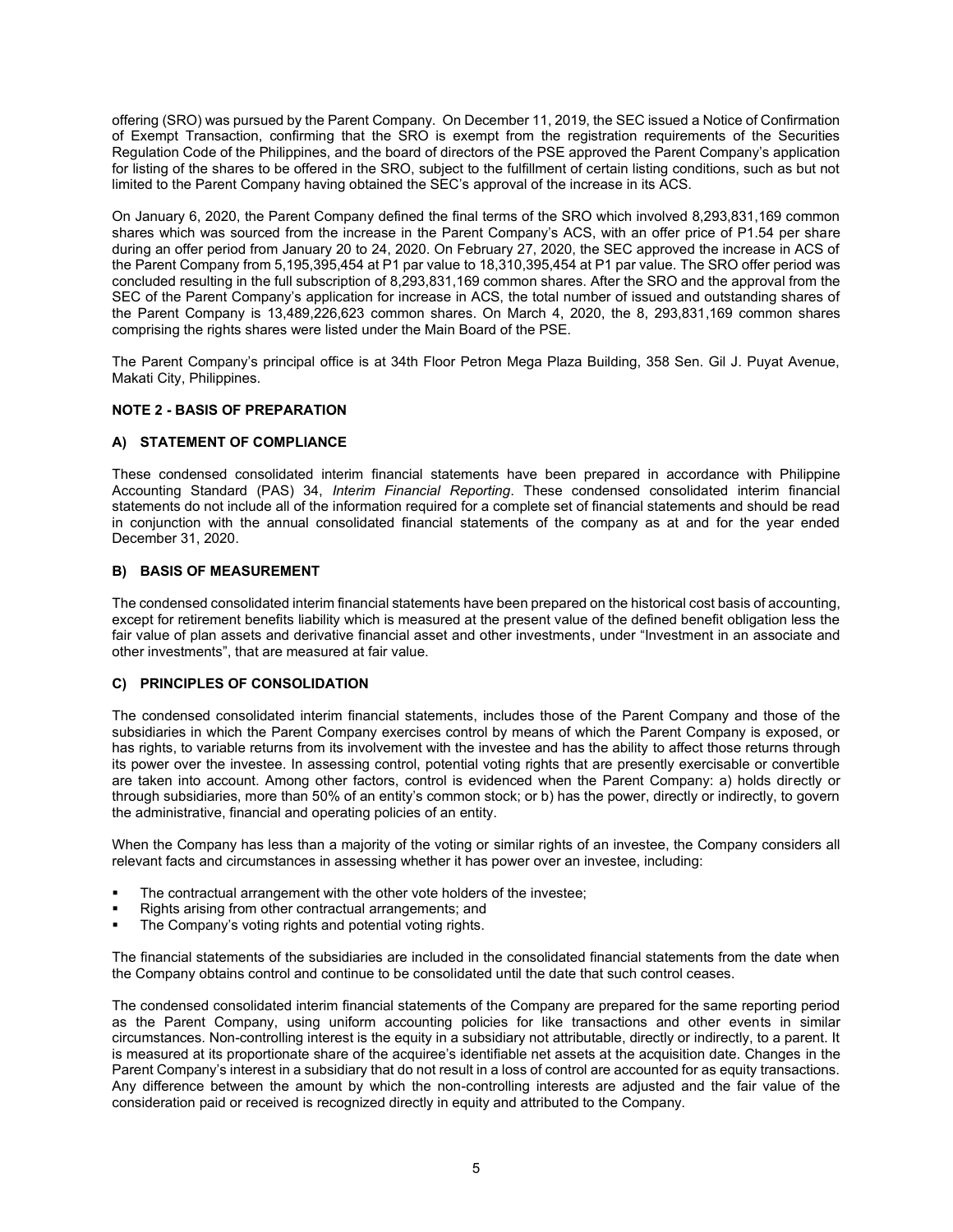offering (SRO) was pursued by the Parent Company. On December 11, 2019, the SEC issued a Notice of Confirmation of Exempt Transaction, confirming that the SRO is exempt from the registration requirements of the Securities Regulation Code of the Philippines, and the board of directors of the PSE approved the Parent Company's application for listing of the shares to be offered in the SRO, subject to the fulfillment of certain listing conditions, such as but not limited to the Parent Company having obtained the SEC's approval of the increase in its ACS.

On January 6, 2020, the Parent Company defined the final terms of the SRO which involved 8,293,831,169 common shares which was sourced from the increase in the Parent Company's ACS, with an offer price of P1.54 per share during an offer period from January 20 to 24, 2020. On February 27, 2020, the SEC approved the increase in ACS of the Parent Company from 5,195,395,454 at P1 par value to 18,310,395,454 at P1 par value. The SRO offer period was concluded resulting in the full subscription of 8,293,831,169 common shares. After the SRO and the approval from the SEC of the Parent Company's application for increase in ACS, the total number of issued and outstanding shares of the Parent Company is 13,489,226,623 common shares. On March 4, 2020, the 8, 293,831,169 common shares comprising the rights shares were listed under the Main Board of the PSE.

The Parent Company's principal office is at 34th Floor Petron Mega Plaza Building, 358 Sen. Gil J. Puyat Avenue, Makati City, Philippines.

## NOTE 2 - BASIS OF PREPARATION

### A) STATEMENT OF COMPLIANCE

These condensed consolidated interim financial statements have been prepared in accordance with Philippine Accounting Standard (PAS) 34, *Interim Financial Reporting*. These condensed consolidated interim financial statements do not include all of the information required for a complete set of financial statements and should be read in conjunction with the annual consolidated financial statements of the company as at and for the year ended December 31, 2020.

### B) BASIS OF MEASUREMENT

The condensed consolidated interim financial statements have been prepared on the historical cost basis of accounting, except for retirement benefits liability which is measured at the present value of the defined benefit obligation less the fair value of plan assets and derivative financial asset and other investments, under "Investment in an associate and other investments", that are measured at fair value.

### C) PRINCIPLES OF CONSOLIDATION

The condensed consolidated interim financial statements, includes those of the Parent Company and those of the subsidiaries in which the Parent Company exercises control by means of which the Parent Company is exposed, or has rights, to variable returns from its involvement with the investee and has the ability to affect those returns through its power over the investee. In assessing control, potential voting rights that are presently exercisable or convertible are taken into account. Among other factors, control is evidenced when the Parent Company: a) holds directly or through subsidiaries, more than 50% of an entity's common stock; or b) has the power, directly or indirectly, to govern the administrative, financial and operating policies of an entity.

When the Company has less than a majority of the voting or similar rights of an investee, the Company considers all relevant facts and circumstances in assessing whether it has power over an investee, including:

- The contractual arrangement with the other vote holders of the investee;
- Rights arising from other contractual arrangements; and
- The Company's voting rights and potential voting rights.

The financial statements of the subsidiaries are included in the consolidated financial statements from the date when the Company obtains control and continue to be consolidated until the date that such control ceases.

The condensed consolidated interim financial statements of the Company are prepared for the same reporting period as the Parent Company, using uniform accounting policies for like transactions and other events in similar circumstances. Non-controlling interest is the equity in a subsidiary not attributable, directly or indirectly, to a parent. It is measured at its proportionate share of the acquiree's identifiable net assets at the acquisition date. Changes in the Parent Company's interest in a subsidiary that do not result in a loss of control are accounted for as equity transactions. Any difference between the amount by which the non-controlling interests are adjusted and the fair value of the consideration paid or received is recognized directly in equity and attributed to the Company.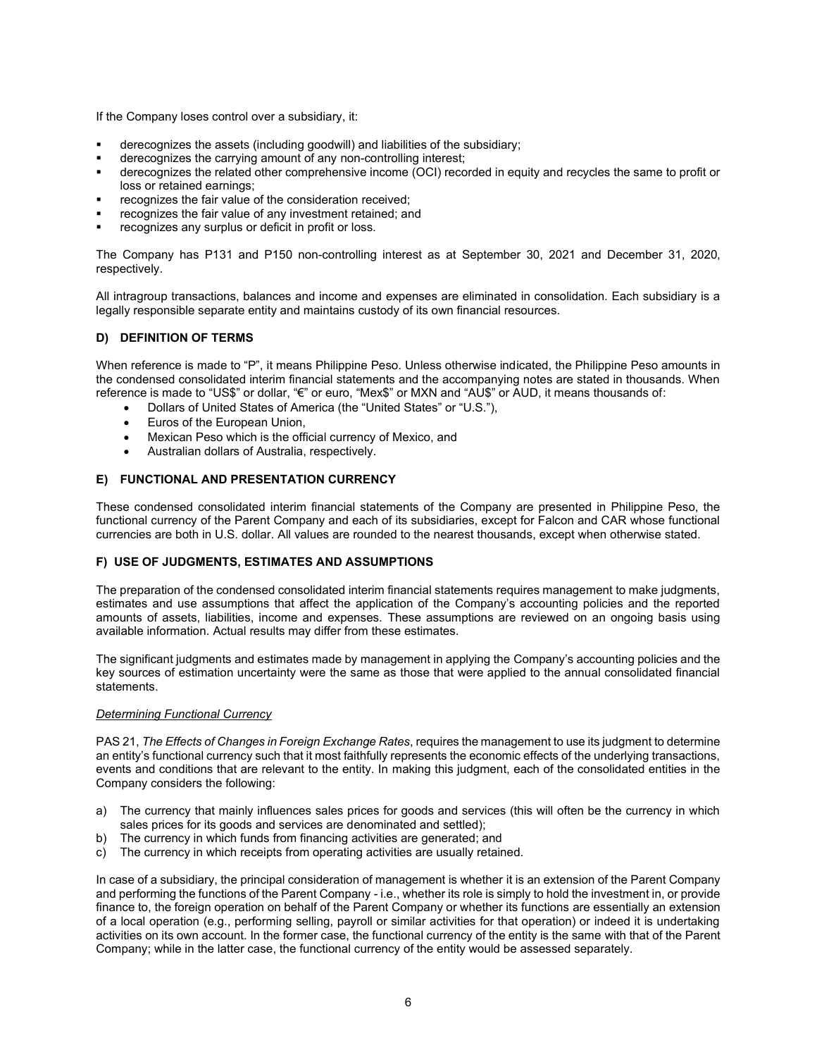If the Company loses control over a subsidiary, it:

- derecognizes the assets (including goodwill) and liabilities of the subsidiary;
- derecognizes the carrying amount of any non-controlling interest;
- derecognizes the related other comprehensive income (OCI) recorded in equity and recycles the same to profit or loss or retained earnings;
- recognizes the fair value of the consideration received;
- recognizes the fair value of any investment retained; and
- recognizes any surplus or deficit in profit or loss.

The Company has P131 and P150 non-controlling interest as at September 30, 2021 and December 31, 2020, respectively.

All intragroup transactions, balances and income and expenses are eliminated in consolidation. Each subsidiary is a legally responsible separate entity and maintains custody of its own financial resources.

## D) DEFINITION OF TERMS

When reference is made to "P", it means Philippine Peso. Unless otherwise indicated, the Philippine Peso amounts in the condensed consolidated interim financial statements and the accompanying notes are stated in thousands. When reference is made to "US$" or dollar, "€" or euro, "Mex$" or MXN and "AU$" or AUD, it means thousands of:

- Dollars of United States of America (the "United States" or "U.S."),
- Euros of the European Union,
- Mexican Peso which is the official currency of Mexico, and
- Australian dollars of Australia, respectively.

## E) FUNCTIONAL AND PRESENTATION CURRENCY

These condensed consolidated interim financial statements of the Company are presented in Philippine Peso, the functional currency of the Parent Company and each of its subsidiaries, except for Falcon and CAR whose functional currencies are both in U.S. dollar. All values are rounded to the nearest thousands, except when otherwise stated.

## F) USE OF JUDGMENTS, ESTIMATES AND ASSUMPTIONS

The preparation of the condensed consolidated interim financial statements requires management to make judgments, estimates and use assumptions that affect the application of the Company's accounting policies and the reported amounts of assets, liabilities, income and expenses. These assumptions are reviewed on an ongoing basis using available information. Actual results may differ from these estimates.

The significant judgments and estimates made by management in applying the Company's accounting policies and the key sources of estimation uncertainty were the same as those that were applied to the annual consolidated financial statements.

*Determining Functional Currency*

PAS 21, *The Effects of Changes in Foreign Exchange Rates*, requires the management to use its judgment to determine an entity's functional currency such that it most faithfully represents the economic effects of the underlying transactions, events and conditions that are relevant to the entity. In making this judgment, each of the consolidated entities in the Company considers the following:

a) The currency that mainly influences sales prices for goods and services (this will often be the currency in which sales prices for its goods and services are denominated and settled);
b) The currency in which funds from financing activities are generated; and
c) The currency in which receipts from operating activities are usually retained.

In case of a subsidiary, the principal consideration of management is whether it is an extension of the Parent Company and performing the functions of the Parent Company - i.e., whether its role is simply to hold the investment in, or provide finance to, the foreign operation on behalf of the Parent Company or whether its functions are essentially an extension of a local operation (e.g., performing selling, payroll or similar activities for that operation) or indeed it is undertaking activities on its own account. In the former case, the functional currency of the entity is the same with that of the Parent Company; while in the latter case, the functional currency of the entity would be assessed separately.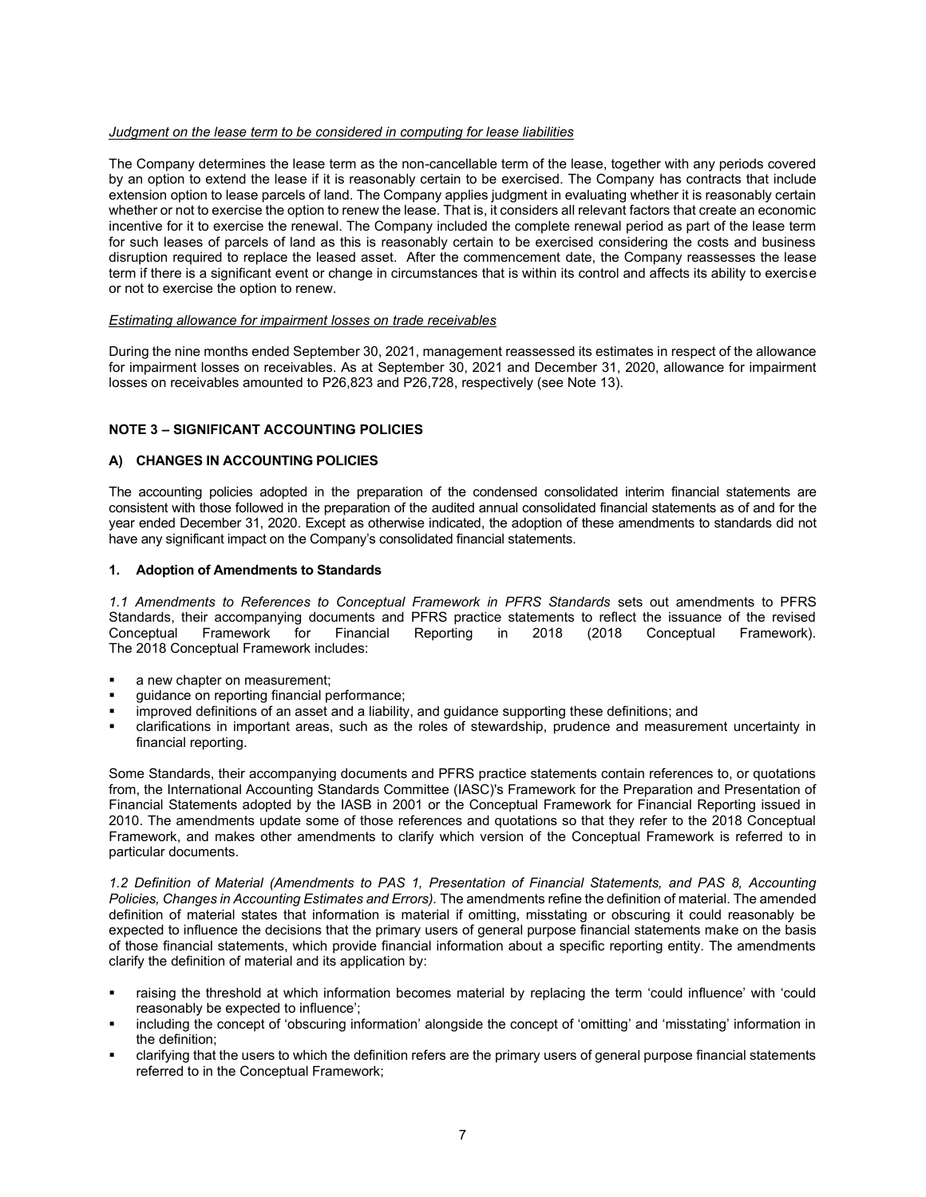*Judgment on the lease term to be considered in computing for lease liabilities*

The Company determines the lease term as the non-cancellable term of the lease, together with any periods covered by an option to extend the lease if it is reasonably certain to be exercised. The Company has contracts that include extension option to lease parcels of land. The Company applies judgment in evaluating whether it is reasonably certain whether or not to exercise the option to renew the lease. That is, it considers all relevant factors that create an economic incentive for it to exercise the renewal. The Company included the complete renewal period as part of the lease term for such leases of parcels of land as this is reasonably certain to be exercised considering the costs and business disruption required to replace the leased asset. After the commencement date, the Company reassesses the lease term if there is a significant event or change in circumstances that is within its control and affects its ability to exercise or not to exercise the option to renew.

*Estimating allowance for impairment losses on trade receivables*

During the nine months ended September 30, 2021, management reassessed its estimates in respect of the allowance for impairment losses on receivables. As at September 30, 2021 and December 31, 2020, allowance for impairment losses on receivables amounted to P26,823 and P26,728, respectively (see Note 13).

## NOTE 3 – SIGNIFICANT ACCOUNTING POLICIES

### A) CHANGES IN ACCOUNTING POLICIES

The accounting policies adopted in the preparation of the condensed consolidated interim financial statements are consistent with those followed in the preparation of the audited annual consolidated financial statements as of and for the year ended December 31, 2020. Except as otherwise indicated, the adoption of these amendments to standards did not have any significant impact on the Company's consolidated financial statements.

### 1. Adoption of Amendments to Standards

*1.1 Amendments to References to Conceptual Framework in PFRS Standards* sets out amendments to PFRS Standards, their accompanying documents and PFRS practice statements to reflect the issuance of the revised Conceptual Framework for Financial Reporting in 2018 (2018 Conceptual Framework). The 2018 Conceptual Framework includes:

- a new chapter on measurement;
- guidance on reporting financial performance;
- improved definitions of an asset and a liability, and guidance supporting these definitions; and
- clarifications in important areas, such as the roles of stewardship, prudence and measurement uncertainty in financial reporting.

Some Standards, their accompanying documents and PFRS practice statements contain references to, or quotations from, the International Accounting Standards Committee (IASC)'s Framework for the Preparation and Presentation of Financial Statements adopted by the IASB in 2001 or the Conceptual Framework for Financial Reporting issued in 2010. The amendments update some of those references and quotations so that they refer to the 2018 Conceptual Framework, and makes other amendments to clarify which version of the Conceptual Framework is referred to in particular documents.

*1.2 Definition of Material (Amendments to PAS 1, Presentation of Financial Statements, and PAS 8, Accounting Policies, Changes in Accounting Estimates and Errors).* The amendments refine the definition of material. The amended definition of material states that information is material if omitting, misstating or obscuring it could reasonably be expected to influence the decisions that the primary users of general purpose financial statements make on the basis of those financial statements, which provide financial information about a specific reporting entity. The amendments clarify the definition of material and its application by:

- raising the threshold at which information becomes material by replacing the term 'could influence' with 'could reasonably be expected to influence';
- including the concept of 'obscuring information' alongside the concept of 'omitting' and 'misstating' information in the definition;
- clarifying that the users to which the definition refers are the primary users of general purpose financial statements referred to in the Conceptual Framework;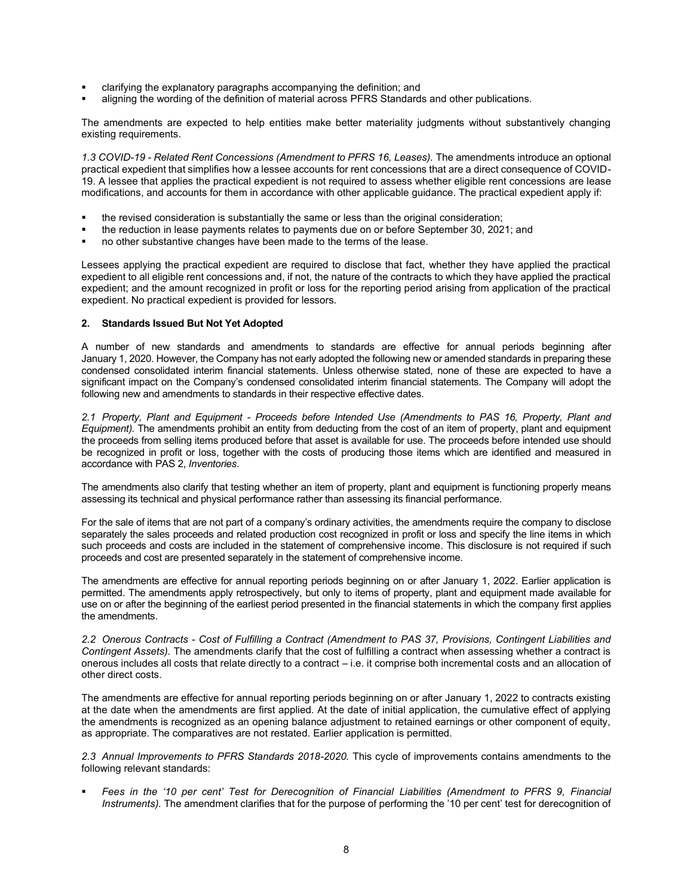- clarifying the explanatory paragraphs accompanying the definition; and
- aligning the wording of the definition of material across PFRS Standards and other publications.

The amendments are expected to help entities make better materiality judgments without substantively changing existing requirements.

*1.3 COVID-19 - Related Rent Concessions (Amendment to PFRS 16, Leases).* The amendments introduce an optional practical expedient that simplifies how a lessee accounts for rent concessions that are a direct consequence of COVID-19. A lessee that applies the practical expedient is not required to assess whether eligible rent concessions are lease modifications, and accounts for them in accordance with other applicable guidance. The practical expedient apply if:

- the revised consideration is substantially the same or less than the original consideration;
- the reduction in lease payments relates to payments due on or before September 30, 2021; and
- no other substantive changes have been made to the terms of the lease.

Lessees applying the practical expedient are required to disclose that fact, whether they have applied the practical expedient to all eligible rent concessions and, if not, the nature of the contracts to which they have applied the practical expedient; and the amount recognized in profit or loss for the reporting period arising from application of the practical expedient. No practical expedient is provided for lessors.

**2. Standards Issued But Not Yet Adopted**

A number of new standards and amendments to standards are effective for annual periods beginning after January 1, 2020. However, the Company has not early adopted the following new or amended standards in preparing these condensed consolidated interim financial statements. Unless otherwise stated, none of these are expected to have a significant impact on the Company's condensed consolidated interim financial statements. The Company will adopt the following new and amendments to standards in their respective effective dates.

*2.1 Property, Plant and Equipment - Proceeds before Intended Use (Amendments to PAS 16, Property, Plant and Equipment).* The amendments prohibit an entity from deducting from the cost of an item of property, plant and equipment the proceeds from selling items produced before that asset is available for use. The proceeds before intended use should be recognized in profit or loss, together with the costs of producing those items which are identified and measured in accordance with PAS 2, *Inventories*.

The amendments also clarify that testing whether an item of property, plant and equipment is functioning properly means assessing its technical and physical performance rather than assessing its financial performance.

For the sale of items that are not part of a company's ordinary activities, the amendments require the company to disclose separately the sales proceeds and related production cost recognized in profit or loss and specify the line items in which such proceeds and costs are included in the statement of comprehensive income. This disclosure is not required if such proceeds and cost are presented separately in the statement of comprehensive income.

The amendments are effective for annual reporting periods beginning on or after January 1, 2022. Earlier application is permitted. The amendments apply retrospectively, but only to items of property, plant and equipment made available for use on or after the beginning of the earliest period presented in the financial statements in which the company first applies the amendments.

*2.2 Onerous Contracts - Cost of Fulfilling a Contract (Amendment to PAS 37, Provisions, Contingent Liabilities and Contingent Assets).* The amendments clarify that the cost of fulfilling a contract when assessing whether a contract is onerous includes all costs that relate directly to a contract – i.e. it comprise both incremental costs and an allocation of other direct costs.

The amendments are effective for annual reporting periods beginning on or after January 1, 2022 to contracts existing at the date when the amendments are first applied. At the date of initial application, the cumulative effect of applying the amendments is recognized as an opening balance adjustment to retained earnings or other component of equity, as appropriate. The comparatives are not restated. Earlier application is permitted.

*2.3 Annual Improvements to PFRS Standards 2018-2020.* This cycle of improvements contains amendments to the following relevant standards:

- *Fees in the '10 per cent' Test for Derecognition of Financial Liabilities (Amendment to PFRS 9, Financial Instruments).* The amendment clarifies that for the purpose of performing the '10 per cent' test for derecognition of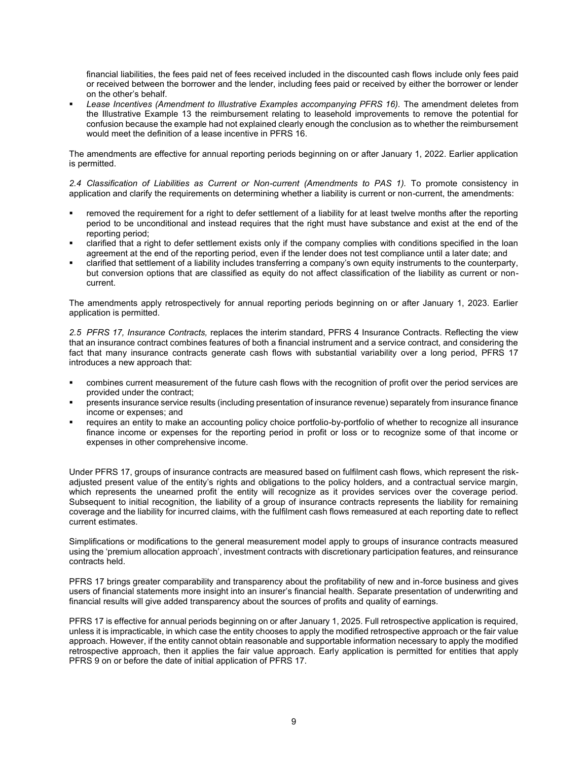financial liabilities, the fees paid net of fees received included in the discounted cash flows include only fees paid or received between the borrower and the lender, including fees paid or received by either the borrower or lender on the other's behalf.

- *Lease Incentives (Amendment to Illustrative Examples accompanying PFRS 16).* The amendment deletes from the Illustrative Example 13 the reimbursement relating to leasehold improvements to remove the potential for confusion because the example had not explained clearly enough the conclusion as to whether the reimbursement would meet the definition of a lease incentive in PFRS 16.

The amendments are effective for annual reporting periods beginning on or after January 1, 2022. Earlier application is permitted.

*2.4 Classification of Liabilities as Current or Non-current (Amendments to PAS 1).* To promote consistency in application and clarify the requirements on determining whether a liability is current or non-current, the amendments:

- removed the requirement for a right to defer settlement of a liability for at least twelve months after the reporting period to be unconditional and instead requires that the right must have substance and exist at the end of the reporting period;
- clarified that a right to defer settlement exists only if the company complies with conditions specified in the loan agreement at the end of the reporting period, even if the lender does not test compliance until a later date; and
- clarified that settlement of a liability includes transferring a company's own equity instruments to the counterparty, but conversion options that are classified as equity do not affect classification of the liability as current or non-current.

The amendments apply retrospectively for annual reporting periods beginning on or after January 1, 2023. Earlier application is permitted.

*2.5 PFRS 17, Insurance Contracts,* replaces the interim standard, PFRS 4 Insurance Contracts. Reflecting the view that an insurance contract combines features of both a financial instrument and a service contract, and considering the fact that many insurance contracts generate cash flows with substantial variability over a long period, PFRS 17 introduces a new approach that:

- combines current measurement of the future cash flows with the recognition of profit over the period services are provided under the contract;
- presents insurance service results (including presentation of insurance revenue) separately from insurance finance income or expenses; and
- requires an entity to make an accounting policy choice portfolio-by-portfolio of whether to recognize all insurance finance income or expenses for the reporting period in profit or loss or to recognize some of that income or expenses in other comprehensive income.

Under PFRS 17, groups of insurance contracts are measured based on fulfilment cash flows, which represent the risk-adjusted present value of the entity's rights and obligations to the policy holders, and a contractual service margin, which represents the unearned profit the entity will recognize as it provides services over the coverage period. Subsequent to initial recognition, the liability of a group of insurance contracts represents the liability for remaining coverage and the liability for incurred claims, with the fulfilment cash flows remeasured at each reporting date to reflect current estimates.

Simplifications or modifications to the general measurement model apply to groups of insurance contracts measured using the 'premium allocation approach', investment contracts with discretionary participation features, and reinsurance contracts held.

PFRS 17 brings greater comparability and transparency about the profitability of new and in-force business and gives users of financial statements more insight into an insurer's financial health. Separate presentation of underwriting and financial results will give added transparency about the sources of profits and quality of earnings.

PFRS 17 is effective for annual periods beginning on or after January 1, 2025. Full retrospective application is required, unless it is impracticable, in which case the entity chooses to apply the modified retrospective approach or the fair value approach. However, if the entity cannot obtain reasonable and supportable information necessary to apply the modified retrospective approach, then it applies the fair value approach. Early application is permitted for entities that apply PFRS 9 on or before the date of initial application of PFRS 17.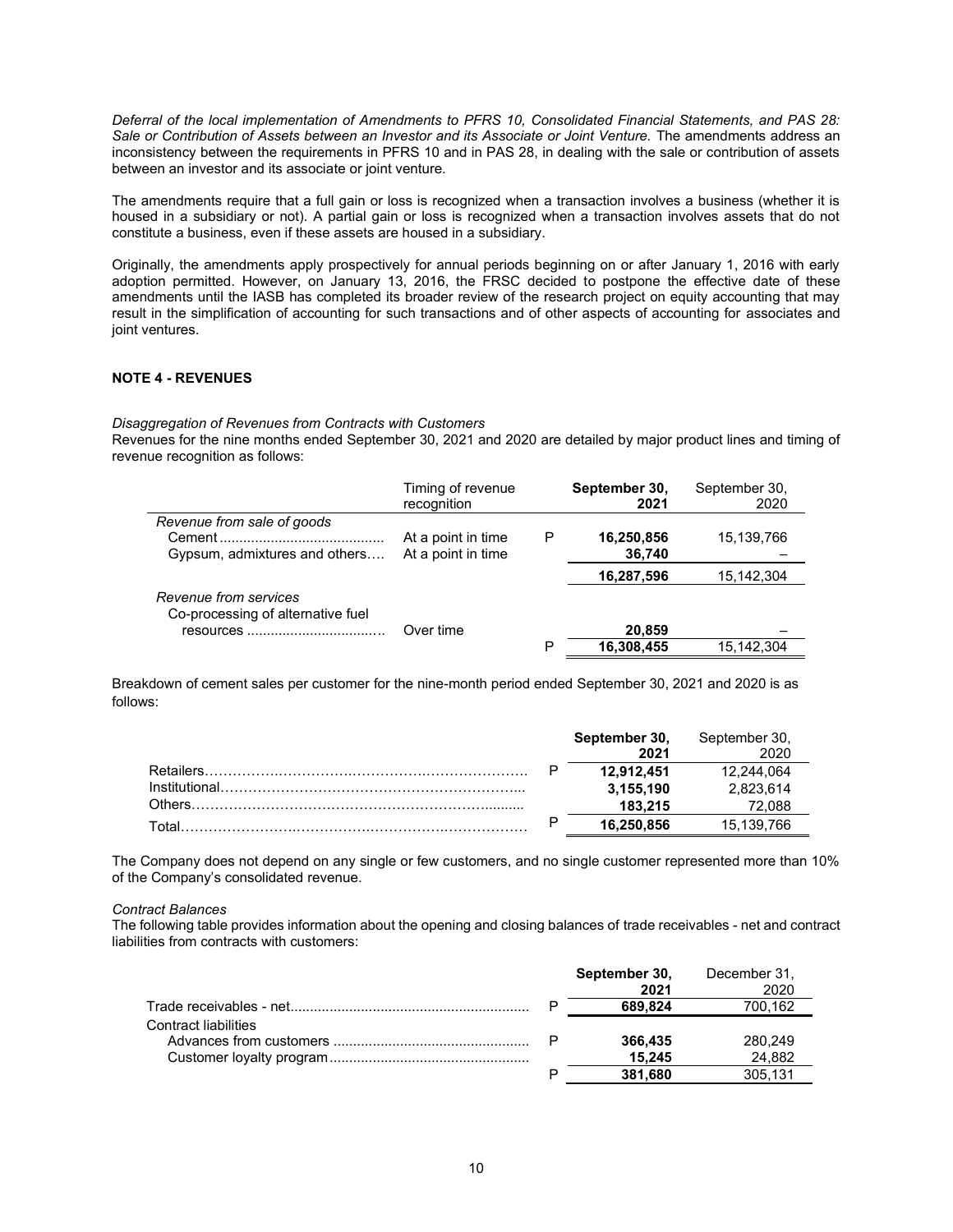*Deferral of the local implementation of Amendments to PFRS 10, Consolidated Financial Statements, and PAS 28: Sale or Contribution of Assets between an Investor and its Associate or Joint Venture.* The amendments address an inconsistency between the requirements in PFRS 10 and in PAS 28, in dealing with the sale or contribution of assets between an investor and its associate or joint venture.

The amendments require that a full gain or loss is recognized when a transaction involves a business (whether it is housed in a subsidiary or not). A partial gain or loss is recognized when a transaction involves assets that do not constitute a business, even if these assets are housed in a subsidiary.

Originally, the amendments apply prospectively for annual periods beginning on or after January 1, 2016 with early adoption permitted. However, on January 13, 2016, the FRSC decided to postpone the effective date of these amendments until the IASB has completed its broader review of the research project on equity accounting that may result in the simplification of accounting for such transactions and of other aspects of accounting for associates and joint ventures.

## NOTE 4 - REVENUES

*Disaggregation of Revenues from Contracts with Customers*

Revenues for the nine months ended September 30, 2021 and 2020 are detailed by major product lines and timing of revenue recognition as follows:

| | Timing of revenue recognition | | **September 30, 2021** | September 30, 2020 |
|---|---|---|---|---|
| *Revenue from sale of goods* | | | | |
| Cement | At a point in time | P | **16,250,856** | 15,139,766 |
| Gypsum, admixtures and others | At a point in time | | **36,740** | – |
| | | | **16,287,596** | 15,142,304 |
| *Revenue from services* | | | | |
| Co-processing of alternative fuel resources | Over time | | **20,859** | – |
| | | P | **16,308,455** | 15,142,304 |

Breakdown of cement sales per customer for the nine-month period ended September 30, 2021 and 2020 is as follows:

| | | **September 30, 2021** | September 30, 2020 |
|---|---|---|---|
| Retailers | P | **12,912,451** | 12,244,064 |
| Institutional | | **3,155,190** | 2,823,614 |
| Others | | **183,215** | 72,088 |
| Total | P | **16,250,856** | 15,139,766 |

The Company does not depend on any single or few customers, and no single customer represented more than 10% of the Company's consolidated revenue.

*Contract Balances*

The following table provides information about the opening and closing balances of trade receivables - net and contract liabilities from contracts with customers:

| | | **September 30, 2021** | December 31, 2020 |
|---|---|---|---|
| Trade receivables - net | P | **689,824** | 700,162 |
| Contract liabilities | | | |
| Advances from customers | P | **366,435** | 280,249 |
| Customer loyalty program | | **15,245** | 24,882 |
| | P | **381,680** | 305,131 |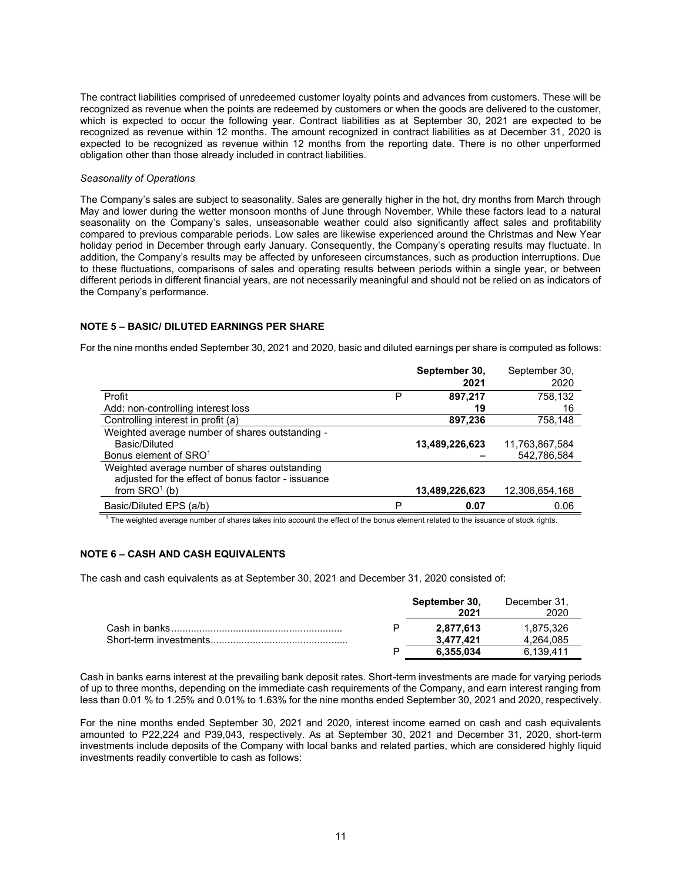The contract liabilities comprised of unredeemed customer loyalty points and advances from customers. These will be recognized as revenue when the points are redeemed by customers or when the goods are delivered to the customer, which is expected to occur the following year. Contract liabilities as at September 30, 2021 are expected to be recognized as revenue within 12 months. The amount recognized in contract liabilities as at December 31, 2020 is expected to be recognized as revenue within 12 months from the reporting date. There is no other unperformed obligation other than those already included in contract liabilities.

*Seasonality of Operations*

The Company's sales are subject to seasonality. Sales are generally higher in the hot, dry months from March through May and lower during the wetter monsoon months of June through November. While these factors lead to a natural seasonality on the Company's sales, unseasonable weather could also significantly affect sales and profitability compared to previous comparable periods. Low sales are likewise experienced around the Christmas and New Year holiday period in December through early January. Consequently, the Company's operating results may fluctuate. In addition, the Company's results may be affected by unforeseen circumstances, such as production interruptions. Due to these fluctuations, comparisons of sales and operating results between periods within a single year, or between different periods in different financial years, are not necessarily meaningful and should not be relied on as indicators of the Company's performance.

## NOTE 5 – BASIC/ DILUTED EARNINGS PER SHARE

For the nine months ended September 30, 2021 and 2020, basic and diluted earnings per share is computed as follows:

| | | **September 30, 2021** | September 30, 2020 |
|---|---|---|---|
| Profit | P | **897,217** | 758,132 |
| Add: non-controlling interest loss | | **19** | 16 |
| Controlling interest in profit (a) | | **897,236** | 758,148 |
| Weighted average number of shares outstanding - Basic/Diluted | | **13,489,226,623** | 11,763,867,584 |
| Bonus element of SRO[1] | | **–** | 542,786,584 |
| Weighted average number of shares outstanding adjusted for the effect of bonus factor - issuance from SRO[1] (b) | | **13,489,226,623** | 12,306,654,168 |
| Basic/Diluted EPS (a/b) | P | **0.07** | 0.06 |

[1] The weighted average number of shares takes into account the effect of the bonus element related to the issuance of stock rights.

## NOTE 6 – CASH AND CASH EQUIVALENTS

The cash and cash equivalents as at September 30, 2021 and December 31, 2020 consisted of:

| | | **September 30, 2021** | December 31, 2020 |
|---|---|---|---|
| Cash in banks | P | **2,877,613** | 1,875,326 |
| Short-term investments | | **3,477,421** | 4,264,085 |
| | P | **6,355,034** | 6,139,411 |

Cash in banks earns interest at the prevailing bank deposit rates. Short-term investments are made for varying periods of up to three months, depending on the immediate cash requirements of the Company, and earn interest ranging from less than 0.01 % to 1.25% and 0.01% to 1.63% for the nine months ended September 30, 2021 and 2020, respectively.

For the nine months ended September 30, 2021 and 2020, interest income earned on cash and cash equivalents amounted to P22,224 and P39,043, respectively. As at September 30, 2021 and December 31, 2020, short-term investments include deposits of the Company with local banks and related parties, which are considered highly liquid investments readily convertible to cash as follows: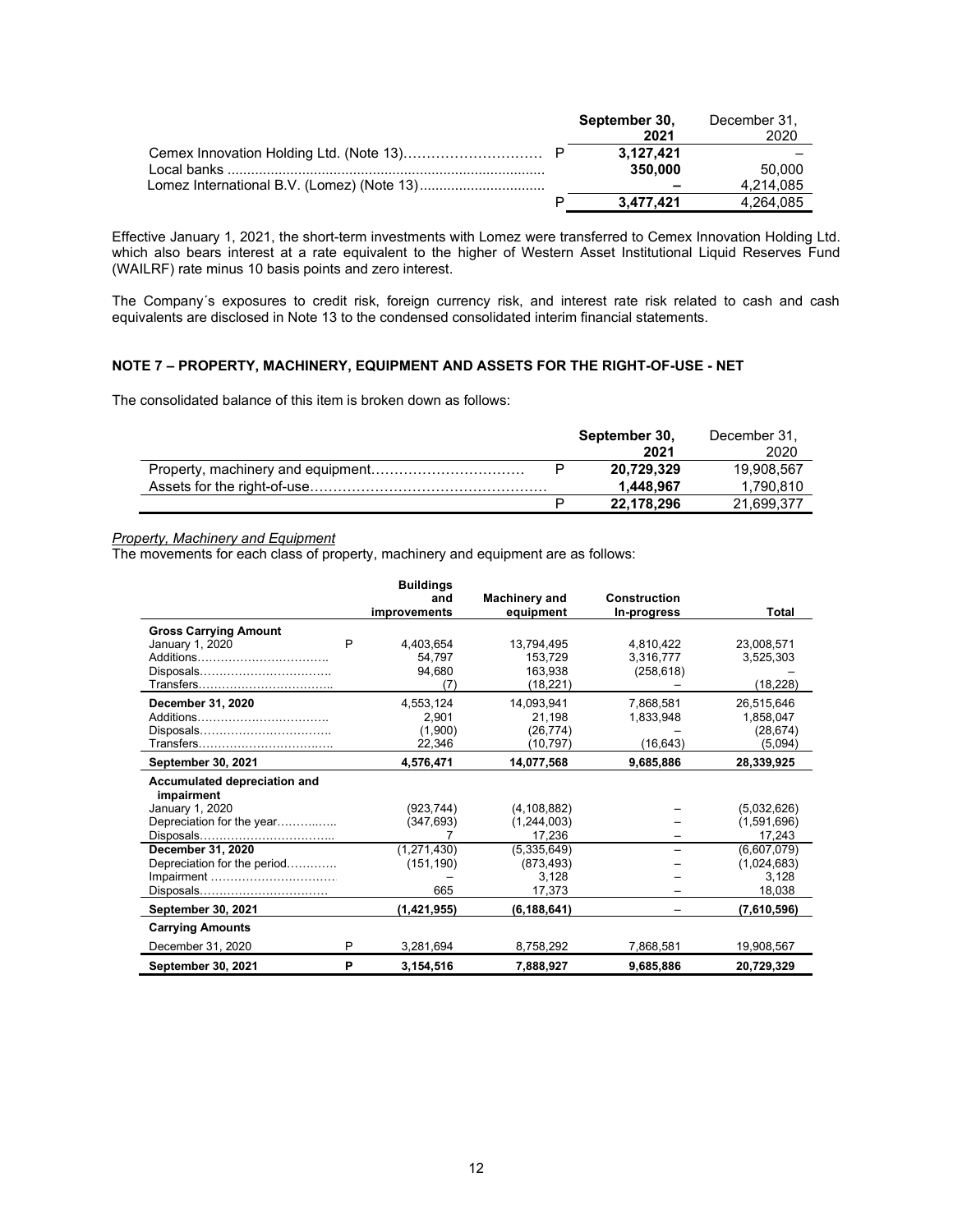| | | September 30, 2021 | December 31, 2020 |
|---|---|---|---|
| Cemex Innovation Holding Ltd. (Note 13) | P | **3,127,421** | – |
| Local banks | | **350,000** | 50,000 |
| Lomez International B.V. (Lomez) (Note 13) | | **–** | 4,214,085 |
| | P | **3,477,421** | 4,264,085 |

Effective January 1, 2021, the short-term investments with Lomez were transferred to Cemex Innovation Holding Ltd. which also bears interest at a rate equivalent to the higher of Western Asset Institutional Liquid Reserves Fund (WAILRF) rate minus 10 basis points and zero interest.

The Company´s exposures to credit risk, foreign currency risk, and interest rate risk related to cash and cash equivalents are disclosed in Note 13 to the condensed consolidated interim financial statements.

## NOTE 7 – PROPERTY, MACHINERY, EQUIPMENT AND ASSETS FOR THE RIGHT-OF-USE - NET

The consolidated balance of this item is broken down as follows:

| | | September 30, 2021 | December 31, 2020 |
|---|---|---|---|
| Property, machinery and equipment | P | **20,729,329** | 19,908,567 |
| Assets for the right-of-use | | **1,448,967** | 1,790,810 |
| | P | **22,178,296** | 21,699,377 |

*Property, Machinery and Equipment*

The movements for each class of property, machinery and equipment are as follows:

| | | Buildings and improvements | Machinery and equipment | Construction In-progress | Total |
|---|---|---|---|---|---|
| **Gross Carrying Amount** | | | | | |
| January 1, 2020 | P | 4,403,654 | 13,794,495 | 4,810,422 | 23,008,571 |
| Additions | | 54,797 | 153,729 | 3,316,777 | 3,525,303 |
| Disposals | | 94,680 | 163,938 | (258,618) | – |
| Transfers | | (7) | (18,221) | – | (18,228) |
| **December 31, 2020** | | 4,553,124 | 14,093,941 | 7,868,581 | 26,515,646 |
| Additions | | 2,901 | 21,198 | 1,833,948 | 1,858,047 |
| Disposals | | (1,900) | (26,774) | – | (28,674) |
| Transfers | | 22,346 | (10,797) | (16,643) | (5,094) |
| **September 30, 2021** | | **4,576,471** | **14,077,568** | **9,685,886** | **28,339,925** |
| **Accumulated depreciation and impairment** | | | | | |
| January 1, 2020 | | (923,744) | (4,108,882) | – | (5,032,626) |
| Depreciation for the year | | (347,693) | (1,244,003) | – | (1,591,696) |
| Disposals | | 7 | 17,236 | – | 17,243 |
| **December 31, 2020** | | (1,271,430) | (5,335,649) | – | (6,607,079) |
| Depreciation for the period | | (151,190) | (873,493) | – | (1,024,683) |
| Impairment | | – | 3,128 | – | 3,128 |
| Disposals | | 665 | 17,373 | – | 18,038 |
| **September 30, 2021** | | **(1,421,955)** | **(6,188,641)** | **–** | **(7,610,596)** |
| **Carrying Amounts** | | | | | |
| December 31, 2020 | P | 3,281,694 | 8,758,292 | 7,868,581 | 19,908,567 |
| **September 30, 2021** | **P** | **3,154,516** | **7,888,927** | **9,685,886** | **20,729,329** |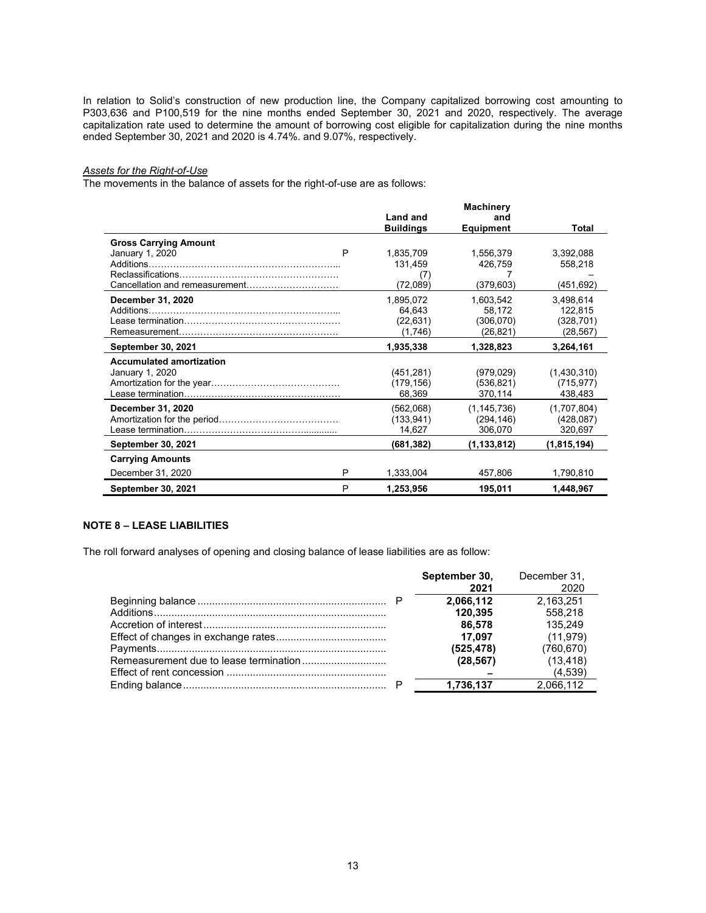In relation to Solid's construction of new production line, the Company capitalized borrowing cost amounting to P303,636 and P100,519 for the nine months ended September 30, 2021 and 2020, respectively. The average capitalization rate used to determine the amount of borrowing cost eligible for capitalization during the nine months ended September 30, 2021 and 2020 is 4.74%. and 9.07%, respectively.

*Assets for the Right-of-Use*

The movements in the balance of assets for the right-of-use are as follows:

| | | Land and Buildings | Machinery and Equipment | Total |
|---|---|---|---|---|
| **Gross Carrying Amount** | | | | |
| January 1, 2020 | P | 1,835,709 | 1,556,379 | 3,392,088 |
| Additions | | 131,459 | 426,759 | 558,218 |
| Reclassifications | | (7) | 7 | – |
| Cancellation and remeasurement | | (72,089) | (379,603) | (451,692) |
| **December 31, 2020** | | 1,895,072 | 1,603,542 | 3,498,614 |
| Additions | | 64,643 | 58,172 | 122,815 |
| Lease termination | | (22,631) | (306,070) | (328,701) |
| Remeasurement | | (1,746) | (26,821) | (28,567) |
| **September 30, 2021** | | **1,935,338** | **1,328,823** | **3,264,161** |
| **Accumulated amortization** | | | | |
| January 1, 2020 | | (451,281) | (979,029) | (1,430,310) |
| Amortization for the year | | (179,156) | (536,821) | (715,977) |
| Lease termination | | 68,369 | 370,114 | 438,483 |
| **December 31, 2020** | | (562,068) | (1,145,736) | (1,707,804) |
| Amortization for the period | | (133,941) | (294,146) | (428,087) |
| Lease termination | | 14,627 | 306,070 | 320,697 |
| **September 30, 2021** | | **(681,382)** | **(1,133,812)** | **(1,815,194)** |
| **Carrying Amounts** | | | | |
| December 31, 2020 | P | 1,333,004 | 457,806 | 1,790,810 |
| **September 30, 2021** | P | **1,253,956** | **195,011** | **1,448,967** |

**NOTE 8 – LEASE LIABILITIES**

The roll forward analyses of opening and closing balance of lease liabilities are as follow:

| | | September 30, 2021 | December 31, 2020 |
|---|---|---|---|
| Beginning balance | P | **2,066,112** | 2,163,251 |
| Additions | | **120,395** | 558,218 |
| Accretion of interest | | **86,578** | 135,249 |
| Effect of changes in exchange rates | | **17,097** | (11,979) |
| Payments | | **(525,478)** | (760,670) |
| Remeasurement due to lease termination | | **(28,567)** | (13,418) |
| Effect of rent concession | | **–** | (4,539) |
| Ending balance | P | **1,736,137** | 2,066,112 |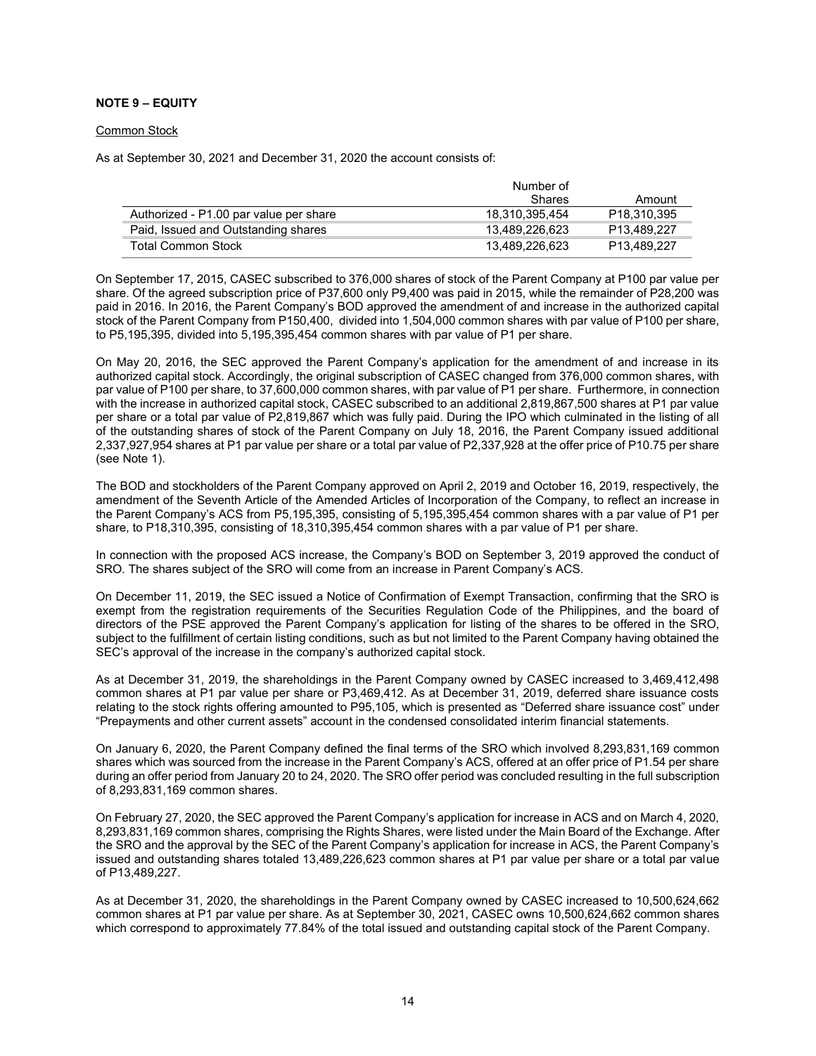**NOTE 9 – EQUITY**

Common Stock

As at September 30, 2021 and December 31, 2020 the account consists of:

| | Number of Shares | Amount |
|---|---|---|
| Authorized - P1.00 par value per share | 18,310,395,454 | P18,310,395 |
| Paid, Issued and Outstanding shares | 13,489,226,623 | P13,489,227 |
| Total Common Stock | 13,489,226,623 | P13,489,227 |

On September 17, 2015, CASEC subscribed to 376,000 shares of stock of the Parent Company at P100 par value per share. Of the agreed subscription price of P37,600 only P9,400 was paid in 2015, while the remainder of P28,200 was paid in 2016. In 2016, the Parent Company's BOD approved the amendment of and increase in the authorized capital stock of the Parent Company from P150,400, divided into 1,504,000 common shares with par value of P100 per share, to P5,195,395, divided into 5,195,395,454 common shares with par value of P1 per share.

On May 20, 2016, the SEC approved the Parent Company's application for the amendment of and increase in its authorized capital stock. Accordingly, the original subscription of CASEC changed from 376,000 common shares, with par value of P100 per share, to 37,600,000 common shares, with par value of P1 per share. Furthermore, in connection with the increase in authorized capital stock, CASEC subscribed to an additional 2,819,867,500 shares at P1 par value per share or a total par value of P2,819,867 which was fully paid. During the IPO which culminated in the listing of all of the outstanding shares of stock of the Parent Company on July 18, 2016, the Parent Company issued additional 2,337,927,954 shares at P1 par value per share or a total par value of P2,337,928 at the offer price of P10.75 per share (see Note 1).

The BOD and stockholders of the Parent Company approved on April 2, 2019 and October 16, 2019, respectively, the amendment of the Seventh Article of the Amended Articles of Incorporation of the Company, to reflect an increase in the Parent Company's ACS from P5,195,395, consisting of 5,195,395,454 common shares with a par value of P1 per share, to P18,310,395, consisting of 18,310,395,454 common shares with a par value of P1 per share.

In connection with the proposed ACS increase, the Company's BOD on September 3, 2019 approved the conduct of SRO. The shares subject of the SRO will come from an increase in Parent Company's ACS.

On December 11, 2019, the SEC issued a Notice of Confirmation of Exempt Transaction, confirming that the SRO is exempt from the registration requirements of the Securities Regulation Code of the Philippines, and the board of directors of the PSE approved the Parent Company's application for listing of the shares to be offered in the SRO, subject to the fulfillment of certain listing conditions, such as but not limited to the Parent Company having obtained the SEC's approval of the increase in the company's authorized capital stock.

As at December 31, 2019, the shareholdings in the Parent Company owned by CASEC increased to 3,469,412,498 common shares at P1 par value per share or P3,469,412. As at December 31, 2019, deferred share issuance costs relating to the stock rights offering amounted to P95,105, which is presented as "Deferred share issuance cost" under "Prepayments and other current assets" account in the condensed consolidated interim financial statements.

On January 6, 2020, the Parent Company defined the final terms of the SRO which involved 8,293,831,169 common shares which was sourced from the increase in the Parent Company's ACS, offered at an offer price of P1.54 per share during an offer period from January 20 to 24, 2020. The SRO offer period was concluded resulting in the full subscription of 8,293,831,169 common shares.

On February 27, 2020, the SEC approved the Parent Company's application for increase in ACS and on March 4, 2020, 8,293,831,169 common shares, comprising the Rights Shares, were listed under the Main Board of the Exchange. After the SRO and the approval by the SEC of the Parent Company's application for increase in ACS, the Parent Company's issued and outstanding shares totaled 13,489,226,623 common shares at P1 par value per share or a total par value of P13,489,227.

As at December 31, 2020, the shareholdings in the Parent Company owned by CASEC increased to 10,500,624,662 common shares at P1 par value per share. As at September 30, 2021, CASEC owns 10,500,624,662 common shares which correspond to approximately 77.84% of the total issued and outstanding capital stock of the Parent Company.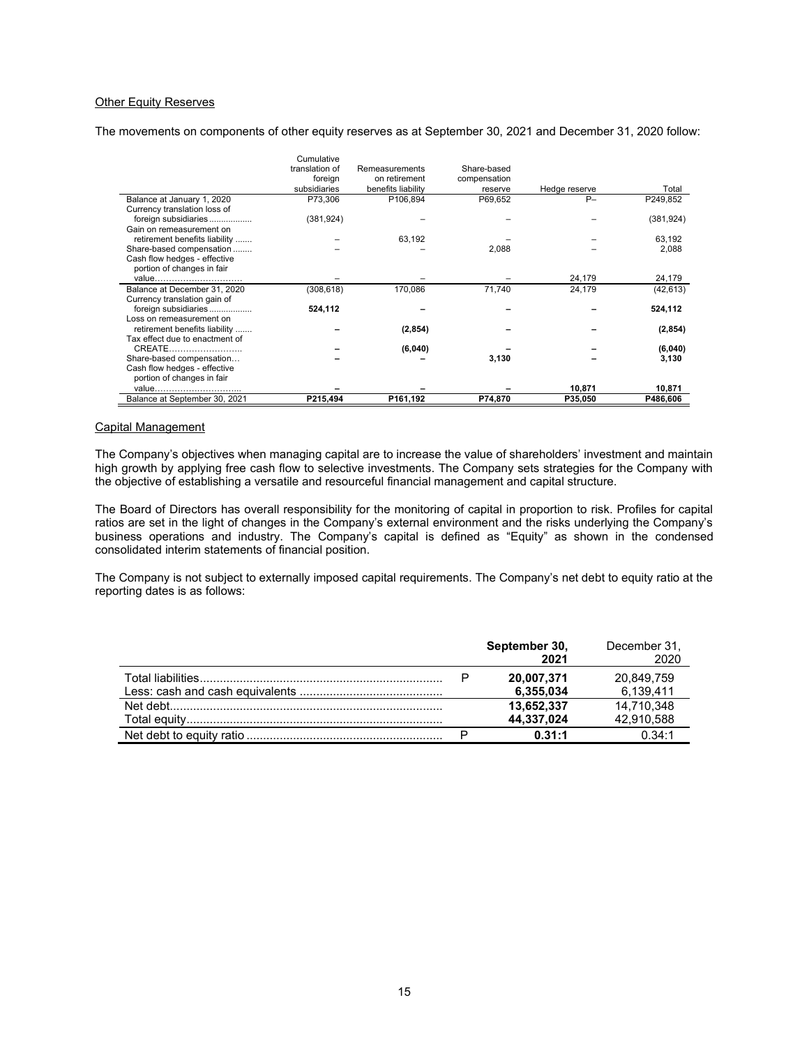## Other Equity Reserves

The movements on components of other equity reserves as at September 30, 2021 and December 31, 2020 follow:

| | Cumulative translation of foreign subsidiaries | Remeasurements on retirement benefits liability | Share-based compensation reserve | Hedge reserve | Total |
|---|---|---|---|---|---|
| Balance at January 1, 2020 | P73,306 | P106,894 | P69,652 | P– | P249,852 |
| Currency translation loss of foreign subsidiaries | (381,924) | – | – | – | (381,924) |
| Gain on remeasurement on retirement benefits liability | – | 63,192 | – | – | 63,192 |
| Share-based compensation | – | – | 2,088 | – | 2,088 |
| Cash flow hedges - effective portion of changes in fair value | – | – | – | 24,179 | 24,179 |
| Balance at December 31, 2020 | (308,618) | 170,086 | 71,740 | 24,179 | (42,613) |
| Currency translation gain of foreign subsidiaries | **524,112** | **–** | **–** | **–** | **524,112** |
| Loss on remeasurement on retirement benefits liability | **–** | **(2,854)** | **–** | **–** | **(2,854)** |
| Tax effect due to enactment of CREATE | **–** | **(6,040)** | **–** | **–** | **(6,040)** |
| Share-based compensation | **–** | **–** | **3,130** | **–** | **3,130** |
| Cash flow hedges - effective portion of changes in fair value | **–** | **–** | **–** | **10,871** | **10,871** |
| Balance at September 30, 2021 | **P215,494** | **P161,192** | **P74,870** | **P35,050** | **P486,606** |

## Capital Management

The Company's objectives when managing capital are to increase the value of shareholders' investment and maintain high growth by applying free cash flow to selective investments. The Company sets strategies for the Company with the objective of establishing a versatile and resourceful financial management and capital structure.

The Board of Directors has overall responsibility for the monitoring of capital in proportion to risk. Profiles for capital ratios are set in the light of changes in the Company's external environment and the risks underlying the Company's business operations and industry. The Company's capital is defined as "Equity" as shown in the condensed consolidated interim statements of financial position.

The Company is not subject to externally imposed capital requirements. The Company's net debt to equity ratio at the reporting dates is as follows:

| | | **September 30, 2021** | December 31, 2020 |
|---|---|---|---|
| Total liabilities | P | **20,007,371** | 20,849,759 |
| Less: cash and cash equivalents | | **6,355,034** | 6,139,411 |
| Net debt | | **13,652,337** | 14,710,348 |
| Total equity | | **44,337,024** | 42,910,588 |
| Net debt to equity ratio | P | **0.31:1** | 0.34:1 |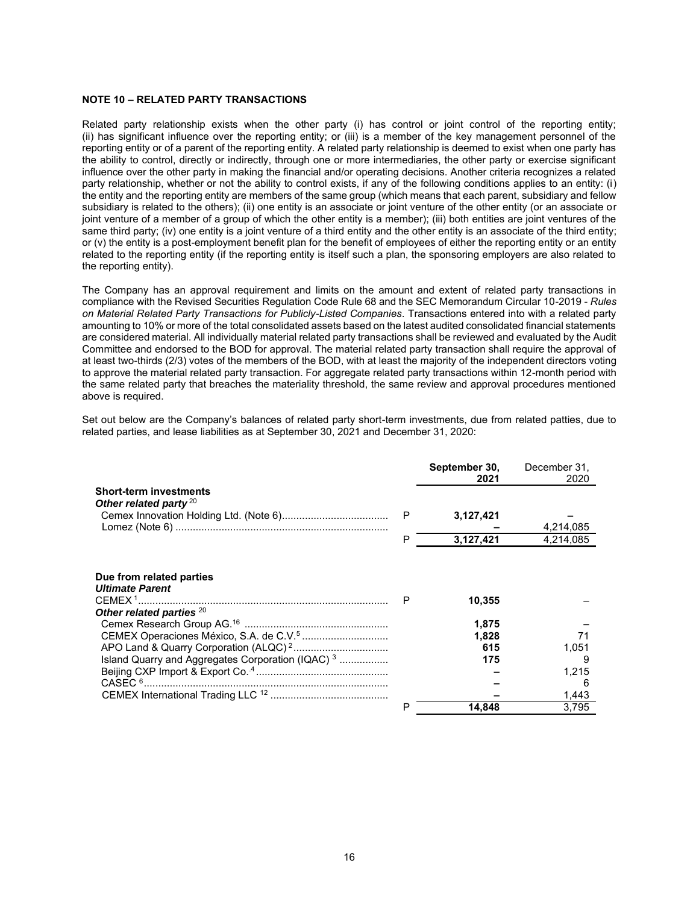## NOTE 10 – RELATED PARTY TRANSACTIONS

Related party relationship exists when the other party (i) has control or joint control of the reporting entity; (ii) has significant influence over the reporting entity; or (iii) is a member of the key management personnel of the reporting entity or of a parent of the reporting entity. A related party relationship is deemed to exist when one party has the ability to control, directly or indirectly, through one or more intermediaries, the other party or exercise significant influence over the other party in making the financial and/or operating decisions. Another criteria recognizes a related party relationship, whether or not the ability to control exists, if any of the following conditions applies to an entity: (i) the entity and the reporting entity are members of the same group (which means that each parent, subsidiary and fellow subsidiary is related to the others); (ii) one entity is an associate or joint venture of the other entity (or an associate or joint venture of a member of a group of which the other entity is a member); (iii) both entities are joint ventures of the same third party; (iv) one entity is a joint venture of a third entity and the other entity is an associate of the third entity; or (v) the entity is a post-employment benefit plan for the benefit of employees of either the reporting entity or an entity related to the reporting entity (if the reporting entity is itself such a plan, the sponsoring employers are also related to the reporting entity).

The Company has an approval requirement and limits on the amount and extent of related party transactions in compliance with the Revised Securities Regulation Code Rule 68 and the SEC Memorandum Circular 10-2019 - *Rules on Material Related Party Transactions for Publicly-Listed Companies*. Transactions entered into with a related party amounting to 10% or more of the total consolidated assets based on the latest audited consolidated financial statements are considered material. All individually material related party transactions shall be reviewed and evaluated by the Audit Committee and endorsed to the BOD for approval. The material related party transaction shall require the approval of at least two-thirds (2/3) votes of the members of the BOD, with at least the majority of the independent directors voting to approve the material related party transaction. For aggregate related party transactions within 12-month period with the same related party that breaches the materiality threshold, the same review and approval procedures mentioned above is required.

Set out below are the Company's balances of related party short-term investments, due from related patties, due to related parties, and lease liabilities as at September 30, 2021 and December 31, 2020:

| | | **September 30, 2021** | December 31, 2020 |
|---|---|---|---|
| **Short-term investments** | | | |
| ***Other related party*** [20] | | | |
| Cemex Innovation Holding Ltd. (Note 6) | P | **3,127,421** | – |
| Lomez (Note 6) | | **–** | 4,214,085 |
| | P | **3,127,421** | 4,214,085 |
| | | | |
| **Due from related parties** | | | |
| ***Ultimate Parent*** | | | |
| CEMEX [1] | P | **10,355** | – |
| ***Other related parties*** [20] | | | |
| Cemex Research Group AG.[16] | | **1,875** | – |
| CEMEX Operaciones México, S.A. de C.V.[5] | | **1,828** | 71 |
| APO Land & Quarry Corporation (ALQC) [2] | | **615** | 1,051 |
| Island Quarry and Aggregates Corporation (IQAC) [3] | | **175** | 9 |
| Beijing CXP Import & Export Co.[4] | | **–** | 1,215 |
| CASEC [6] | | **–** | 6 |
| CEMEX International Trading LLC [12] | | **–** | 1,443 |
| | P | **14,848** | 3,795 |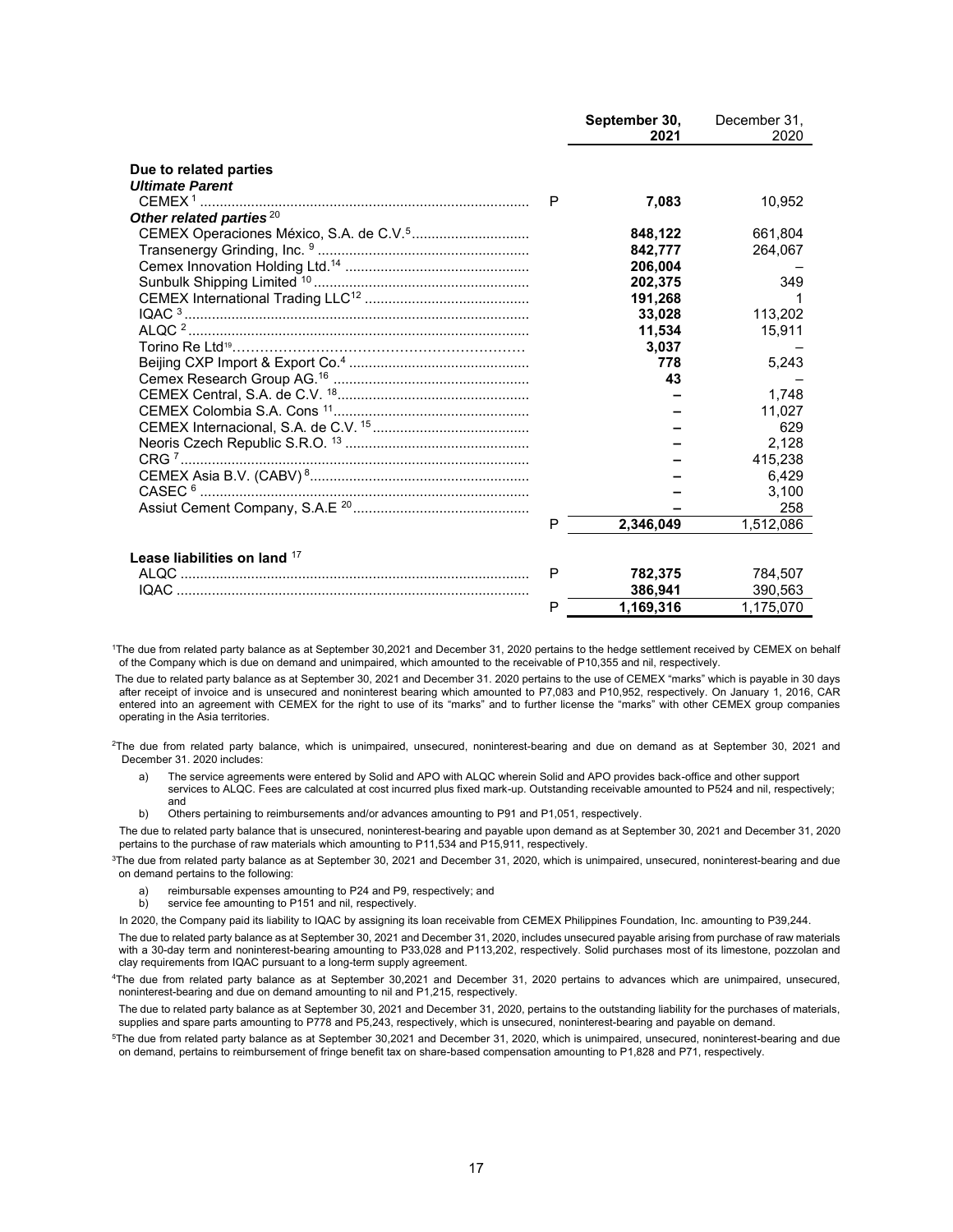| | | September 30, 2021 | December 31, 2020 |
|---|---|---|---|
| **Due to related parties** | | | |
| ***Ultimate Parent*** | | | |
| CEMEX [1] | P | **7,083** | 10,952 |
| ***Other related parties*** [20] | | | |
| CEMEX Operaciones México, S.A. de C.V.[5] | | **848,122** | 661,804 |
| Transenergy Grinding, Inc. [9] | | **842,777** | 264,067 |
| Cemex Innovation Holding Ltd.[14] | | **206,004** | – |
| Sunbulk Shipping Limited [10] | | **202,375** | 349 |
| CEMEX International Trading LLC[12] | | **191,268** | 1 |
| IQAC [3] | | **33,028** | 113,202 |
| ALQC [2] | | **11,534** | 15,911 |
| Torino Re Ltd[19] | | **3,037** | – |
| Beijing CXP Import & Export Co.[4] | | **778** | 5,243 |
| Cemex Research Group AG.[16] | | **43** | – |
| CEMEX Central, S.A. de C.V. [18] | | **–** | 1,748 |
| CEMEX Colombia S.A. Cons [11] | | **–** | 11,027 |
| CEMEX Internacional, S.A. de C.V. [15] | | **–** | 629 |
| Neoris Czech Republic S.R.O. [13] | | **–** | 2,128 |
| CRG [7] | | **–** | 415,238 |
| CEMEX Asia B.V. (CABV) [8] | | **–** | 6,429 |
| CASEC [6] | | **–** | 3,100 |
| Assiut Cement Company, S.A.E [20] | | **–** | 258 |
| | P | **2,346,049** | 1,512,086 |
| **Lease liabilities on land** [17] | | | |
| ALQC | P | **782,375** | 784,507 |
| IQAC | | **386,941** | 390,563 |
| | P | **1,169,316** | 1,175,070 |

[1]The due from related party balance as at September 30,2021 and December 31, 2020 pertains to the hedge settlement received by CEMEX on behalf of the Company which is due on demand and unimpaired, which amounted to the receivable of P10,355 and nil, respectively.

The due to related party balance as at September 30, 2021 and December 31. 2020 pertains to the use of CEMEX "marks" which is payable in 30 days after receipt of invoice and is unsecured and noninterest bearing which amounted to P7,083 and P10,952, respectively. On January 1, 2016, CAR entered into an agreement with CEMEX for the right to use of its "marks" and to further license the "marks" with other CEMEX group companies operating in the Asia territories.

[2]The due from related party balance, which is unimpaired, unsecured, noninterest-bearing and due on demand as at September 30, 2021 and December 31. 2020 includes:

a) The service agreements were entered by Solid and APO with ALQC wherein Solid and APO provides back-office and other support services to ALQC. Fees are calculated at cost incurred plus fixed mark-up. Outstanding receivable amounted to P524 and nil, respectively; and
b) Others pertaining to reimbursements and/or advances amounting to P91 and P1,051, respectively.

The due to related party balance that is unsecured, noninterest-bearing and payable upon demand as at September 30, 2021 and December 31, 2020 pertains to the purchase of raw materials which amounting to P11,534 and P15,911, respectively.

[3]The due from related party balance as at September 30, 2021 and December 31, 2020, which is unimpaired, unsecured, noninterest-bearing and due on demand pertains to the following:

a) reimbursable expenses amounting to P24 and P9, respectively; and
b) service fee amounting to P151 and nil, respectively.

In 2020, the Company paid its liability to IQAC by assigning its loan receivable from CEMEX Philippines Foundation, Inc. amounting to P39,244.

The due to related party balance as at September 30, 2021 and December 31, 2020, includes unsecured payable arising from purchase of raw materials with a 30-day term and noninterest-bearing amounting to P33,028 and P113,202, respectively. Solid purchases most of its limestone, pozzolan and clay requirements from IQAC pursuant to a long-term supply agreement.

[4]The due from related party balance as at September 30,2021 and December 31, 2020 pertains to advances which are unimpaired, unsecured, noninterest-bearing and due on demand amounting to nil and P1,215, respectively.

The due to related party balance as at September 30, 2021 and December 31, 2020, pertains to the outstanding liability for the purchases of materials, supplies and spare parts amounting to P778 and P5,243, respectively, which is unsecured, noninterest-bearing and payable on demand.

[5]The due from related party balance as at September 30,2021 and December 31, 2020, which is unimpaired, unsecured, noninterest-bearing and due on demand, pertains to reimbursement of fringe benefit tax on share-based compensation amounting to P1,828 and P71, respectively.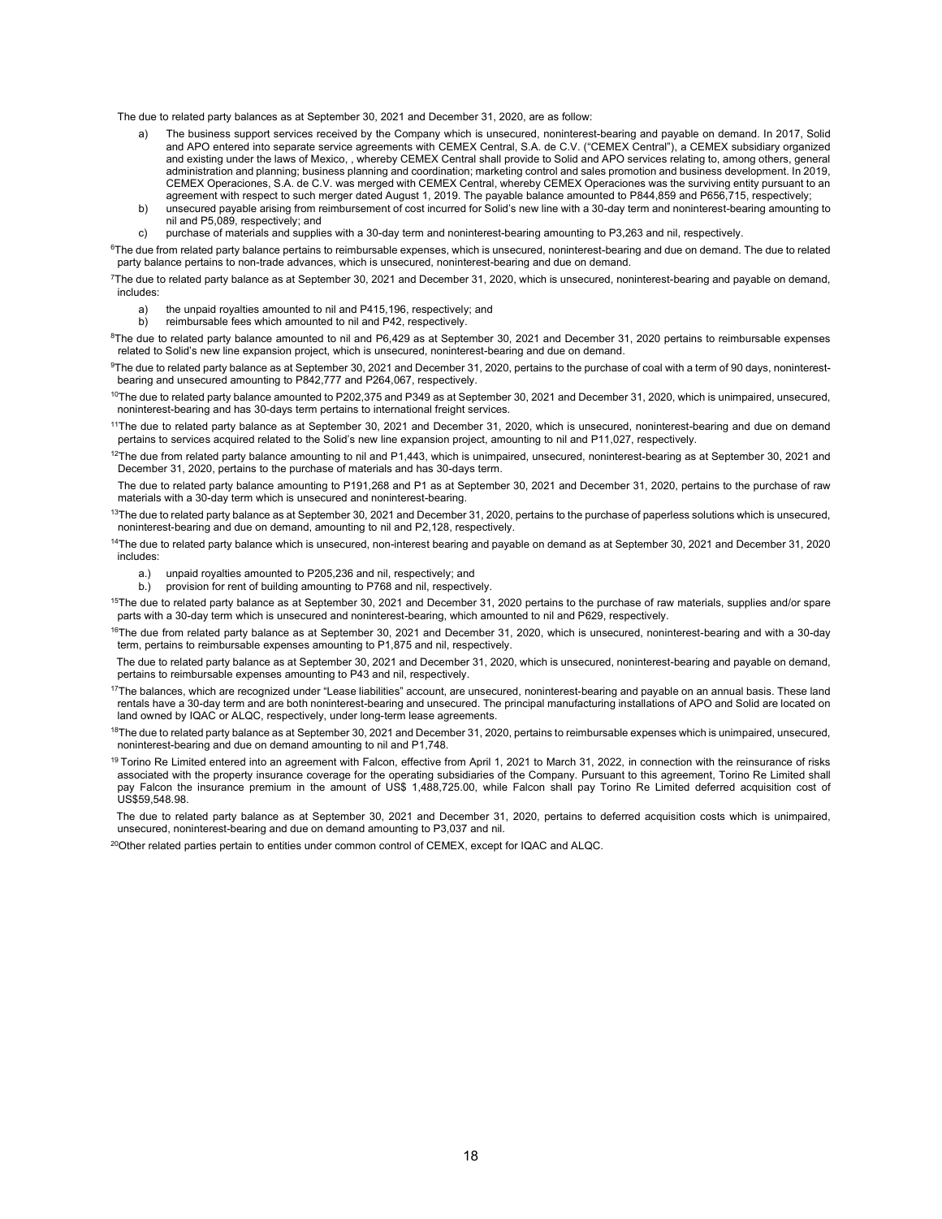The due to related party balances as at September 30, 2021 and December 31, 2020, are as follow:

a) The business support services received by the Company which is unsecured, noninterest-bearing and payable on demand. In 2017, Solid and APO entered into separate service agreements with CEMEX Central, S.A. de C.V. ("CEMEX Central"), a CEMEX subsidiary organized and existing under the laws of Mexico, , whereby CEMEX Central shall provide to Solid and APO services relating to, among others, general administration and planning; business planning and coordination; marketing control and sales promotion and business development. In 2019, CEMEX Operaciones, S.A. de C.V. was merged with CEMEX Central, whereby CEMEX Operaciones was the surviving entity pursuant to an agreement with respect to such merger dated August 1, 2019. The payable balance amounted to P844,859 and P656,715, respectively;
b) unsecured payable arising from reimbursement of cost incurred for Solid's new line with a 30-day term and noninterest-bearing amounting to nil and P5,089, respectively; and
c) purchase of materials and supplies with a 30-day term and noninterest-bearing amounting to P3,263 and nil, respectively.

[6]The due from related party balance pertains to reimbursable expenses, which is unsecured, noninterest-bearing and due on demand. The due to related party balance pertains to non-trade advances, which is unsecured, noninterest-bearing and due on demand.

[7]The due to related party balance as at September 30, 2021 and December 31, 2020, which is unsecured, noninterest-bearing and payable on demand, includes:

a) the unpaid royalties amounted to nil and P415,196, respectively; and
b) reimbursable fees which amounted to nil and P42, respectively.

[8]The due to related party balance amounted to nil and P6,429 as at September 30, 2021 and December 31, 2020 pertains to reimbursable expenses related to Solid's new line expansion project, which is unsecured, noninterest-bearing and due on demand.

[9]The due to related party balance as at September 30, 2021 and December 31, 2020, pertains to the purchase of coal with a term of 90 days, noninterest-bearing and unsecured amounting to P842,777 and P264,067, respectively.

[10]The due to related party balance amounted to P202,375 and P349 as at September 30, 2021 and December 31, 2020, which is unimpaired, unsecured, noninterest-bearing and has 30-days term pertains to international freight services.

[11]The due to related party balance as at September 30, 2021 and December 31, 2020, which is unsecured, noninterest-bearing and due on demand pertains to services acquired related to the Solid's new line expansion project, amounting to nil and P11,027, respectively.

[12]The due from related party balance amounting to nil and P1,443, which is unimpaired, unsecured, noninterest-bearing as at September 30, 2021 and December 31, 2020, pertains to the purchase of materials and has 30-days term.

The due to related party balance amounting to P191,268 and P1 as at September 30, 2021 and December 31, 2020, pertains to the purchase of raw materials with a 30-day term which is unsecured and noninterest-bearing.

[13]The due to related party balance as at September 30, 2021 and December 31, 2020, pertains to the purchase of paperless solutions which is unsecured, noninterest-bearing and due on demand, amounting to nil and P2,128, respectively.

[14]The due to related party balance which is unsecured, non-interest bearing and payable on demand as at September 30, 2021 and December 31, 2020 includes:

a.) unpaid royalties amounted to P205,236 and nil, respectively; and
b.) provision for rent of building amounting to P768 and nil, respectively.

[15]The due to related party balance as at September 30, 2021 and December 31, 2020 pertains to the purchase of raw materials, supplies and/or spare parts with a 30-day term which is unsecured and noninterest-bearing, which amounted to nil and P629, respectively.

[16]The due from related party balance as at September 30, 2021 and December 31, 2020, which is unsecured, noninterest-bearing and with a 30-day term, pertains to reimbursable expenses amounting to P1,875 and nil, respectively.

The due to related party balance as at September 30, 2021 and December 31, 2020, which is unsecured, noninterest-bearing and payable on demand, pertains to reimbursable expenses amounting to P43 and nil, respectively.

[17]The balances, which are recognized under "Lease liabilities" account, are unsecured, noninterest-bearing and payable on an annual basis. These land rentals have a 30-day term and are both noninterest-bearing and unsecured. The principal manufacturing installations of APO and Solid are located on land owned by IQAC or ALQC, respectively, under long-term lease agreements.

[18]The due to related party balance as at September 30, 2021 and December 31, 2020, pertains to reimbursable expenses which is unimpaired, unsecured, noninterest-bearing and due on demand amounting to nil and P1,748.

[19] Torino Re Limited entered into an agreement with Falcon, effective from April 1, 2021 to March 31, 2022, in connection with the reinsurance of risks associated with the property insurance coverage for the operating subsidiaries of the Company. Pursuant to this agreement, Torino Re Limited shall pay Falcon the insurance premium in the amount of US$ 1,488,725.00, while Falcon shall pay Torino Re Limited deferred acquisition cost of US$59,548.98.

The due to related party balance as at September 30, 2021 and December 31, 2020, pertains to deferred acquisition costs which is unimpaired, unsecured, noninterest-bearing and due on demand amounting to P3,037 and nil.

[20]Other related parties pertain to entities under common control of CEMEX, except for IQAC and ALQC.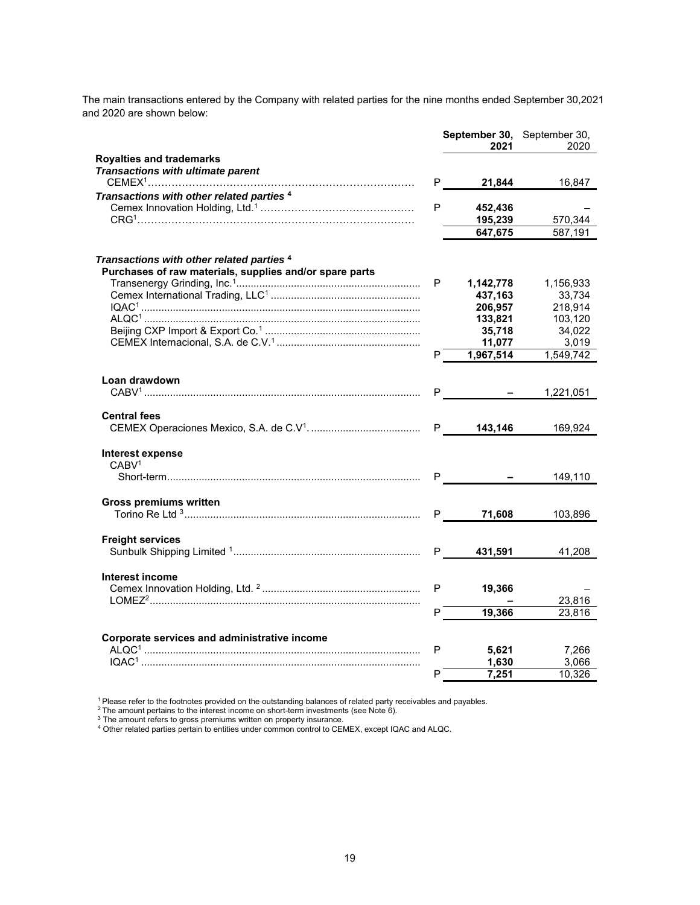The main transactions entered by the Company with related parties for the nine months ended September 30,2021 and 2020 are shown below:

| | | **September 30, 2021** | September 30, 2020 |
|---|---|---|---|
| **Royalties and trademarks** | | | |
| ***Transactions with ultimate parent*** | | | |
| CEMEX[1] | P | **21,844** | 16,847 |
| ***Transactions with other related parties [4]*** | | | |
| Cemex Innovation Holding, Ltd.[1] | P | **452,436** | – |
| CRG[1] | | **195,239** | 570,344 |
| | | **647,675** | 587,191 |
| ***Transactions with other related parties [4]*** | | | |
| **Purchases of raw materials, supplies and/or spare parts** | | | |
| Transenergy Grinding, Inc.[1] | P | **1,142,778** | 1,156,933 |
| Cemex International Trading, LLC[1] | | **437,163** | 33,734 |
| IQAC[1] | | **206,957** | 218,914 |
| ALQC[1] | | **133,821** | 103,120 |
| Beijing CXP Import & Export Co.[1] | | **35,718** | 34,022 |
| CEMEX Internacional, S.A. de C.V.[1] | | **11,077** | 3,019 |
| | P | **1,967,514** | 1,549,742 |
| **Loan drawdown** | | | |
| CABV[1] | P | **–** | 1,221,051 |
| **Central fees** | | | |
| CEMEX Operaciones Mexico, S.A. de C.V[1]. | P | **143,146** | 169,924 |
| **Interest expense** | | | |
| CABV[1] | | | |
| Short-term | P | **–** | 149,110 |
| **Gross premiums written** | | | |
| Torino Re Ltd [3] | P | **71,608** | 103,896 |
| **Freight services** | | | |
| Sunbulk Shipping Limited [1] | P | **431,591** | 41,208 |
| **Interest income** | | | |
| Cemex Innovation Holding, Ltd. [2] | P | **19,366** | – |
| LOMEZ[2] | | **–** | 23,816 |
| | P | **19,366** | 23,816 |
| **Corporate services and administrative income** | | | |
| ALQC[1] | P | **5,621** | 7,266 |
| IQAC[1] | | **1,630** | 3,066 |
| | P | **7,251** | 10,326 |

[1] Please refer to the footnotes provided on the outstanding balances of related party receivables and payables.
[2] The amount pertains to the interest income on short-term investments (see Note 6).
[3] The amount refers to gross premiums written on property insurance.
[4] Other related parties pertain to entities under common control to CEMEX, except IQAC and ALQC.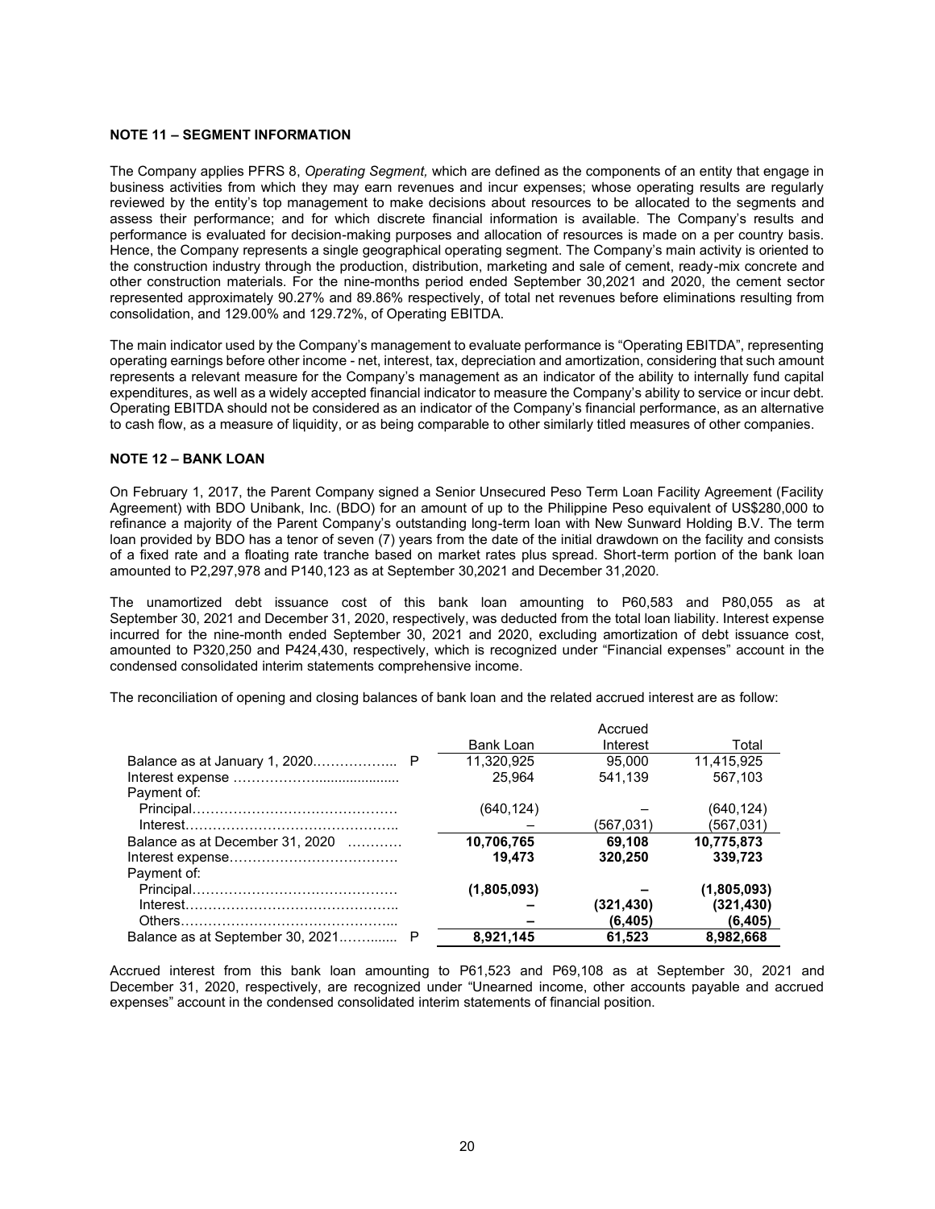## NOTE 11 – SEGMENT INFORMATION

The Company applies PFRS 8, *Operating Segment,* which are defined as the components of an entity that engage in business activities from which they may earn revenues and incur expenses; whose operating results are regularly reviewed by the entity's top management to make decisions about resources to be allocated to the segments and assess their performance; and for which discrete financial information is available. The Company's results and performance is evaluated for decision-making purposes and allocation of resources is made on a per country basis. Hence, the Company represents a single geographical operating segment. The Company's main activity is oriented to the construction industry through the production, distribution, marketing and sale of cement, ready-mix concrete and other construction materials. For the nine-months period ended September 30,2021 and 2020, the cement sector represented approximately 90.27% and 89.86% respectively, of total net revenues before eliminations resulting from consolidation, and 129.00% and 129.72%, of Operating EBITDA.

The main indicator used by the Company's management to evaluate performance is "Operating EBITDA", representing operating earnings before other income - net, interest, tax, depreciation and amortization, considering that such amount represents a relevant measure for the Company's management as an indicator of the ability to internally fund capital expenditures, as well as a widely accepted financial indicator to measure the Company's ability to service or incur debt. Operating EBITDA should not be considered as an indicator of the Company's financial performance, as an alternative to cash flow, as a measure of liquidity, or as being comparable to other similarly titled measures of other companies.

## NOTE 12 – BANK LOAN

On February 1, 2017, the Parent Company signed a Senior Unsecured Peso Term Loan Facility Agreement (Facility Agreement) with BDO Unibank, Inc. (BDO) for an amount of up to the Philippine Peso equivalent of US$280,000 to refinance a majority of the Parent Company's outstanding long-term loan with New Sunward Holding B.V. The term loan provided by BDO has a tenor of seven (7) years from the date of the initial drawdown on the facility and consists of a fixed rate and a floating rate tranche based on market rates plus spread. Short-term portion of the bank loan amounted to P2,297,978 and P140,123 as at September 30,2021 and December 31,2020.

The unamortized debt issuance cost of this bank loan amounting to P60,583 and P80,055 as at September 30, 2021 and December 31, 2020, respectively, was deducted from the total loan liability. Interest expense incurred for the nine-month ended September 30, 2021 and 2020, excluding amortization of debt issuance cost, amounted to P320,250 and P424,430, respectively, which is recognized under "Financial expenses" account in the condensed consolidated interim statements comprehensive income.

The reconciliation of opening and closing balances of bank loan and the related accrued interest are as follow:

| | | Bank Loan | Accrued Interest | Total |
|---|---|---|---|---|
| Balance as at January 1, 2020 | P | 11,320,925 | 95,000 | 11,415,925 |
| Interest expense | | 25,964 | 541,139 | 567,103 |
| Payment of: | | | | |
| Principal | | (640,124) | – | (640,124) |
| Interest | | – | (567,031) | (567,031) |
| Balance as at December 31, 2020 | | **10,706,765** | **69,108** | **10,775,873** |
| Interest expense | | **19,473** | **320,250** | **339,723** |
| Payment of: | | | | |
| Principal | | **(1,805,093)** | **–** | **(1,805,093)** |
| Interest | | **–** | **(321,430)** | **(321,430)** |
| Others | | **–** | **(6,405)** | **(6,405)** |
| Balance as at September 30, 2021 | P | **8,921,145** | **61,523** | **8,982,668** |

Accrued interest from this bank loan amounting to P61,523 and P69,108 as at September 30, 2021 and December 31, 2020, respectively, are recognized under "Unearned income, other accounts payable and accrued expenses" account in the condensed consolidated interim statements of financial position.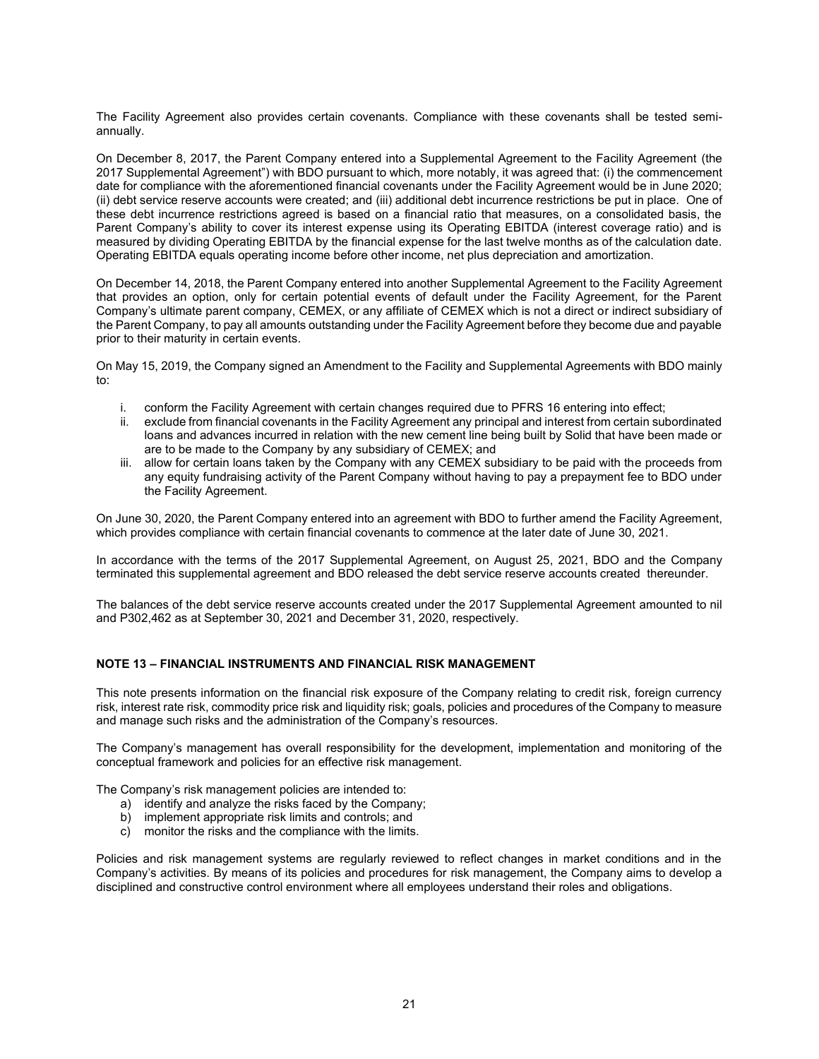The Facility Agreement also provides certain covenants. Compliance with these covenants shall be tested semi-annually.

On December 8, 2017, the Parent Company entered into a Supplemental Agreement to the Facility Agreement (the 2017 Supplemental Agreement") with BDO pursuant to which, more notably, it was agreed that: (i) the commencement date for compliance with the aforementioned financial covenants under the Facility Agreement would be in June 2020; (ii) debt service reserve accounts were created; and (iii) additional debt incurrence restrictions be put in place. One of these debt incurrence restrictions agreed is based on a financial ratio that measures, on a consolidated basis, the Parent Company's ability to cover its interest expense using its Operating EBITDA (interest coverage ratio) and is measured by dividing Operating EBITDA by the financial expense for the last twelve months as of the calculation date. Operating EBITDA equals operating income before other income, net plus depreciation and amortization.

On December 14, 2018, the Parent Company entered into another Supplemental Agreement to the Facility Agreement that provides an option, only for certain potential events of default under the Facility Agreement, for the Parent Company's ultimate parent company, CEMEX, or any affiliate of CEMEX which is not a direct or indirect subsidiary of the Parent Company, to pay all amounts outstanding under the Facility Agreement before they become due and payable prior to their maturity in certain events.

On May 15, 2019, the Company signed an Amendment to the Facility and Supplemental Agreements with BDO mainly to:

i. conform the Facility Agreement with certain changes required due to PFRS 16 entering into effect;
ii. exclude from financial covenants in the Facility Agreement any principal and interest from certain subordinated loans and advances incurred in relation with the new cement line being built by Solid that have been made or are to be made to the Company by any subsidiary of CEMEX; and
iii. allow for certain loans taken by the Company with any CEMEX subsidiary to be paid with the proceeds from any equity fundraising activity of the Parent Company without having to pay a prepayment fee to BDO under the Facility Agreement.

On June 30, 2020, the Parent Company entered into an agreement with BDO to further amend the Facility Agreement, which provides compliance with certain financial covenants to commence at the later date of June 30, 2021.

In accordance with the terms of the 2017 Supplemental Agreement, on August 25, 2021, BDO and the Company terminated this supplemental agreement and BDO released the debt service reserve accounts created thereunder.

The balances of the debt service reserve accounts created under the 2017 Supplemental Agreement amounted to nil and P302,462 as at September 30, 2021 and December 31, 2020, respectively.

## NOTE 13 – FINANCIAL INSTRUMENTS AND FINANCIAL RISK MANAGEMENT

This note presents information on the financial risk exposure of the Company relating to credit risk, foreign currency risk, interest rate risk, commodity price risk and liquidity risk; goals, policies and procedures of the Company to measure and manage such risks and the administration of the Company's resources.

The Company's management has overall responsibility for the development, implementation and monitoring of the conceptual framework and policies for an effective risk management.

The Company's risk management policies are intended to:

a) identify and analyze the risks faced by the Company;
b) implement appropriate risk limits and controls; and
c) monitor the risks and the compliance with the limits.

Policies and risk management systems are regularly reviewed to reflect changes in market conditions and in the Company's activities. By means of its policies and procedures for risk management, the Company aims to develop a disciplined and constructive control environment where all employees understand their roles and obligations.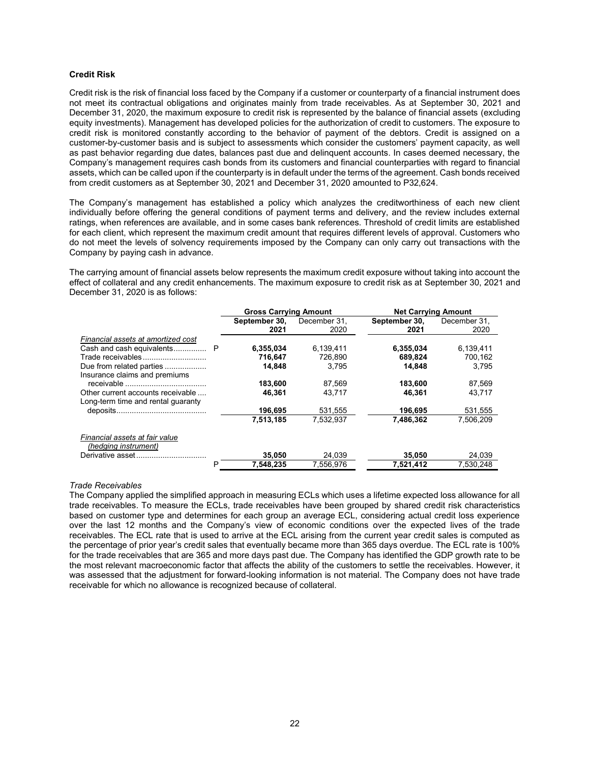**Credit Risk**

Credit risk is the risk of financial loss faced by the Company if a customer or counterparty of a financial instrument does not meet its contractual obligations and originates mainly from trade receivables. As at September 30, 2021 and December 31, 2020, the maximum exposure to credit risk is represented by the balance of financial assets (excluding equity investments). Management has developed policies for the authorization of credit to customers. The exposure to credit risk is monitored constantly according to the behavior of payment of the debtors. Credit is assigned on a customer-by-customer basis and is subject to assessments which consider the customers' payment capacity, as well as past behavior regarding due dates, balances past due and delinquent accounts. In cases deemed necessary, the Company's management requires cash bonds from its customers and financial counterparties with regard to financial assets, which can be called upon if the counterparty is in default under the terms of the agreement. Cash bonds received from credit customers as at September 30, 2021 and December 31, 2020 amounted to P32,624.

The Company's management has established a policy which analyzes the creditworthiness of each new client individually before offering the general conditions of payment terms and delivery, and the review includes external ratings, when references are available, and in some cases bank references. Threshold of credit limits are established for each client, which represent the maximum credit amount that requires different levels of approval. Customers who do not meet the levels of solvency requirements imposed by the Company can only carry out transactions with the Company by paying cash in advance.

The carrying amount of financial assets below represents the maximum credit exposure without taking into account the effect of collateral and any credit enhancements. The maximum exposure to credit risk as at September 30, 2021 and December 31, 2020 is as follows:

| | | Gross Carrying Amount | | Net Carrying Amount | |
|---|---|---|---|---|---|
| | | **September 30, 2021** | December 31, 2020 | **September 30, 2021** | December 31, 2020 |
| *Financial assets at amortized cost* | | | | | |
| Cash and cash equivalents | P | **6,355,034** | 6,139,411 | **6,355,034** | 6,139,411 |
| Trade receivables | | **716,647** | 726,890 | **689,824** | 700,162 |
| Due from related parties | | **14,848** | 3,795 | **14,848** | 3,795 |
| Insurance claims and premiums receivable | | **183,600** | 87,569 | **183,600** | 87,569 |
| Other current accounts receivable | | **46,361** | 43,717 | **46,361** | 43,717 |
| Long-term time and rental guaranty deposits | | **196,695** | 531,555 | **196,695** | 531,555 |
| | | **7,513,185** | 7,532,937 | **7,486,362** | 7,506,209 |
| *Financial assets at fair value (hedging instrument)* | | | | | |
| Derivative asset | | **35,050** | 24,039 | **35,050** | 24,039 |
| | P | **7,548,235** | 7,556,976 | **7,521,412** | 7,530,248 |

*Trade Receivables*

The Company applied the simplified approach in measuring ECLs which uses a lifetime expected loss allowance for all trade receivables. To measure the ECLs, trade receivables have been grouped by shared credit risk characteristics based on customer type and determines for each group an average ECL, considering actual credit loss experience over the last 12 months and the Company's view of economic conditions over the expected lives of the trade receivables. The ECL rate that is used to arrive at the ECL arising from the current year credit sales is computed as the percentage of prior year's credit sales that eventually became more than 365 days overdue. The ECL rate is 100% for the trade receivables that are 365 and more days past due. The Company has identified the GDP growth rate to be the most relevant macroeconomic factor that affects the ability of the customers to settle the receivables. However, it was assessed that the adjustment for forward-looking information is not material. The Company does not have trade receivable for which no allowance is recognized because of collateral.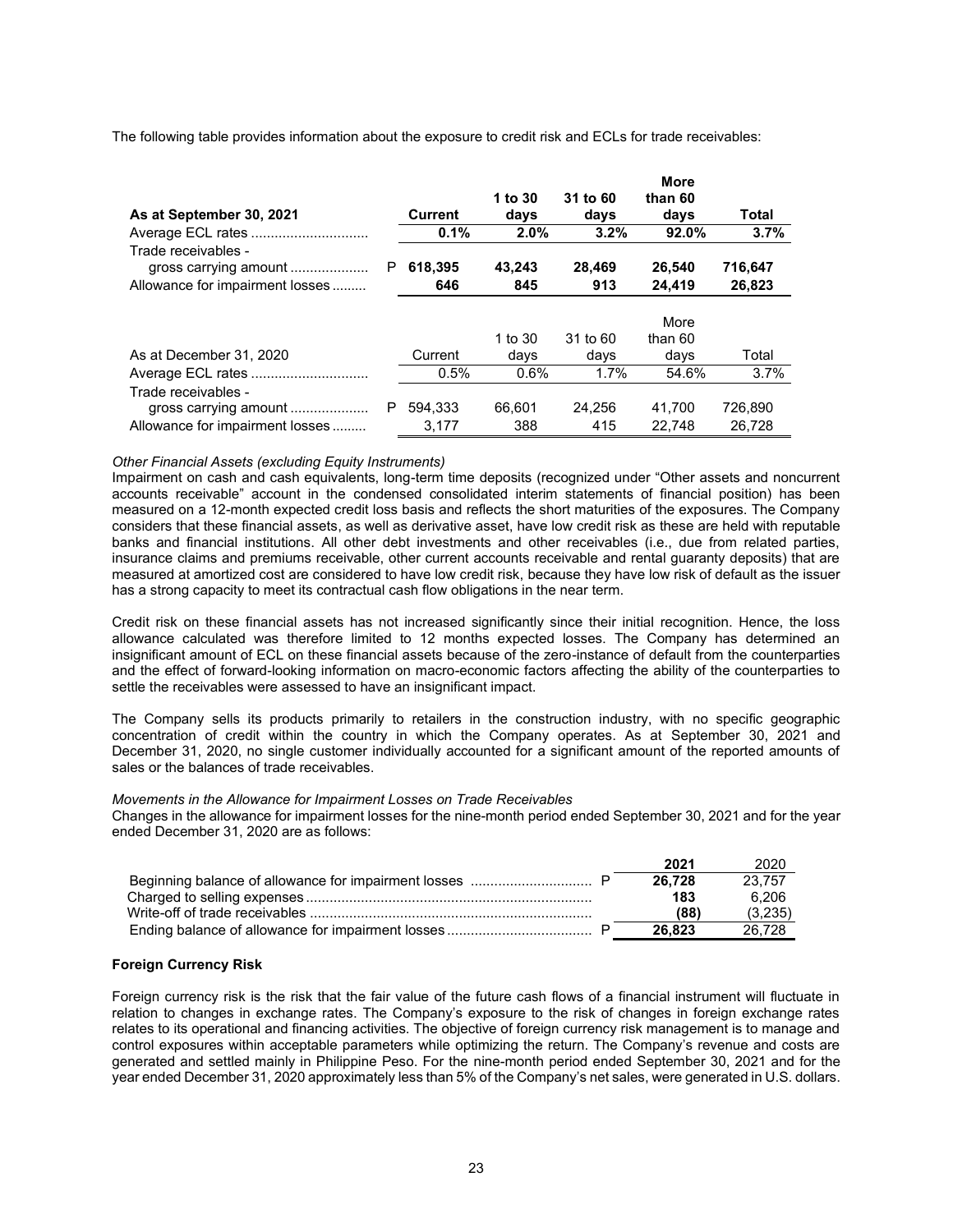The following table provides information about the exposure to credit risk and ECLs for trade receivables:

| **As at September 30, 2021** | | **Current** | **1 to 30 days** | **31 to 60 days** | **More than 60 days** | **Total** |
|---|---|---|---|---|---|---|
| Average ECL rates | | **0.1%** | **2.0%** | **3.2%** | **92.0%** | **3.7%** |
| Trade receivables - gross carrying amount | P | **618,395** | **43,243** | **28,469** | **26,540** | **716,647** |
| Allowance for impairment losses | | **646** | **845** | **913** | **24,419** | **26,823** |

| As at December 31, 2020 | | Current | 1 to 30 days | 31 to 60 days | More than 60 days | Total |
|---|---|---|---|---|---|---|
| Average ECL rates | | 0.5% | 0.6% | 1.7% | 54.6% | 3.7% |
| Trade receivables - gross carrying amount | P | 594,333 | 66,601 | 24,256 | 41,700 | 726,890 |
| Allowance for impairment losses | | 3,177 | 388 | 415 | 22,748 | 26,728 |

*Other Financial Assets (excluding Equity Instruments)*
Impairment on cash and cash equivalents, long-term time deposits (recognized under "Other assets and noncurrent accounts receivable" account in the condensed consolidated interim statements of financial position) has been measured on a 12-month expected credit loss basis and reflects the short maturities of the exposures. The Company considers that these financial assets, as well as derivative asset, have low credit risk as these are held with reputable banks and financial institutions. All other debt investments and other receivables (i.e., due from related parties, insurance claims and premiums receivable, other current accounts receivable and rental guaranty deposits) that are measured at amortized cost are considered to have low credit risk, because they have low risk of default as the issuer has a strong capacity to meet its contractual cash flow obligations in the near term.

Credit risk on these financial assets has not increased significantly since their initial recognition. Hence, the loss allowance calculated was therefore limited to 12 months expected losses. The Company has determined an insignificant amount of ECL on these financial assets because of the zero-instance of default from the counterparties and the effect of forward-looking information on macro-economic factors affecting the ability of the counterparties to settle the receivables were assessed to have an insignificant impact.

The Company sells its products primarily to retailers in the construction industry, with no specific geographic concentration of credit within the country in which the Company operates. As at September 30, 2021 and December 31, 2020, no single customer individually accounted for a significant amount of the reported amounts of sales or the balances of trade receivables.

*Movements in the Allowance for Impairment Losses on Trade Receivables*
Changes in the allowance for impairment losses for the nine-month period ended September 30, 2021 and for the year ended December 31, 2020 are as follows:

| | | **2021** | 2020 |
|---|---|---|---|
| Beginning balance of allowance for impairment losses | P | **26,728** | 23,757 |
| Charged to selling expenses | | **183** | 6,206 |
| Write-off of trade receivables | | **(88)** | (3,235) |
| Ending balance of allowance for impairment losses | P | **26,823** | 26,728 |

**Foreign Currency Risk**

Foreign currency risk is the risk that the fair value of the future cash flows of a financial instrument will fluctuate in relation to changes in exchange rates. The Company's exposure to the risk of changes in foreign exchange rates relates to its operational and financing activities. The objective of foreign currency risk management is to manage and control exposures within acceptable parameters while optimizing the return. The Company's revenue and costs are generated and settled mainly in Philippine Peso. For the nine-month period ended September 30, 2021 and for the year ended December 31, 2020 approximately less than 5% of the Company's net sales, were generated in U.S. dollars.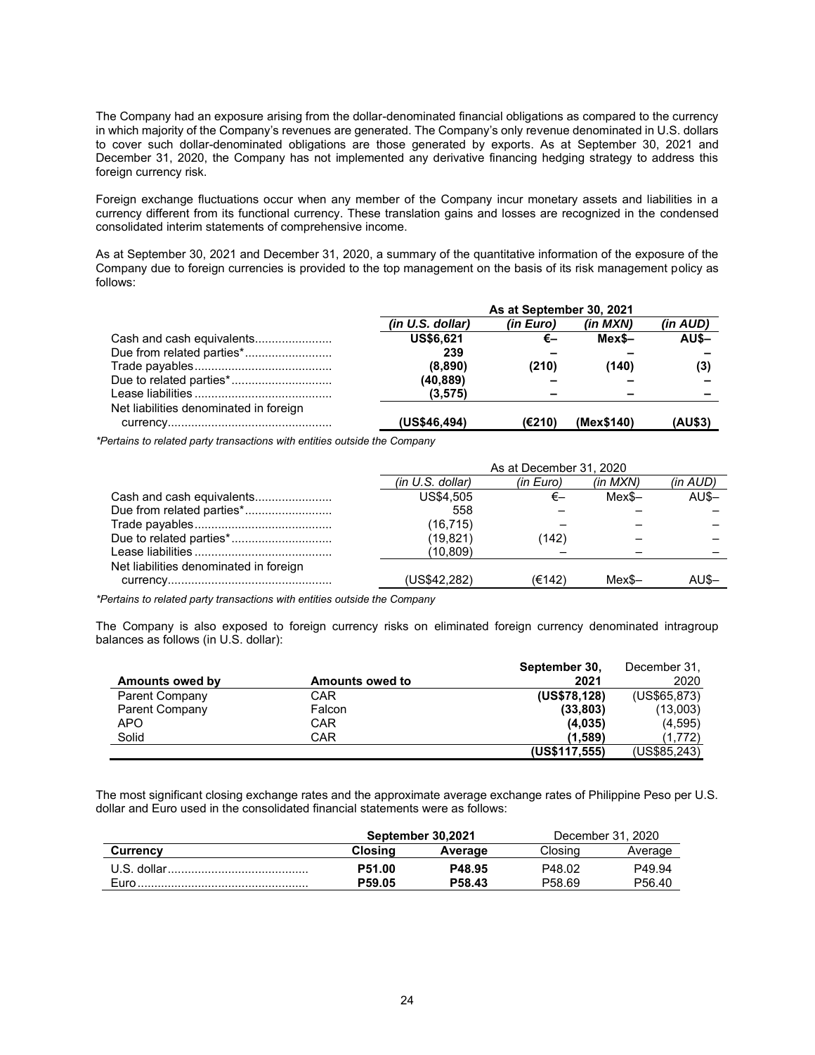The Company had an exposure arising from the dollar-denominated financial obligations as compared to the currency in which majority of the Company's revenues are generated. The Company's only revenue denominated in U.S. dollars to cover such dollar-denominated obligations are those generated by exports. As at September 30, 2021 and December 31, 2020, the Company has not implemented any derivative financing hedging strategy to address this foreign currency risk.

Foreign exchange fluctuations occur when any member of the Company incur monetary assets and liabilities in a currency different from its functional currency. These translation gains and losses are recognized in the condensed consolidated interim statements of comprehensive income.

As at September 30, 2021 and December 31, 2020, a summary of the quantitative information of the exposure of the Company due to foreign currencies is provided to the top management on the basis of its risk management policy as follows:

| | **As at September 30, 2021** | | | |
|---|---|---|---|---|
| | ***(in U.S. dollar)*** | ***(in Euro)*** | ***(in MXN)*** | ***(in AUD)*** |
| Cash and cash equivalents | **US$6,621** | **€–** | **Mex$–** | **AU$–** |
| Due from related parties* | **239** | **–** | **–** | **–** |
| Trade payables | **(8,890)** | **(210)** | **(140)** | **(3)** |
| Due to related parties* | **(40,889)** | **–** | **–** | **–** |
| Lease liabilities | **(3,575)** | **–** | **–** | **–** |
| Net liabilities denominated in foreign currency | **(US$46,494)** | **(€210)** | **(Mex$140)** | **(AU$3)** |

*\*Pertains to related party transactions with entities outside the Company*

| | As at December 31, 2020 | | | |
|---|---|---|---|---|
| | *(in U.S. dollar)* | *(in Euro)* | *(in MXN)* | *(in AUD)* |
| Cash and cash equivalents | US$4,505 | €– | Mex$– | AU$– |
| Due from related parties* | 558 | – | – | – |
| Trade payables | (16,715) | – | – | – |
| Due to related parties* | (19,821) | (142) | – | – |
| Lease liabilities | (10,809) | – | – | – |
| Net liabilities denominated in foreign currency | (US$42,282) | (€142) | Mex$– | AU$– |

*\*Pertains to related party transactions with entities outside the Company*

The Company is also exposed to foreign currency risks on eliminated foreign currency denominated intragroup balances as follows (in U.S. dollar):

| **Amounts owed by** | **Amounts owed to** | **September 30, 2021** | December 31, 2020 |
|---|---|---|---|
| Parent Company | CAR | **(US$78,128)** | (US$65,873) |
| Parent Company | Falcon | **(33,803)** | (13,003) |
| APO | CAR | **(4,035)** | (4,595) |
| Solid | CAR | **(1,589)** | (1,772) |
| | | **(US$117,555)** | (US$85,243) |

The most significant closing exchange rates and the approximate average exchange rates of Philippine Peso per U.S. dollar and Euro used in the consolidated financial statements were as follows:

| | **September 30,2021** | | December 31, 2020 | |
|---|---|---|---|---|
| **Currency** | **Closing** | **Average** | Closing | Average |
| U.S. dollar | **P51.00** | **P48.95** | P48.02 | P49.94 |
| Euro | **P59.05** | **P58.43** | P58.69 | P56.40 |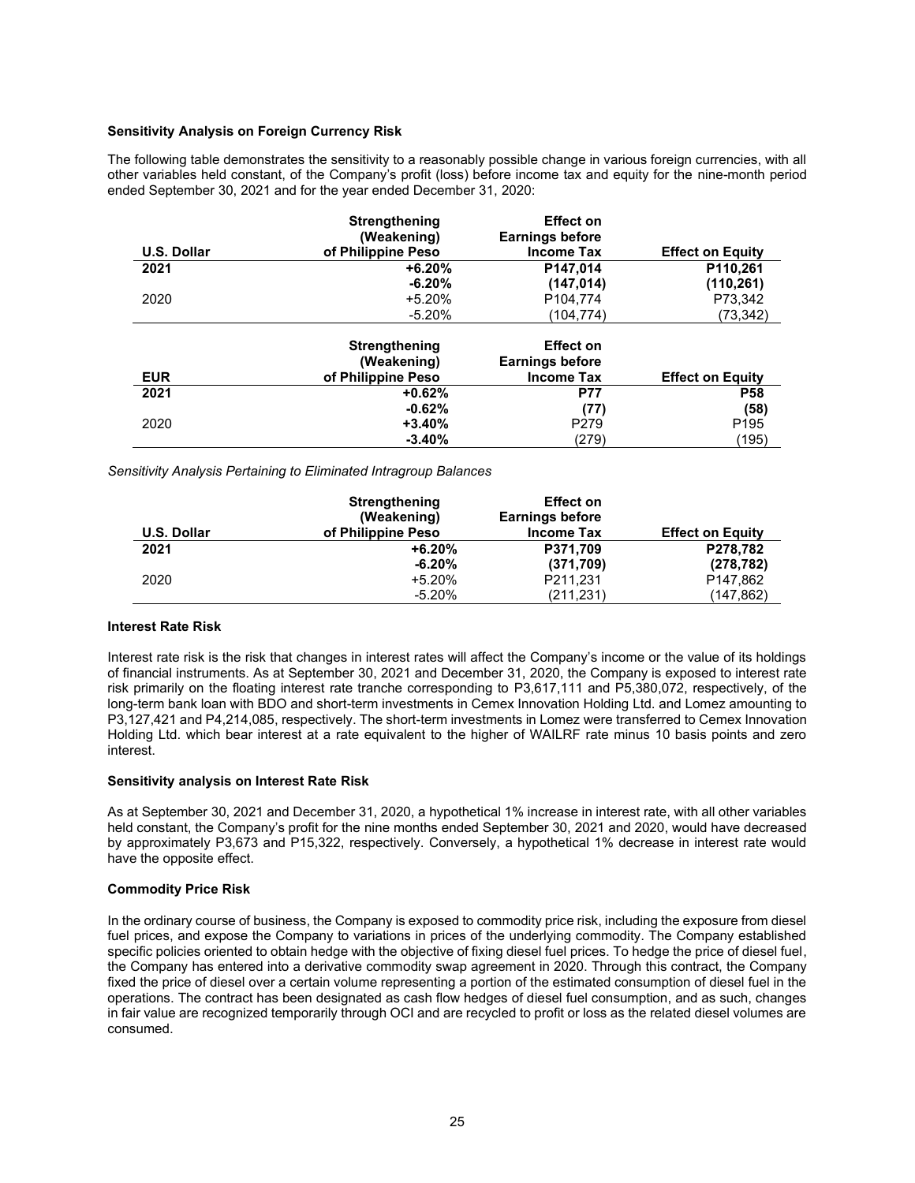**Sensitivity Analysis on Foreign Currency Risk**

The following table demonstrates the sensitivity to a reasonably possible change in various foreign currencies, with all other variables held constant, of the Company's profit (loss) before income tax and equity for the nine-month period ended September 30, 2021 and for the year ended December 31, 2020:

| U.S. Dollar | Strengthening (Weakening) of Philippine Peso | Effect on Earnings before Income Tax | Effect on Equity |
|---|---|---|---|
| **2021** | **+6.20%** | **P147,014** | **P110,261** |
| | **-6.20%** | **(147,014)** | **(110,261)** |
| 2020 | +5.20% | P104,774 | P73,342 |
| | -5.20% | (104,774) | (73,342) |

| EUR | Strengthening (Weakening) of Philippine Peso | Effect on Earnings before Income Tax | Effect on Equity |
|---|---|---|---|
| **2021** | **+0.62%** | **P77** | **P58** |
| | **-0.62%** | **(77)** | **(58)** |
| 2020 | **+3.40%** | P279 | P195 |
| | **-3.40%** | (279) | (195) |

*Sensitivity Analysis Pertaining to Eliminated Intragroup Balances*

| U.S. Dollar | Strengthening (Weakening) of Philippine Peso | Effect on Earnings before Income Tax | Effect on Equity |
|---|---|---|---|
| **2021** | **+6.20%** | **P371,709** | **P278,782** |
| | **-6.20%** | **(371,709)** | **(278,782)** |
| 2020 | +5.20% | P211,231 | P147,862 |
| | -5.20% | (211,231) | (147,862) |

**Interest Rate Risk**

Interest rate risk is the risk that changes in interest rates will affect the Company's income or the value of its holdings of financial instruments. As at September 30, 2021 and December 31, 2020, the Company is exposed to interest rate risk primarily on the floating interest rate tranche corresponding to P3,617,111 and P5,380,072, respectively, of the long-term bank loan with BDO and short-term investments in Cemex Innovation Holding Ltd. and Lomez amounting to P3,127,421 and P4,214,085, respectively. The short-term investments in Lomez were transferred to Cemex Innovation Holding Ltd. which bear interest at a rate equivalent to the higher of WAILRF rate minus 10 basis points and zero interest.

**Sensitivity analysis on Interest Rate Risk**

As at September 30, 2021 and December 31, 2020, a hypothetical 1% increase in interest rate, with all other variables held constant, the Company's profit for the nine months ended September 30, 2021 and 2020, would have decreased by approximately P3,673 and P15,322, respectively. Conversely, a hypothetical 1% decrease in interest rate would have the opposite effect.

**Commodity Price Risk**

In the ordinary course of business, the Company is exposed to commodity price risk, including the exposure from diesel fuel prices, and expose the Company to variations in prices of the underlying commodity. The Company established specific policies oriented to obtain hedge with the objective of fixing diesel fuel prices. To hedge the price of diesel fuel, the Company has entered into a derivative commodity swap agreement in 2020. Through this contract, the Company fixed the price of diesel over a certain volume representing a portion of the estimated consumption of diesel fuel in the operations. The contract has been designated as cash flow hedges of diesel fuel consumption, and as such, changes in fair value are recognized temporarily through OCI and are recycled to profit or loss as the related diesel volumes are consumed.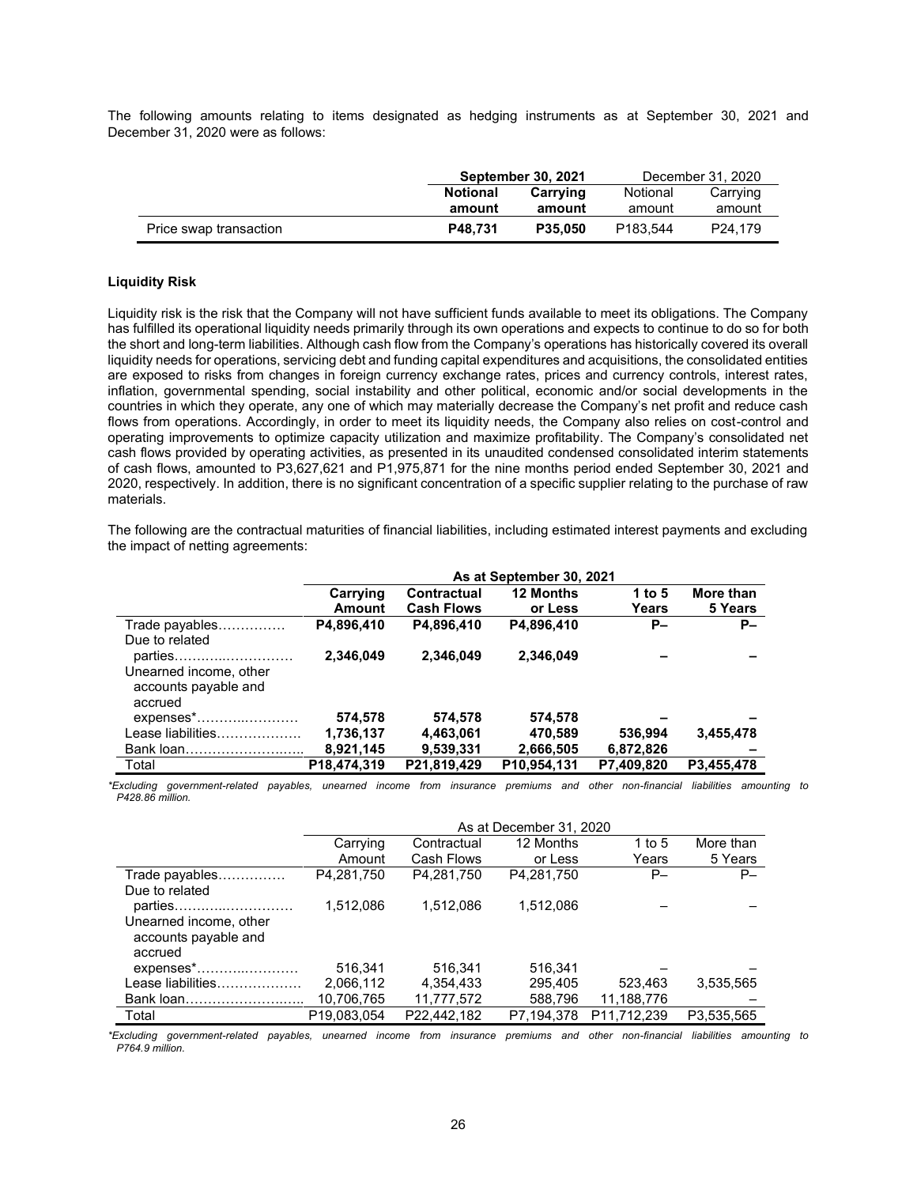The following amounts relating to items designated as hedging instruments as at September 30, 2021 and December 31, 2020 were as follows:

| | **September 30, 2021** | | December 31, 2020 | |
|---|---|---|---|---|
| | **Notional amount** | **Carrying amount** | Notional amount | Carrying amount |
| Price swap transaction | **P48,731** | **P35,050** | P183,544 | P24,179 |

**Liquidity Risk**

Liquidity risk is the risk that the Company will not have sufficient funds available to meet its obligations. The Company has fulfilled its operational liquidity needs primarily through its own operations and expects to continue to do so for both the short and long-term liabilities. Although cash flow from the Company's operations has historically covered its overall liquidity needs for operations, servicing debt and funding capital expenditures and acquisitions, the consolidated entities are exposed to risks from changes in foreign currency exchange rates, prices and currency controls, interest rates, inflation, governmental spending, social instability and other political, economic and/or social developments in the countries in which they operate, any one of which may materially decrease the Company's net profit and reduce cash flows from operations. Accordingly, in order to meet its liquidity needs, the Company also relies on cost-control and operating improvements to optimize capacity utilization and maximize profitability. The Company's consolidated net cash flows provided by operating activities, as presented in its unaudited condensed consolidated interim statements of cash flows, amounted to P3,627,621 and P1,975,871 for the nine months period ended September 30, 2021 and 2020, respectively. In addition, there is no significant concentration of a specific supplier relating to the purchase of raw materials.

The following are the contractual maturities of financial liabilities, including estimated interest payments and excluding the impact of netting agreements:

| | **As at September 30, 2021** | | | | |
|---|---|---|---|---|---|
| | **Carrying Amount** | **Contractual Cash Flows** | **12 Months or Less** | **1 to 5 Years** | **More than 5 Years** |
| Trade payables…………… | **P4,896,410** | **P4,896,410** | **P4,896,410** | **P–** | **P–** |
| Due to related parties……………………… | **2,346,049** | **2,346,049** | **2,346,049** | **–** | **–** |
| Unearned income, other accounts payable and accrued expenses*……………………… | **574,578** | **574,578** | **574,578** | **–** | **–** |
| Lease liabilities………………. | **1,736,137** | **4,463,061** | **470,589** | **536,994** | **3,455,478** |
| Bank loan…………………….. | **8,921,145** | **9,539,331** | **2,666,505** | **6,872,826** | **–** |
| Total | **P18,474,319** | **P21,819,429** | **P10,954,131** | **P7,409,820** | **P3,455,478** |

*Excluding government-related payables, unearned income from insurance premiums and other non-financial liabilities amounting to P428.86 million.

| | As at December 31, 2020 | | | | |
|---|---|---|---|---|---|
| | Carrying Amount | Contractual Cash Flows | 12 Months or Less | 1 to 5 Years | More than 5 Years |
| Trade payables…………… | P4,281,750 | P4,281,750 | P4,281,750 | P– | P– |
| Due to related parties……………………… | 1,512,086 | 1,512,086 | 1,512,086 | – | – |
| Unearned income, other accounts payable and accrued expenses*……………………… | 516,341 | 516,341 | 516,341 | – | – |
| Lease liabilities………………. | 2,066,112 | 4,354,433 | 295,405 | 523,463 | 3,535,565 |
| Bank loan…………………….. | 10,706,765 | 11,777,572 | 588,796 | 11,188,776 | – |
| Total | P19,083,054 | P22,442,182 | P7,194,378 | P11,712,239 | P3,535,565 |

*Excluding government-related payables, unearned income from insurance premiums and other non-financial liabilities amounting to P764.9 million.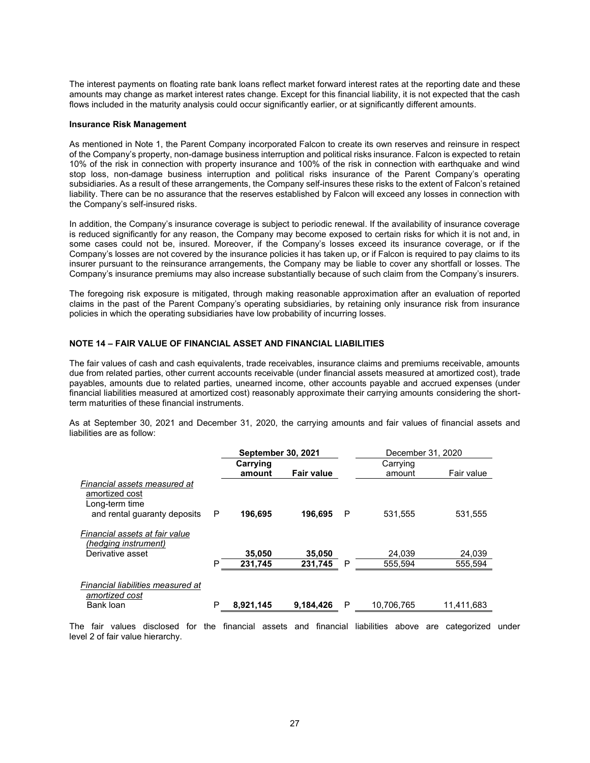The interest payments on floating rate bank loans reflect market forward interest rates at the reporting date and these amounts may change as market interest rates change. Except for this financial liability, it is not expected that the cash flows included in the maturity analysis could occur significantly earlier, or at significantly different amounts.

**Insurance Risk Management**

As mentioned in Note 1, the Parent Company incorporated Falcon to create its own reserves and reinsure in respect of the Company's property, non-damage business interruption and political risks insurance. Falcon is expected to retain 10% of the risk in connection with property insurance and 100% of the risk in connection with earthquake and wind stop loss, non-damage business interruption and political risks insurance of the Parent Company's operating subsidiaries. As a result of these arrangements, the Company self-insures these risks to the extent of Falcon's retained liability. There can be no assurance that the reserves established by Falcon will exceed any losses in connection with the Company's self-insured risks.

In addition, the Company's insurance coverage is subject to periodic renewal. If the availability of insurance coverage is reduced significantly for any reason, the Company may become exposed to certain risks for which it is not and, in some cases could not be, insured. Moreover, if the Company's losses exceed its insurance coverage, or if the Company's losses are not covered by the insurance policies it has taken up, or if Falcon is required to pay claims to its insurer pursuant to the reinsurance arrangements, the Company may be liable to cover any shortfall or losses. The Company's insurance premiums may also increase substantially because of such claim from the Company's insurers.

The foregoing risk exposure is mitigated, through making reasonable approximation after an evaluation of reported claims in the past of the Parent Company's operating subsidiaries, by retaining only insurance risk from insurance policies in which the operating subsidiaries have low probability of incurring losses.

## NOTE 14 – FAIR VALUE OF FINANCIAL ASSET AND FINANCIAL LIABILITIES

The fair values of cash and cash equivalents, trade receivables, insurance claims and premiums receivable, amounts due from related parties, other current accounts receivable (under financial assets measured at amortized cost), trade payables, amounts due to related parties, unearned income, other accounts payable and accrued expenses (under financial liabilities measured at amortized cost) reasonably approximate their carrying amounts considering the short-term maturities of these financial instruments.

As at September 30, 2021 and December 31, 2020, the carrying amounts and fair values of financial assets and liabilities are as follow:

| | | **September 30, 2021** | | | December 31, 2020 | |
|---|---|---|---|---|---|---|
| | | **Carrying amount** | **Fair value** | | Carrying amount | Fair value |
| *Financial assets measured at amortized cost* | | | | | | |
| Long-term time and rental guaranty deposits | P | **196,695** | **196,695** | P | 531,555 | 531,555 |
| *Financial assets at fair value (hedging instrument)* | | | | | | |
| Derivative asset | | **35,050** | **35,050** | | 24,039 | 24,039 |
| | P | **231,745** | **231,745** | P | 555,594 | 555,594 |
| *Financial liabilities measured at amortized cost* | | | | | | |
| Bank loan | P | **8,921,145** | **9,184,426** | P | 10,706,765 | 11,411,683 |

The fair values disclosed for the financial assets and financial liabilities above are categorized under level 2 of fair value hierarchy.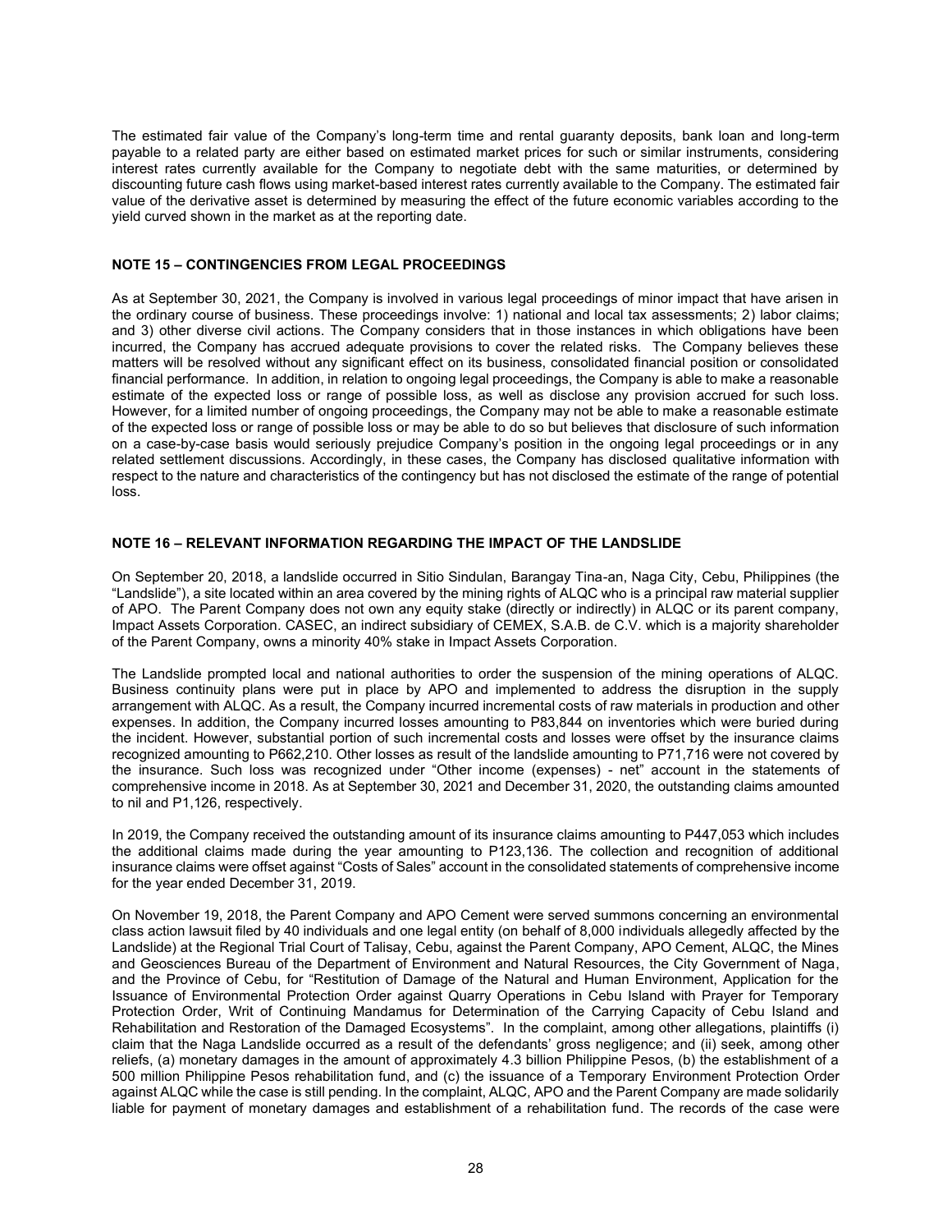The estimated fair value of the Company's long-term time and rental guaranty deposits, bank loan and long-term payable to a related party are either based on estimated market prices for such or similar instruments, considering interest rates currently available for the Company to negotiate debt with the same maturities, or determined by discounting future cash flows using market-based interest rates currently available to the Company. The estimated fair value of the derivative asset is determined by measuring the effect of the future economic variables according to the yield curved shown in the market as at the reporting date.

## NOTE 15 – CONTINGENCIES FROM LEGAL PROCEEDINGS

As at September 30, 2021, the Company is involved in various legal proceedings of minor impact that have arisen in the ordinary course of business. These proceedings involve: 1) national and local tax assessments; 2) labor claims; and 3) other diverse civil actions. The Company considers that in those instances in which obligations have been incurred, the Company has accrued adequate provisions to cover the related risks. The Company believes these matters will be resolved without any significant effect on its business, consolidated financial position or consolidated financial performance. In addition, in relation to ongoing legal proceedings, the Company is able to make a reasonable estimate of the expected loss or range of possible loss, as well as disclose any provision accrued for such loss. However, for a limited number of ongoing proceedings, the Company may not be able to make a reasonable estimate of the expected loss or range of possible loss or may be able to do so but believes that disclosure of such information on a case-by-case basis would seriously prejudice Company's position in the ongoing legal proceedings or in any related settlement discussions. Accordingly, in these cases, the Company has disclosed qualitative information with respect to the nature and characteristics of the contingency but has not disclosed the estimate of the range of potential loss.

## NOTE 16 – RELEVANT INFORMATION REGARDING THE IMPACT OF THE LANDSLIDE

On September 20, 2018, a landslide occurred in Sitio Sindulan, Barangay Tina-an, Naga City, Cebu, Philippines (the "Landslide"), a site located within an area covered by the mining rights of ALQC who is a principal raw material supplier of APO. The Parent Company does not own any equity stake (directly or indirectly) in ALQC or its parent company, Impact Assets Corporation. CASEC, an indirect subsidiary of CEMEX, S.A.B. de C.V. which is a majority shareholder of the Parent Company, owns a minority 40% stake in Impact Assets Corporation.

The Landslide prompted local and national authorities to order the suspension of the mining operations of ALQC. Business continuity plans were put in place by APO and implemented to address the disruption in the supply arrangement with ALQC. As a result, the Company incurred incremental costs of raw materials in production and other expenses. In addition, the Company incurred losses amounting to P83,844 on inventories which were buried during the incident. However, substantial portion of such incremental costs and losses were offset by the insurance claims recognized amounting to P662,210. Other losses as result of the landslide amounting to P71,716 were not covered by the insurance. Such loss was recognized under "Other income (expenses) - net" account in the statements of comprehensive income in 2018. As at September 30, 2021 and December 31, 2020, the outstanding claims amounted to nil and P1,126, respectively.

In 2019, the Company received the outstanding amount of its insurance claims amounting to P447,053 which includes the additional claims made during the year amounting to P123,136. The collection and recognition of additional insurance claims were offset against "Costs of Sales" account in the consolidated statements of comprehensive income for the year ended December 31, 2019.

On November 19, 2018, the Parent Company and APO Cement were served summons concerning an environmental class action lawsuit filed by 40 individuals and one legal entity (on behalf of 8,000 individuals allegedly affected by the Landslide) at the Regional Trial Court of Talisay, Cebu, against the Parent Company, APO Cement, ALQC, the Mines and Geosciences Bureau of the Department of Environment and Natural Resources, the City Government of Naga, and the Province of Cebu, for "Restitution of Damage of the Natural and Human Environment, Application for the Issuance of Environmental Protection Order against Quarry Operations in Cebu Island with Prayer for Temporary Protection Order, Writ of Continuing Mandamus for Determination of the Carrying Capacity of Cebu Island and Rehabilitation and Restoration of the Damaged Ecosystems". In the complaint, among other allegations, plaintiffs (i) claim that the Naga Landslide occurred as a result of the defendants' gross negligence; and (ii) seek, among other reliefs, (a) monetary damages in the amount of approximately 4.3 billion Philippine Pesos, (b) the establishment of a 500 million Philippine Pesos rehabilitation fund, and (c) the issuance of a Temporary Environment Protection Order against ALQC while the case is still pending. In the complaint, ALQC, APO and the Parent Company are made solidarily liable for payment of monetary damages and establishment of a rehabilitation fund. The records of the case were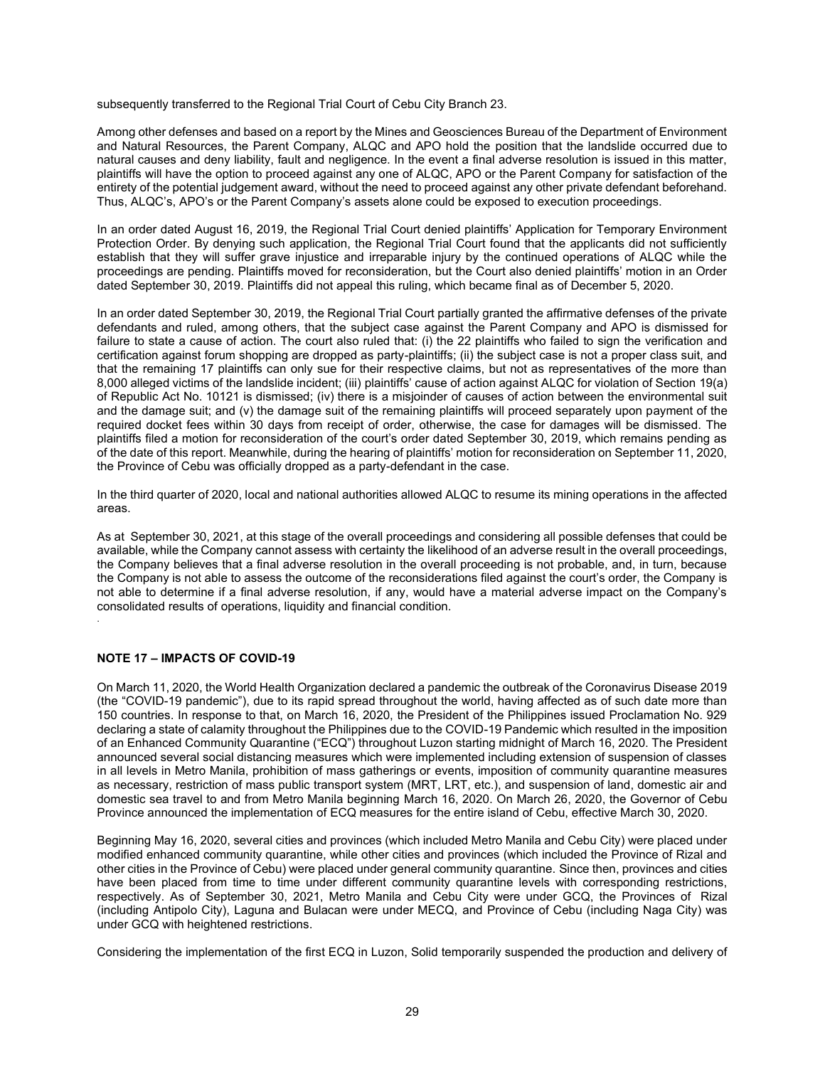subsequently transferred to the Regional Trial Court of Cebu City Branch 23.

Among other defenses and based on a report by the Mines and Geosciences Bureau of the Department of Environment and Natural Resources, the Parent Company, ALQC and APO hold the position that the landslide occurred due to natural causes and deny liability, fault and negligence. In the event a final adverse resolution is issued in this matter, plaintiffs will have the option to proceed against any one of ALQC, APO or the Parent Company for satisfaction of the entirety of the potential judgement award, without the need to proceed against any other private defendant beforehand. Thus, ALQC's, APO's or the Parent Company's assets alone could be exposed to execution proceedings.

In an order dated August 16, 2019, the Regional Trial Court denied plaintiffs' Application for Temporary Environment Protection Order. By denying such application, the Regional Trial Court found that the applicants did not sufficiently establish that they will suffer grave injustice and irreparable injury by the continued operations of ALQC while the proceedings are pending. Plaintiffs moved for reconsideration, but the Court also denied plaintiffs' motion in an Order dated September 30, 2019. Plaintiffs did not appeal this ruling, which became final as of December 5, 2020.

In an order dated September 30, 2019, the Regional Trial Court partially granted the affirmative defenses of the private defendants and ruled, among others, that the subject case against the Parent Company and APO is dismissed for failure to state a cause of action. The court also ruled that: (i) the 22 plaintiffs who failed to sign the verification and certification against forum shopping are dropped as party-plaintiffs; (ii) the subject case is not a proper class suit, and that the remaining 17 plaintiffs can only sue for their respective claims, but not as representatives of the more than 8,000 alleged victims of the landslide incident; (iii) plaintiffs' cause of action against ALQC for violation of Section 19(a) of Republic Act No. 10121 is dismissed; (iv) there is a misjoinder of causes of action between the environmental suit and the damage suit; and (v) the damage suit of the remaining plaintiffs will proceed separately upon payment of the required docket fees within 30 days from receipt of order, otherwise, the case for damages will be dismissed. The plaintiffs filed a motion for reconsideration of the court's order dated September 30, 2019, which remains pending as of the date of this report. Meanwhile, during the hearing of plaintiffs' motion for reconsideration on September 11, 2020, the Province of Cebu was officially dropped as a party-defendant in the case.

In the third quarter of 2020, local and national authorities allowed ALQC to resume its mining operations in the affected areas.

As at September 30, 2021, at this stage of the overall proceedings and considering all possible defenses that could be available, while the Company cannot assess with certainty the likelihood of an adverse result in the overall proceedings, the Company believes that a final adverse resolution in the overall proceeding is not probable, and, in turn, because the Company is not able to assess the outcome of the reconsiderations filed against the court's order, the Company is not able to determine if a final adverse resolution, if any, would have a material adverse impact on the Company's consolidated results of operations, liquidity and financial condition.

## NOTE 17 – IMPACTS OF COVID-19

On March 11, 2020, the World Health Organization declared a pandemic the outbreak of the Coronavirus Disease 2019 (the "COVID-19 pandemic"), due to its rapid spread throughout the world, having affected as of such date more than 150 countries. In response to that, on March 16, 2020, the President of the Philippines issued Proclamation No. 929 declaring a state of calamity throughout the Philippines due to the COVID-19 Pandemic which resulted in the imposition of an Enhanced Community Quarantine ("ECQ") throughout Luzon starting midnight of March 16, 2020. The President announced several social distancing measures which were implemented including extension of suspension of classes in all levels in Metro Manila, prohibition of mass gatherings or events, imposition of community quarantine measures as necessary, restriction of mass public transport system (MRT, LRT, etc.), and suspension of land, domestic air and domestic sea travel to and from Metro Manila beginning March 16, 2020. On March 26, 2020, the Governor of Cebu Province announced the implementation of ECQ measures for the entire island of Cebu, effective March 30, 2020.

Beginning May 16, 2020, several cities and provinces (which included Metro Manila and Cebu City) were placed under modified enhanced community quarantine, while other cities and provinces (which included the Province of Rizal and other cities in the Province of Cebu) were placed under general community quarantine. Since then, provinces and cities have been placed from time to time under different community quarantine levels with corresponding restrictions, respectively. As of September 30, 2021, Metro Manila and Cebu City were under GCQ, the Provinces of Rizal (including Antipolo City), Laguna and Bulacan were under MECQ, and Province of Cebu (including Naga City) was under GCQ with heightened restrictions.

Considering the implementation of the first ECQ in Luzon, Solid temporarily suspended the production and delivery of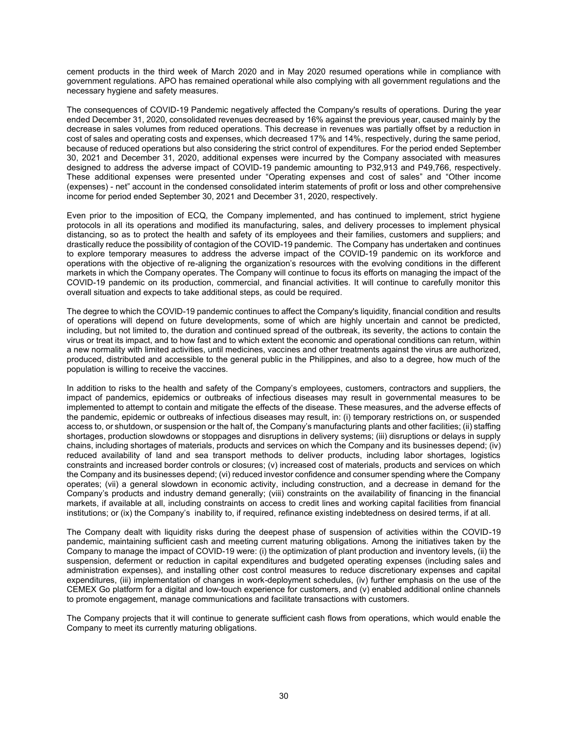cement products in the third week of March 2020 and in May 2020 resumed operations while in compliance with government regulations. APO has remained operational while also complying with all government regulations and the necessary hygiene and safety measures.

The consequences of COVID-19 Pandemic negatively affected the Company's results of operations. During the year ended December 31, 2020, consolidated revenues decreased by 16% against the previous year, caused mainly by the decrease in sales volumes from reduced operations. This decrease in revenues was partially offset by a reduction in cost of sales and operating costs and expenses, which decreased 17% and 14%, respectively, during the same period, because of reduced operations but also considering the strict control of expenditures. For the period ended September 30, 2021 and December 31, 2020, additional expenses were incurred by the Company associated with measures designed to address the adverse impact of COVID-19 pandemic amounting to P32,913 and P49,766, respectively. These additional expenses were presented under "Operating expenses and cost of sales" and "Other income (expenses) - net" account in the condensed consolidated interim statements of profit or loss and other comprehensive income for period ended September 30, 2021 and December 31, 2020, respectively.

Even prior to the imposition of ECQ, the Company implemented, and has continued to implement, strict hygiene protocols in all its operations and modified its manufacturing, sales, and delivery processes to implement physical distancing, so as to protect the health and safety of its employees and their families, customers and suppliers; and drastically reduce the possibility of contagion of the COVID-19 pandemic. The Company has undertaken and continues to explore temporary measures to address the adverse impact of the COVID-19 pandemic on its workforce and operations with the objective of re-aligning the organization's resources with the evolving conditions in the different markets in which the Company operates. The Company will continue to focus its efforts on managing the impact of the COVID-19 pandemic on its production, commercial, and financial activities. It will continue to carefully monitor this overall situation and expects to take additional steps, as could be required.

The degree to which the COVID-19 pandemic continues to affect the Company's liquidity, financial condition and results of operations will depend on future developments, some of which are highly uncertain and cannot be predicted, including, but not limited to, the duration and continued spread of the outbreak, its severity, the actions to contain the virus or treat its impact, and to how fast and to which extent the economic and operational conditions can return, within a new normality with limited activities, until medicines, vaccines and other treatments against the virus are authorized, produced, distributed and accessible to the general public in the Philippines, and also to a degree, how much of the population is willing to receive the vaccines.

In addition to risks to the health and safety of the Company's employees, customers, contractors and suppliers, the impact of pandemics, epidemics or outbreaks of infectious diseases may result in governmental measures to be implemented to attempt to contain and mitigate the effects of the disease. These measures, and the adverse effects of the pandemic, epidemic or outbreaks of infectious diseases may result, in: (i) temporary restrictions on, or suspended access to, or shutdown, or suspension or the halt of, the Company's manufacturing plants and other facilities; (ii) staffing shortages, production slowdowns or stoppages and disruptions in delivery systems; (iii) disruptions or delays in supply chains, including shortages of materials, products and services on which the Company and its businesses depend; (iv) reduced availability of land and sea transport methods to deliver products, including labor shortages, logistics constraints and increased border controls or closures; (v) increased cost of materials, products and services on which the Company and its businesses depend; (vi) reduced investor confidence and consumer spending where the Company operates; (vii) a general slowdown in economic activity, including construction, and a decrease in demand for the Company's products and industry demand generally; (viii) constraints on the availability of financing in the financial markets, if available at all, including constraints on access to credit lines and working capital facilities from financial institutions; or (ix) the Company's inability to, if required, refinance existing indebtedness on desired terms, if at all.

The Company dealt with liquidity risks during the deepest phase of suspension of activities within the COVID-19 pandemic, maintaining sufficient cash and meeting current maturing obligations. Among the initiatives taken by the Company to manage the impact of COVID-19 were: (i) the optimization of plant production and inventory levels, (ii) the suspension, deferment or reduction in capital expenditures and budgeted operating expenses (including sales and administration expenses), and installing other cost control measures to reduce discretionary expenses and capital expenditures, (iii) implementation of changes in work-deployment schedules, (iv) further emphasis on the use of the CEMEX Go platform for a digital and low-touch experience for customers, and (v) enabled additional online channels to promote engagement, manage communications and facilitate transactions with customers.

The Company projects that it will continue to generate sufficient cash flows from operations, which would enable the Company to meet its currently maturing obligations.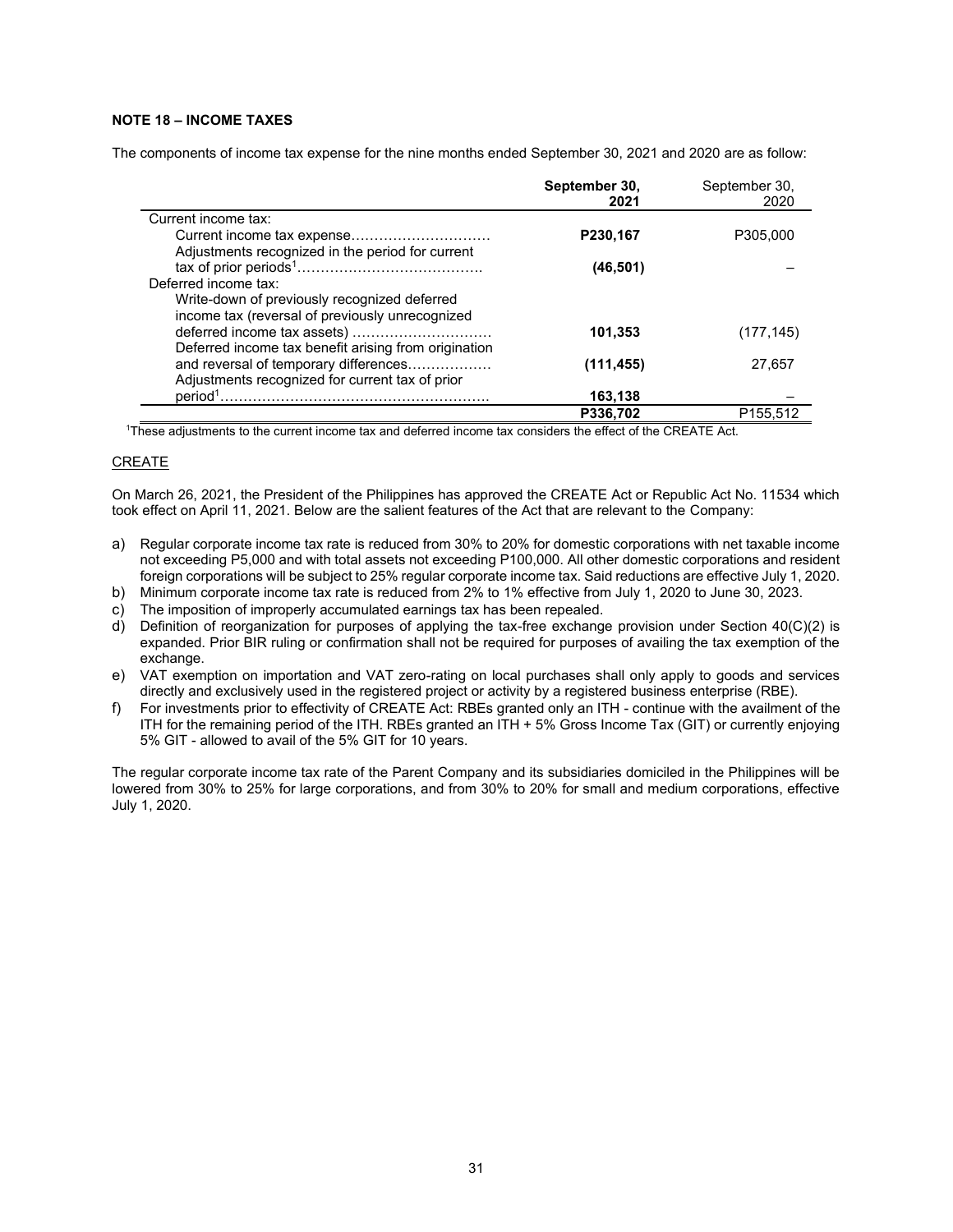**NOTE 18 – INCOME TAXES**

The components of income tax expense for the nine months ended September 30, 2021 and 2020 are as follow:

| | **September 30, 2021** | September 30, 2020 |
|---|---|---|
| Current income tax: | | |
| Current income tax expense | **P230,167** | P305,000 |
| Adjustments recognized in the period for current tax of prior periods[1] | **(46,501)** | – |
| Deferred income tax: | | |
| Write-down of previously recognized deferred income tax (reversal of previously unrecognized deferred income tax assets) | **101,353** | (177,145) |
| Deferred income tax benefit arising from origination and reversal of temporary differences | **(111,455)** | 27,657 |
| Adjustments recognized for current tax of prior period[1] | **163,138** | – |
| | **P336,702** | P155,512 |

[1]These adjustments to the current income tax and deferred income tax considers the effect of the CREATE Act.

CREATE

On March 26, 2021, the President of the Philippines has approved the CREATE Act or Republic Act No. 11534 which took effect on April 11, 2021. Below are the salient features of the Act that are relevant to the Company:

a) Regular corporate income tax rate is reduced from 30% to 20% for domestic corporations with net taxable income not exceeding P5,000 and with total assets not exceeding P100,000. All other domestic corporations and resident foreign corporations will be subject to 25% regular corporate income tax. Said reductions are effective July 1, 2020.
b) Minimum corporate income tax rate is reduced from 2% to 1% effective from July 1, 2020 to June 30, 2023.
c) The imposition of improperly accumulated earnings tax has been repealed.
d) Definition of reorganization for purposes of applying the tax-free exchange provision under Section 40(C)(2) is expanded. Prior BIR ruling or confirmation shall not be required for purposes of availing the tax exemption of the exchange.
e) VAT exemption on importation and VAT zero-rating on local purchases shall only apply to goods and services directly and exclusively used in the registered project or activity by a registered business enterprise (RBE).
f) For investments prior to effectivity of CREATE Act: RBEs granted only an ITH - continue with the availment of the ITH for the remaining period of the ITH. RBEs granted an ITH + 5% Gross Income Tax (GIT) or currently enjoying 5% GIT - allowed to avail of the 5% GIT for 10 years.

The regular corporate income tax rate of the Parent Company and its subsidiaries domiciled in the Philippines will be lowered from 30% to 25% for large corporations, and from 30% to 20% for small and medium corporations, effective July 1, 2020.